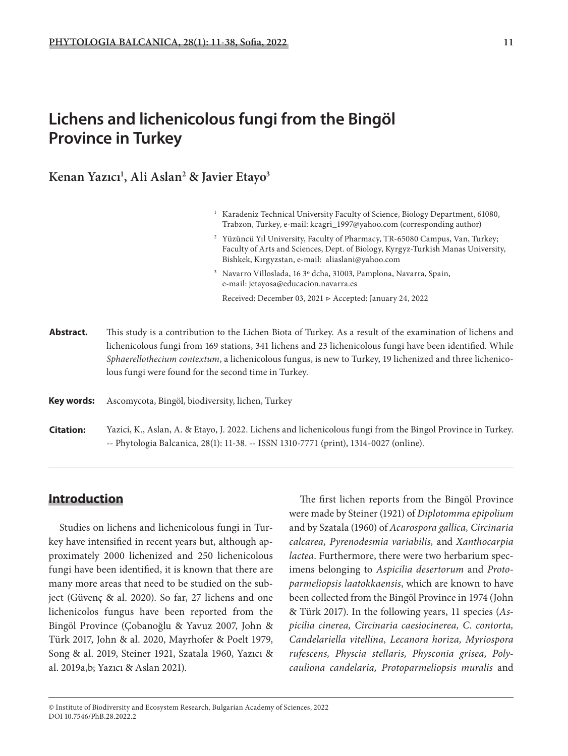# Lichens and lichenicolous fungi from the Bingöl Province in Turkey

**Kenan Yazıcı[1], Ali Aslan[2] & Javier Etayo[3]**

[1] Karadeniz Technical University Faculty of Science, Biology Department, 61080, Trabzon, Turkey, e-mail: kcagri_1997@yahoo.com (corresponding author)

[2] Yüzüncü Yıl University, Faculty of Pharmacy, TR-65080 Campus, Van, Turkey; Faculty of Arts and Sciences, Dept. of Biology, Kyrgyz-Turkish Manas University, Bishkek, Kırgyzstan, e-mail: aliaslani@yahoo.com

[3] Navarro Villoslada, 16 3º dcha, 31003, Pamplona, Navarra, Spain, e-mail: jetayosa@educacion.navarra.es

Received: December 03, 2021 ▷ Accepted: January 24, 2022

**Abstract.** This study is a contribution to the Lichen Biota of Turkey. As a result of the examination of lichens and lichenicolous fungi from 169 stations, 341 lichens and 23 lichenicolous fungi have been identified. While *Sphaerellothecium contextum*, a lichenicolous fungus, is new to Turkey, 19 lichenized and three lichenicolous fungi were found for the second time in Turkey.

**Key words:** Ascomycota, Bingöl, biodiversity, lichen, Turkey

**Citation:** Yazici, K., Aslan, A. & Etayo, J. 2022. Lichens and lichenicolous fungi from the Bingol Province in Turkey. -- Phytologia Balcanica, 28(1): 11-38. -- ISSN 1310-7771 (print), 1314-0027 (online).

## Introduction

Studies on lichens and lichenicolous fungi in Turkey have intensified in recent years but, although approximately 2000 lichenized and 250 lichenicolous fungi have been identified, it is known that there are many more areas that need to be studied on the subject (Güvenç & al. 2020). So far, 27 lichens and one lichenicolos fungus have been reported from the Bingöl Province (Çobanoğlu & Yavuz 2007, John & Türk 2017, John & al. 2020, Mayrhofer & Poelt 1979, Song & al. 2019, Steiner 1921, Szatala 1960, Yazıcı & al. 2019a,b; Yazıcı & Aslan 2021).

The first lichen reports from the Bingöl Province were made by Steiner (1921) of *Diplotomma epipolium* and by Szatala (1960) of *Acarospora gallica, Circinaria calcarea, Pyrenodesmia variabilis,* and *Xanthocarpia lactea*. Furthermore, there were two herbarium specimens belonging to *Aspicilia desertorum* and *Protoparmeliopsis laatokkaensis*, which are known to have been collected from the Bingöl Province in 1974 (John & Türk 2017). In the following years, 11 species (*Aspicilia cinerea, Circinaria caesiocinerea, C. contorta, Candelariella vitellina, Lecanora horiza, Myriospora rufescens, Physcia stellaris, Physconia grisea, Polycauliona candelaria, Protoparmeliopsis muralis* and

© Institute of Biodiversity and Ecosystem Research, Bulgarian Academy of Sciences, 2022
DOI 10.7546/PhB.28.2022.2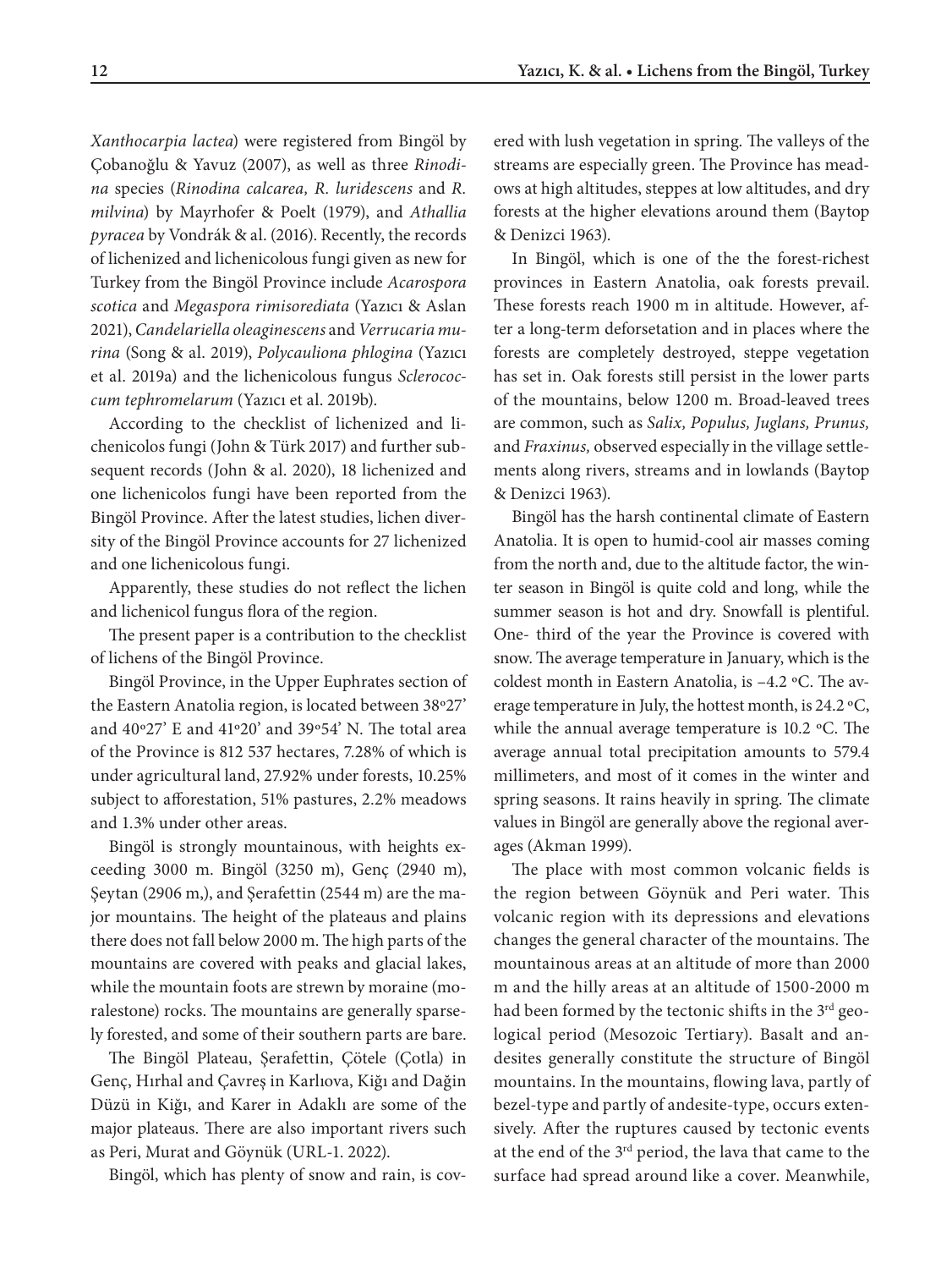*Xanthocarpia lactea*) were registered from Bingöl by Çobanoğlu & Yavuz (2007), as well as three *Rinodina* species (*Rinodina calcarea, R. luridescens* and *R. milvina*) by Mayrhofer & Poelt (1979), and *Athallia pyracea* by Vondrák & al. (2016). Recently, the records of lichenized and lichenicolous fungi given as new for Turkey from the Bingöl Province include *Acarospora scotica* and *Megaspora rimisorediata* (Yazıcı & Aslan 2021), *Candelariella oleaginescens* and *Verrucaria murina* (Song & al. 2019), *Polycauliona phlogina* (Yazıcı et al. 2019a) and the lichenicolous fungus *Sclerococcum tephromelarum* (Yazıcı et al. 2019b).

According to the checklist of lichenized and lichenicolos fungi (John & Türk 2017) and further subsequent records (John & al. 2020), 18 lichenized and one lichenicolos fungi have been reported from the Bingöl Province. After the latest studies, lichen diversity of the Bingöl Province accounts for 27 lichenized and one lichenicolous fungi.

Apparently, these studies do not reflect the lichen and lichenicol fungus flora of the region.

The present paper is a contribution to the checklist of lichens of the Bingöl Province.

Bingöl Province, in the Upper Euphrates section of the Eastern Anatolia region, is located between 38º27' and 40º27' E and 41º20' and 39º54' N. The total area of the Province is 812 537 hectares, 7.28% of which is under agricultural land, 27.92% under forests, 10.25% subject to afforestation, 51% pastures, 2.2% meadows and 1.3% under other areas.

Bingöl is strongly mountainous, with heights exceeding 3000 m. Bingöl (3250 m), Genç (2940 m), Şeytan (2906 m,), and Şerafettin (2544 m) are the major mountains. The height of the plateaus and plains there does not fall below 2000 m. The high parts of the mountains are covered with peaks and glacial lakes, while the mountain foots are strewn by moraine (moralestone) rocks. The mountains are generally sparsely forested, and some of their southern parts are bare.

The Bingöl Plateau, Şerafettin, Çötele (Çotla) in Genç, Hırhal and Çavreş in Karlıova, Kiğı and Dağin Düzü in Kiğı, and Karer in Adaklı are some of the major plateaus. There are also important rivers such as Peri, Murat and Göynük (URL-1. 2022).

Bingöl, which has plenty of snow and rain, is covered with lush vegetation in spring. The valleys of the streams are especially green. The Province has meadows at high altitudes, steppes at low altitudes, and dry forests at the higher elevations around them (Baytop & Denizci 1963).

In Bingöl, which is one of the the forest-richest provinces in Eastern Anatolia, oak forests prevail. These forests reach 1900 m in altitude. However, after a long-term deforsetation and in places where the forests are completely destroyed, steppe vegetation has set in. Oak forests still persist in the lower parts of the mountains, below 1200 m. Broad-leaved trees are common, such as *Salix, Populus, Juglans, Prunus,* and *Fraxinus,* observed especially in the village settlements along rivers, streams and in lowlands (Baytop & Denizci 1963).

Bingöl has the harsh continental climate of Eastern Anatolia. It is open to humid-cool air masses coming from the north and, due to the altitude factor, the winter season in Bingöl is quite cold and long, while the summer season is hot and dry. Snowfall is plentiful. One- third of the year the Province is covered with snow. The average temperature in January, which is the coldest month in Eastern Anatolia, is –4.2 ºC. The average temperature in July, the hottest month, is 24.2 ºC, while the annual average temperature is 10.2 ºC. The average annual total precipitation amounts to 579.4 millimeters, and most of it comes in the winter and spring seasons. It rains heavily in spring. The climate values in Bingöl are generally above the regional averages (Akman 1999).

The place with most common volcanic fields is the region between Göynük and Peri water. This volcanic region with its depressions and elevations changes the general character of the mountains. The mountainous areas at an altitude of more than 2000 m and the hilly areas at an altitude of 1500-2000 m had been formed by the tectonic shifts in the 3rd geological period (Mesozoic Tertiary). Basalt and andesites generally constitute the structure of Bingöl mountains. In the mountains, flowing lava, partly of bezel-type and partly of andesite-type, occurs extensively. After the ruptures caused by tectonic events at the end of the 3rd period, the lava that came to the surface had spread around like a cover. Meanwhile,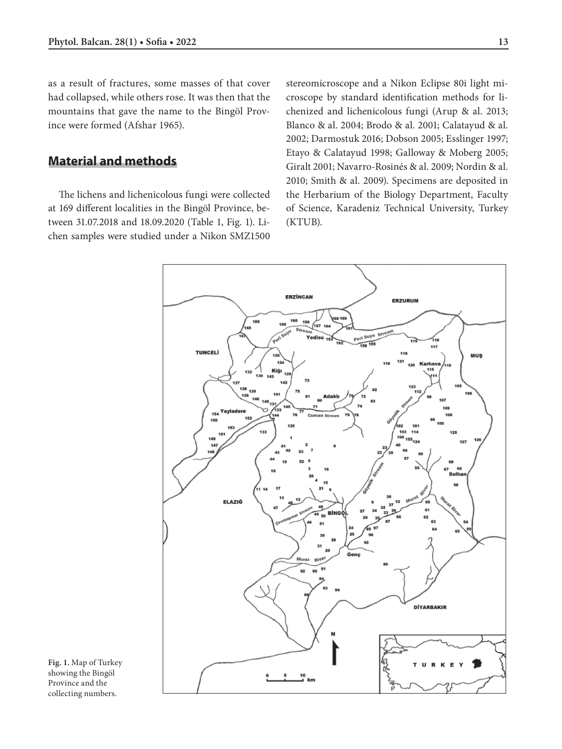as a result of fractures, some masses of that cover had collapsed, while others rose. It was then that the mountains that gave the name to the Bingöl Province were formed (Afshar 1965).

## Material and methods

The lichens and lichenicolous fungi were collected at 169 different localities in the Bingöl Province, between 31.07.2018 and 18.09.2020 (Table 1, Fig. 1). Lichen samples were studied under a Nikon SMZ1500 stereomicroscope and a Nikon Eclipse 80i light microscope by standard identification methods for lichenized and lichenicolous fungi (Arup & al. 2013; Blanco & al. 2004; Brodo & al. 2001; Calatayud & al. 2002; Darmostuk 2016; Dobson 2005; Esslinger 1997; Etayo & Calatayud 1998; Galloway & Moberg 2005; Giralt 2001; Navarro-Rosinés & al. 2009; Nordin & al. 2010; Smith & al. 2009). Specimens are deposited in the Herbarium of the Biology Department, Faculty of Science, Karadeniz Technical University, Turkey (KTUB).

**Fig. 1.** Map of Turkey showing the Bingöl Province and the collecting numbers.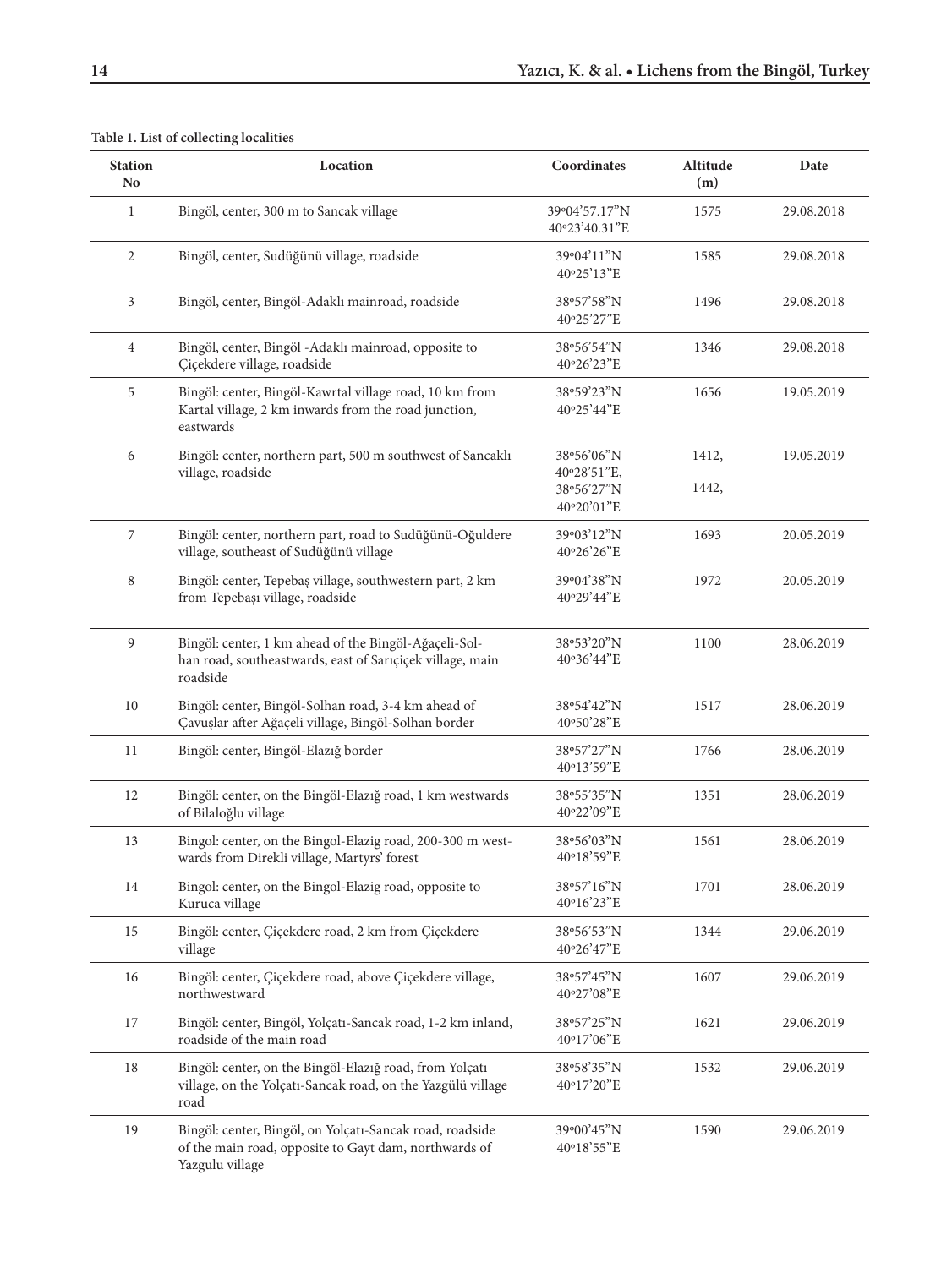**Table 1. List of collecting localities**

| Station No | Location | Coordinates | Altitude (m) | Date |
|---|---|---|---|---|
| 1 | Bingöl, center, 300 m to Sancak village | 39º04'57.17"N 40º23'40.31"E | 1575 | 29.08.2018 |
| 2 | Bingöl, center, Sudüğünü village, roadside | 39º04'11"N 40º25'13"E | 1585 | 29.08.2018 |
| 3 | Bingöl, center, Bingöl-Adaklı mainroad, roadside | 38º57'58"N 40º25'27"E | 1496 | 29.08.2018 |
| 4 | Bingöl, center, Bingöl -Adaklı mainroad, opposite to Çiçekdere village, roadside | 38º56'54"N 40º26'23"E | 1346 | 29.08.2018 |
| 5 | Bingöl: center, Bingöl-Kawrtal village road, 10 km from Kartal village, 2 km inwards from the road junction, eastwards | 38º59'23"N 40º25'44"E | 1656 | 19.05.2019 |
| 6 | Bingöl: center, northern part, 500 m southwest of Sancaklı village, roadside | 38º56'06"N 40º28'51"E, 38º56'27"N 40º20'01"E | 1412, 1442, | 19.05.2019 |
| 7 | Bingöl: center, northern part, road to Sudüğünü-Oğuldere village, southeast of Sudüğünü village | 39º03'12"N 40º26'26"E | 1693 | 20.05.2019 |
| 8 | Bingöl: center, Tepebaş village, southwestern part, 2 km from Tepebaşı village, roadside | 39º04'38"N 40º29'44"E | 1972 | 20.05.2019 |
| 9 | Bingöl: center, 1 km ahead of the Bingöl-Ağaçeli-Solhan road, southeastwards, east of Sarıçiçek village, main roadside | 38º53'20"N 40º36'44"E | 1100 | 28.06.2019 |
| 10 | Bingöl: center, Bingöl-Solhan road, 3-4 km ahead of Çavuşlar after Ağaçeli village, Bingöl-Solhan border | 38º54'42"N 40º50'28"E | 1517 | 28.06.2019 |
| 11 | Bingöl: center, Bingöl-Elazığ border | 38º57'27"N 40º13'59"E | 1766 | 28.06.2019 |
| 12 | Bingöl: center, on the Bingöl-Elazığ road, 1 km westwards of Bilaloğlu village | 38º55'35"N 40º22'09"E | 1351 | 28.06.2019 |
| 13 | Bingol: center, on the Bingol-Elazig road, 200-300 m westwards from Direkli village, Martyrs' forest | 38º56'03"N 40º18'59"E | 1561 | 28.06.2019 |
| 14 | Bingol: center, on the Bingol-Elazig road, opposite to Kuruca village | 38º57'16"N 40º16'23"E | 1701 | 28.06.2019 |
| 15 | Bingöl: center, Çiçekdere road, 2 km from Çiçekdere village | 38º56'53"N 40º26'47"E | 1344 | 29.06.2019 |
| 16 | Bingöl: center, Çiçekdere road, above Çiçekdere village, northwestward | 38º57'45"N 40º27'08"E | 1607 | 29.06.2019 |
| 17 | Bingöl: center, Bingöl, Yolçatı-Sancak road, 1-2 km inland, roadside of the main road | 38º57'25"N 40º17'06"E | 1621 | 29.06.2019 |
| 18 | Bingöl: center, on the Bingöl-Elazığ road, from Yolçatı village, on the Yolçatı-Sancak road, on the Yazgülü village road | 38º58'35"N 40º17'20"E | 1532 | 29.06.2019 |
| 19 | Bingöl: center, Bingöl, on Yolçatı-Sancak road, roadside of the main road, opposite to Gayt dam, northwards of Yazgulu village | 39º00'45"N 40º18'55"E | 1590 | 29.06.2019 |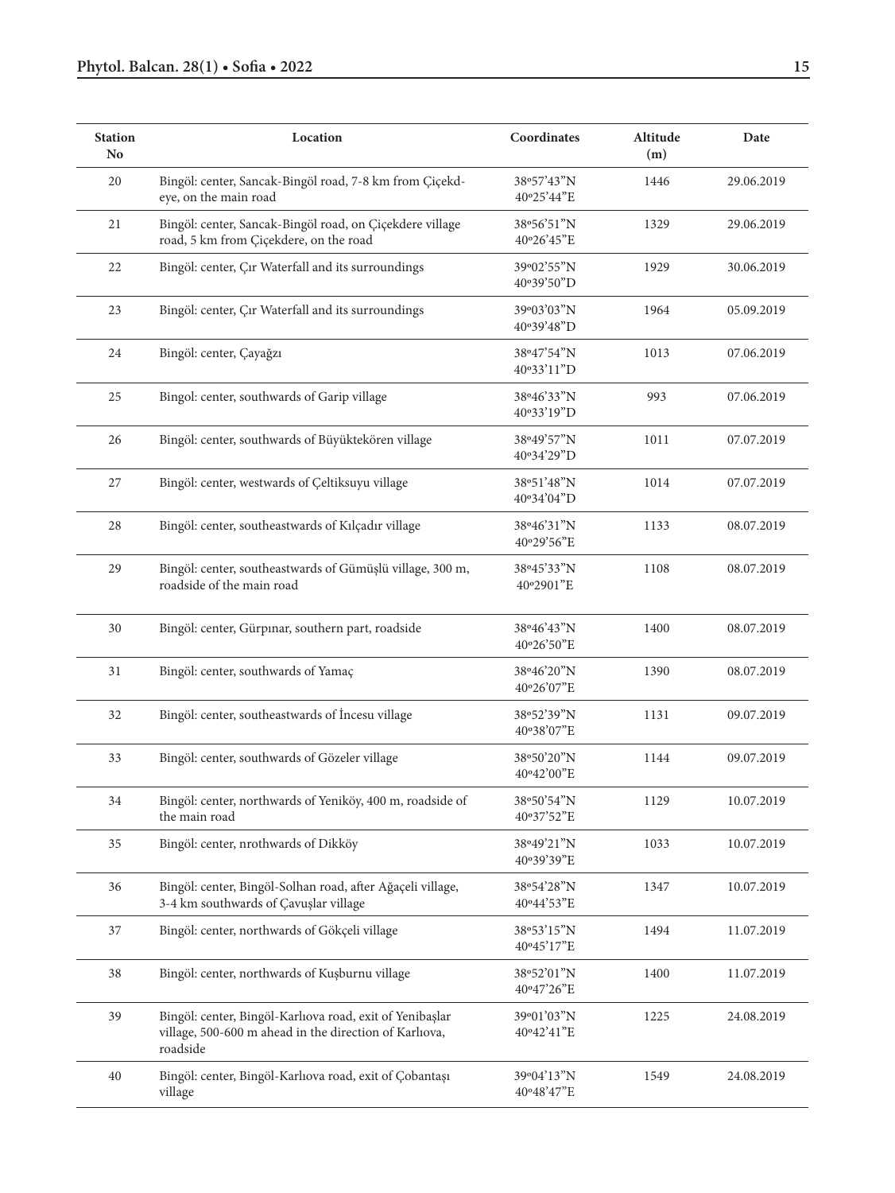| Station No | Location | Coordinates | Altitude (m) | Date |
|---|---|---|---|---|
| 20 | Bingöl: center, Sancak-Bingöl road, 7-8 km from Çiçekdeye, on the main road | 38º57'43"N 40º25'44"E | 1446 | 29.06.2019 |
| 21 | Bingöl: center, Sancak-Bingöl road, on Çiçekdere village road, 5 km from Çiçekdere, on the road | 38º56'51"N 40º26'45"E | 1329 | 29.06.2019 |
| 22 | Bingöl: center, Çır Waterfall and its surroundings | 39º02'55"N 40º39'50"D | 1929 | 30.06.2019 |
| 23 | Bingöl: center, Çır Waterfall and its surroundings | 39º03'03"N 40º39'48"D | 1964 | 05.09.2019 |
| 24 | Bingöl: center, Çayağzı | 38º47'54"N 40º33'11"D | 1013 | 07.06.2019 |
| 25 | Bingol: center, southwards of Garip village | 38º46'33"N 40º33'19"D | 993 | 07.06.2019 |
| 26 | Bingöl: center, southwards of Büyüktekören village | 38º49'57"N 40º34'29"D | 1011 | 07.07.2019 |
| 27 | Bingöl: center, westwards of Çeltiksuyu village | 38º51'48"N 40º34'04"D | 1014 | 07.07.2019 |
| 28 | Bingöl: center, southeastwards of Kılçadır village | 38º46'31"N 40º29'56"E | 1133 | 08.07.2019 |
| 29 | Bingöl: center, southeastwards of Gümüşlü village, 300 m, roadside of the main road | 38º45'33"N 40º2901"E | 1108 | 08.07.2019 |
| 30 | Bingöl: center, Gürpınar, southern part, roadside | 38º46'43"N 40º26'50"E | 1400 | 08.07.2019 |
| 31 | Bingöl: center, southwards of Yamaç | 38º46'20"N 40º26'07"E | 1390 | 08.07.2019 |
| 32 | Bingöl: center, southeastwards of İncesu village | 38º52'39"N 40º38'07"E | 1131 | 09.07.2019 |
| 33 | Bingöl: center, southwards of Gözeler village | 38º50'20"N 40º42'00"E | 1144 | 09.07.2019 |
| 34 | Bingöl: center, northwards of Yeniköy, 400 m, roadside of the main road | 38º50'54"N 40º37'52"E | 1129 | 10.07.2019 |
| 35 | Bingöl: center, nrothwards of Dikköy | 38º49'21"N 40º39'39"E | 1033 | 10.07.2019 |
| 36 | Bingöl: center, Bingöl-Solhan road, after Ağaçeli village, 3-4 km southwards of Çavuşlar village | 38º54'28"N 40º44'53"E | 1347 | 10.07.2019 |
| 37 | Bingöl: center, northwards of Gökçeli village | 38º53'15"N 40º45'17"E | 1494 | 11.07.2019 |
| 38 | Bingöl: center, northwards of Kuşburnu village | 38º52'01"N 40º47'26"E | 1400 | 11.07.2019 |
| 39 | Bingöl: center, Bingöl-Karlıova road, exit of Yenibaşlar village, 500-600 m ahead in the direction of Karlıova, roadside | 39º01'03"N 40º42'41"E | 1225 | 24.08.2019 |
| 40 | Bingöl: center, Bingöl-Karlıova road, exit of Çobantaşı village | 39º04'13"N 40º48'47"E | 1549 | 24.08.2019 |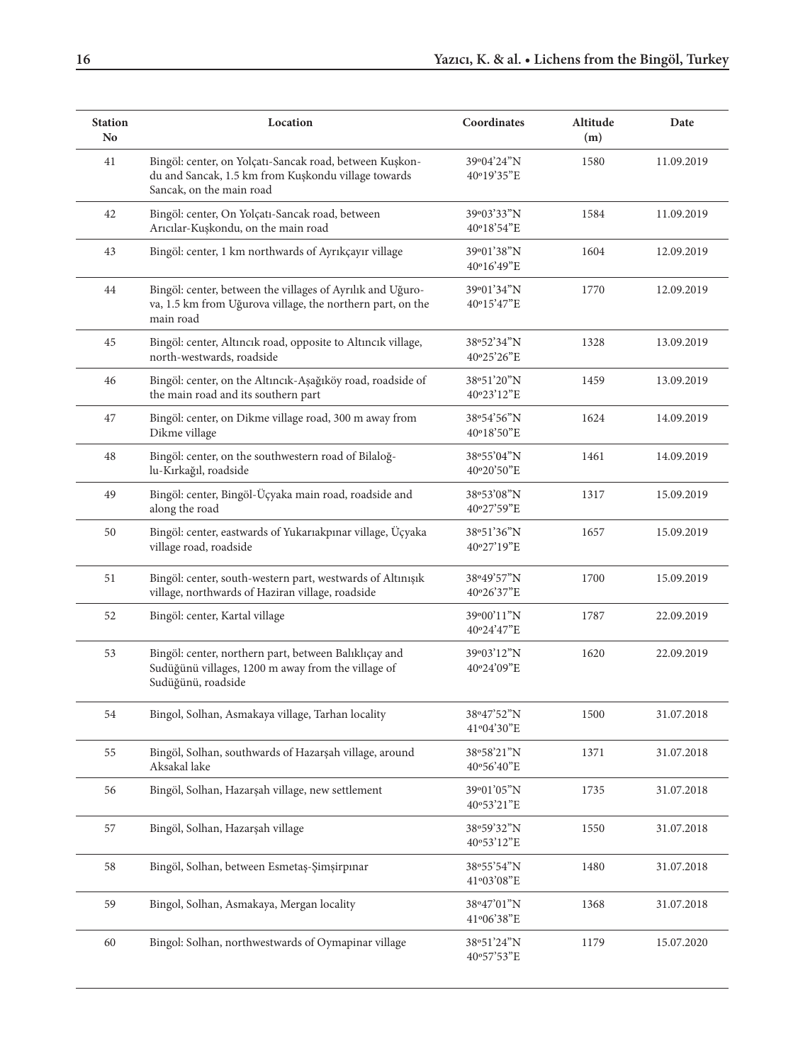| Station No | Location | Coordinates | Altitude (m) | Date |
|---|---|---|---|---|
| 41 | Bingöl: center, on Yolçatı-Sancak road, between Kuşkondu and Sancak, 1.5 km from Kuşkondu village towards Sancak, on the main road | 39º04'24"N 40º19'35"E | 1580 | 11.09.2019 |
| 42 | Bingöl: center, On Yolçatı-Sancak road, between Arıcılar-Kuşkondu, on the main road | 39º03'33"N 40º18'54"E | 1584 | 11.09.2019 |
| 43 | Bingöl: center, 1 km northwards of Ayrıkçayır village | 39º01'38"N 40º16'49"E | 1604 | 12.09.2019 |
| 44 | Bingöl: center, between the villages of Ayrılık and Uğurova, 1.5 km from Uğurova village, the northern part, on the main road | 39º01'34"N 40º15'47"E | 1770 | 12.09.2019 |
| 45 | Bingöl: center, Altıncık road, opposite to Altıncık village, north-westwards, roadside | 38º52'34"N 40º25'26"E | 1328 | 13.09.2019 |
| 46 | Bingöl: center, on the Altıncık-Aşağıköy road, roadside of the main road and its southern part | 38º51'20"N 40º23'12"E | 1459 | 13.09.2019 |
| 47 | Bingöl: center, on Dikme village road, 300 m away from Dikme village | 38º54'56"N 40º18'50"E | 1624 | 14.09.2019 |
| 48 | Bingöl: center, on the southwestern road of Bilaloğlu-Kırkağıl, roadside | 38º55'04"N 40º20'50"E | 1461 | 14.09.2019 |
| 49 | Bingöl: center, Bingöl-Üçyaka main road, roadside and along the road | 38º53'08"N 40º27'59"E | 1317 | 15.09.2019 |
| 50 | Bingöl: center, eastwards of Yukarıakpınar village, Üçyaka village road, roadside | 38º51'36"N 40º27'19"E | 1657 | 15.09.2019 |
| 51 | Bingöl: center, south-western part, westwards of Altınışık village, northwards of Haziran village, roadside | 38º49'57"N 40º26'37"E | 1700 | 15.09.2019 |
| 52 | Bingöl: center, Kartal village | 39º00'11"N 40º24'47"E | 1787 | 22.09.2019 |
| 53 | Bingöl: center, northern part, between Balıklıçay and Sudüğünü villages, 1200 m away from the village of Sudüğünü, roadside | 39º03'12"N 40º24'09"E | 1620 | 22.09.2019 |
| 54 | Bingol, Solhan, Asmakaya village, Tarhan locality | 38º47'52"N 41º04'30"E | 1500 | 31.07.2018 |
| 55 | Bingöl, Solhan, southwards of Hazarşah village, around Aksakal lake | 38º58'21"N 40º56'40"E | 1371 | 31.07.2018 |
| 56 | Bingöl, Solhan, Hazarşah village, new settlement | 39º01'05"N 40º53'21"E | 1735 | 31.07.2018 |
| 57 | Bingöl, Solhan, Hazarşah village | 38º59'32"N 40º53'12"E | 1550 | 31.07.2018 |
| 58 | Bingöl, Solhan, between Esmetaş-Şimşirpınar | 38º55'54"N 41º03'08"E | 1480 | 31.07.2018 |
| 59 | Bingol, Solhan, Asmakaya, Mergan locality | 38º47'01"N 41º06'38"E | 1368 | 31.07.2018 |
| 60 | Bingol: Solhan, northwestwards of Oymapinar village | 38º51'24"N 40º57'53"E | 1179 | 15.07.2020 |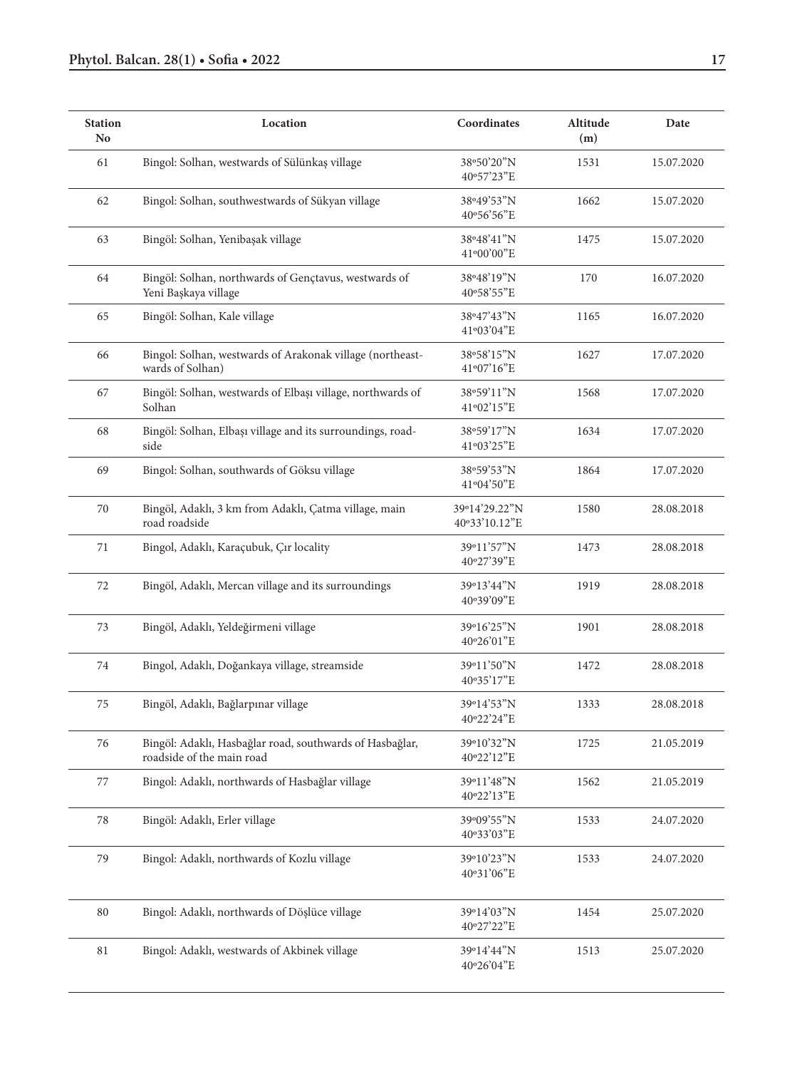| Station No | Location | Coordinates | Altitude (m) | Date |
|---|---|---|---|---|
| 61 | Bingol: Solhan, westwards of Sülünkaş village | 38º50'20"N 40º57'23"E | 1531 | 15.07.2020 |
| 62 | Bingol: Solhan, southwestwards of Sükyan village | 38º49'53"N 40º56'56"E | 1662 | 15.07.2020 |
| 63 | Bingöl: Solhan, Yenibaşak village | 38º48'41"N 41º00'00"E | 1475 | 15.07.2020 |
| 64 | Bingöl: Solhan, northwards of Gençtavus, westwards of Yeni Başkaya village | 38º48'19"N 40º58'55"E | 170 | 16.07.2020 |
| 65 | Bingöl: Solhan, Kale village | 38º47'43"N 41º03'04"E | 1165 | 16.07.2020 |
| 66 | Bingol: Solhan, westwards of Arakonak village (northeastwards of Solhan) | 38º58'15"N 41º07'16"E | 1627 | 17.07.2020 |
| 67 | Bingöl: Solhan, westwards of Elbaşı village, northwards of Solhan | 38º59'11"N 41º02'15"E | 1568 | 17.07.2020 |
| 68 | Bingöl: Solhan, Elbaşı village and its surroundings, roadside | 38º59'17"N 41º03'25"E | 1634 | 17.07.2020 |
| 69 | Bingol: Solhan, southwards of Göksu village | 38º59'53"N 41º04'50"E | 1864 | 17.07.2020 |
| 70 | Bingöl, Adaklı, 3 km from Adaklı, Çatma village, main road roadside | 39º14'29.22"N 40º33'10.12"E | 1580 | 28.08.2018 |
| 71 | Bingol, Adaklı, Karaçubuk, Çır locality | 39º11'57"N 40º27'39"E | 1473 | 28.08.2018 |
| 72 | Bingöl, Adaklı, Mercan village and its surroundings | 39º13'44"N 40º39'09"E | 1919 | 28.08.2018 |
| 73 | Bingöl, Adaklı, Yeldeğirmeni village | 39º16'25"N 40º26'01"E | 1901 | 28.08.2018 |
| 74 | Bingol, Adaklı, Doğankaya village, streamside | 39º11'50"N 40º35'17"E | 1472 | 28.08.2018 |
| 75 | Bingöl, Adaklı, Bağlarpınar village | 39º14'53"N 40º22'24"E | 1333 | 28.08.2018 |
| 76 | Bingöl: Adaklı, Hasbağlar road, southwards of Hasbağlar, roadside of the main road | 39º10'32"N 40º22'12"E | 1725 | 21.05.2019 |
| 77 | Bingol: Adaklı, northwards of Hasbağlar village | 39º11'48"N 40º22'13"E | 1562 | 21.05.2019 |
| 78 | Bingöl: Adaklı, Erler village | 39º09'55"N 40º33'03"E | 1533 | 24.07.2020 |
| 79 | Bingol: Adaklı, northwards of Kozlu village | 39º10'23"N 40º31'06"E | 1533 | 24.07.2020 |
| 80 | Bingol: Adaklı, northwards of Döşlüce village | 39º14'03"N 40º27'22"E | 1454 | 25.07.2020 |
| 81 | Bingol: Adaklı, westwards of Akbinek village | 39º14'44"N 40º26'04"E | 1513 | 25.07.2020 |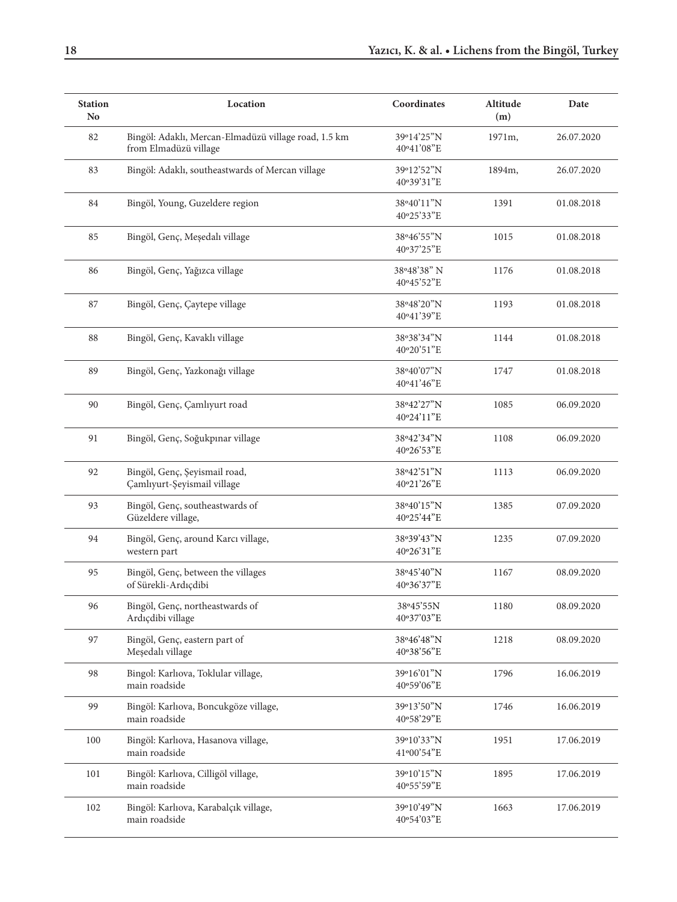| Station No | Location | Coordinates | Altitude (m) | Date |
|---|---|---|---|---|
| 82 | Bingöl: Adaklı, Mercan-Elmadüzü village road, 1.5 km from Elmadüzü village | 39º14'25"N 40º41'08"E | 1971m, | 26.07.2020 |
| 83 | Bingöl: Adaklı, southeastwards of Mercan village | 39º12'52"N 40º39'31"E | 1894m, | 26.07.2020 |
| 84 | Bingöl, Young, Guzeldere region | 38º40'11"N 40º25'33"E | 1391 | 01.08.2018 |
| 85 | Bingöl, Genç, Meşedalı village | 38º46'55"N 40º37'25"E | 1015 | 01.08.2018 |
| 86 | Bingöl, Genç, Yağızca village | 38º48'38" N 40º45'52"E | 1176 | 01.08.2018 |
| 87 | Bingöl, Genç, Çaytepe village | 38º48'20"N 40º41'39"E | 1193 | 01.08.2018 |
| 88 | Bingöl, Genç, Kavaklı village | 38º38'34"N 40º20'51"E | 1144 | 01.08.2018 |
| 89 | Bingöl, Genç, Yazkonağı village | 38º40'07"N 40º41'46"E | 1747 | 01.08.2018 |
| 90 | Bingöl, Genç, Çamlıyurt road | 38º42'27"N 40º24'11"E | 1085 | 06.09.2020 |
| 91 | Bingöl, Genç, Soğukpınar village | 38º42'34"N 40º26'53"E | 1108 | 06.09.2020 |
| 92 | Bingöl, Genç, Şeyismail road, Çamlıyurt-Şeyismail village | 38º42'51"N 40º21'26"E | 1113 | 06.09.2020 |
| 93 | Bingöl, Genç, southeastwards of Güzeldere village, | 38º40'15"N 40º25'44"E | 1385 | 07.09.2020 |
| 94 | Bingöl, Genç, around Karcı village, western part | 38º39'43"N 40º26'31"E | 1235 | 07.09.2020 |
| 95 | Bingöl, Genç, between the villages of Sürekli-Ardıçdibi | 38º45'40"N 40º36'37"E | 1167 | 08.09.2020 |
| 96 | Bingöl, Genç, northeastwards of Ardıçdibi village | 38º45'55N 40º37'03"E | 1180 | 08.09.2020 |
| 97 | Bingöl, Genç, eastern part of Meşedalı village | 38º46'48"N 40º38'56"E | 1218 | 08.09.2020 |
| 98 | Bingol: Karlıova, Toklular village, main roadside | 39º16'01"N 40º59'06"E | 1796 | 16.06.2019 |
| 99 | Bingöl: Karlıova, Boncukgöze village, main roadside | 39º13'50"N 40º58'29"E | 1746 | 16.06.2019 |
| 100 | Bingöl: Karlıova, Hasanova village, main roadside | 39º10'33"N 41º00'54"E | 1951 | 17.06.2019 |
| 101 | Bingöl: Karlıova, Cilligöl village, main roadside | 39º10'15"N 40º55'59"E | 1895 | 17.06.2019 |
| 102 | Bingöl: Karlıova, Karabalçık village, main roadside | 39º10'49"N 40º54'03"E | 1663 | 17.06.2019 |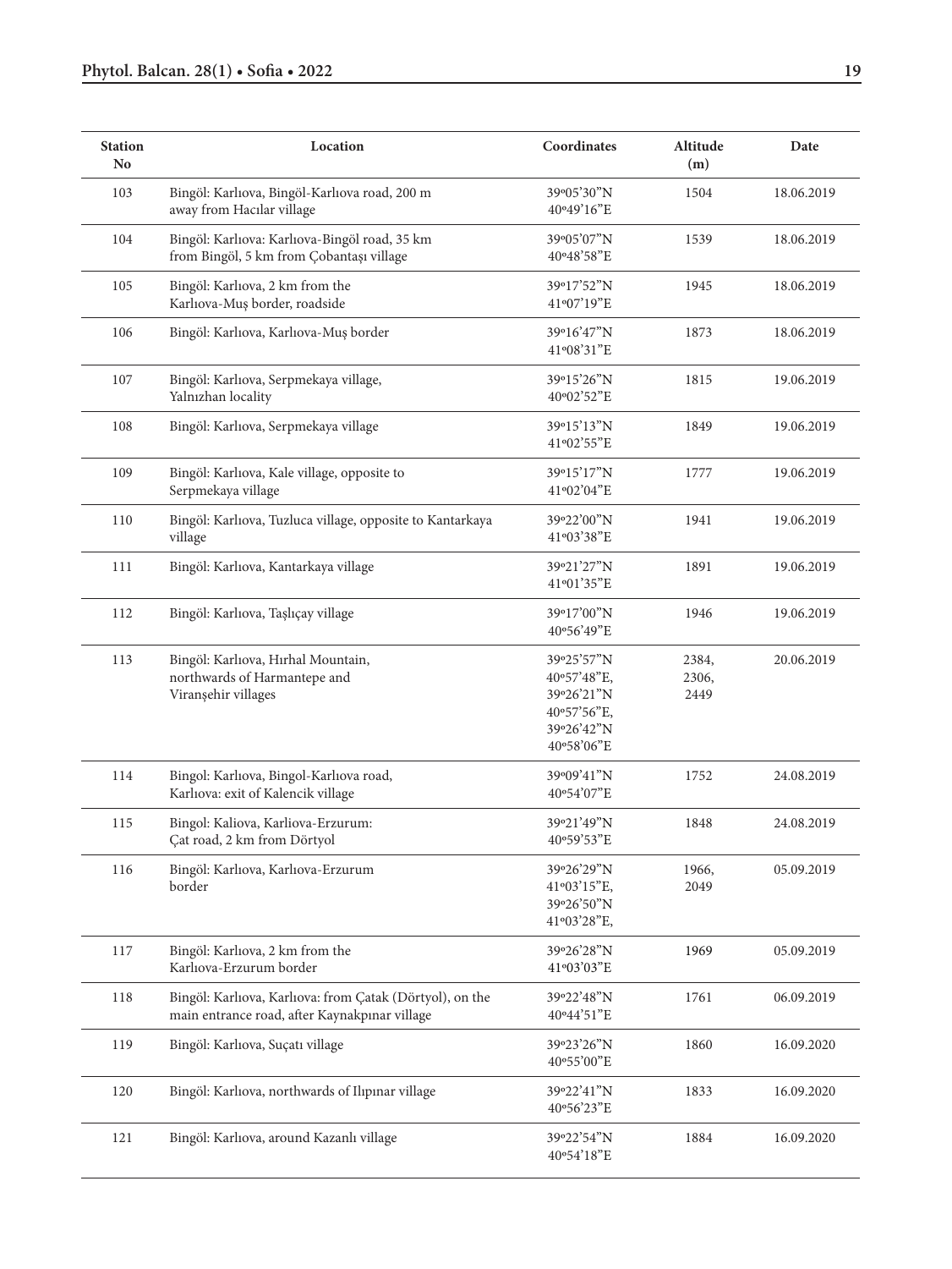| Station No | Location | Coordinates | Altitude (m) | Date |
|---|---|---|---|---|
| 103 | Bingöl: Karlıova, Bingöl-Karlıova road, 200 m away from Hacılar village | 39º05'30"N 40º49'16"E | 1504 | 18.06.2019 |
| 104 | Bingöl: Karlıova: Karlıova-Bingöl road, 35 km from Bingöl, 5 km from Çobantaşı village | 39º05'07"N 40º48'58"E | 1539 | 18.06.2019 |
| 105 | Bingöl: Karlıova, 2 km from the Karlıova-Muş border, roadside | 39º17'52"N 41º07'19"E | 1945 | 18.06.2019 |
| 106 | Bingöl: Karlıova, Karlıova-Muş border | 39º16'47"N 41º08'31"E | 1873 | 18.06.2019 |
| 107 | Bingöl: Karlıova, Serpmekaya village, Yalnızhan locality | 39º15'26"N 40º02'52"E | 1815 | 19.06.2019 |
| 108 | Bingöl: Karlıova, Serpmekaya village | 39º15'13"N 41º02'55"E | 1849 | 19.06.2019 |
| 109 | Bingöl: Karlıova, Kale village, opposite to Serpmekaya village | 39º15'17"N 41º02'04"E | 1777 | 19.06.2019 |
| 110 | Bingöl: Karlıova, Tuzluca village, opposite to Kantarkaya village | 39º22'00"N 41º03'38"E | 1941 | 19.06.2019 |
| 111 | Bingöl: Karlıova, Kantarkaya village | 39º21'27"N 41º01'35"E | 1891 | 19.06.2019 |
| 112 | Bingöl: Karlıova, Taşlıçay village | 39º17'00"N 40º56'49"E | 1946 | 19.06.2019 |
| 113 | Bingöl: Karlıova, Hırhal Mountain, northwards of Harmantepe and Viranşehir villages | 39º25'57"N 40º57'48"E, 39º26'21"N 40º57'56"E, 39º26'42"N 40º58'06"E | 2384, 2306, 2449 | 20.06.2019 |
| 114 | Bingol: Karlıova, Bingol-Karlıova road, Karlıova: exit of Kalencik village | 39º09'41"N 40º54'07"E | 1752 | 24.08.2019 |
| 115 | Bingol: Kaliova, Karliova-Erzurum: Çat road, 2 km from Dörtyol | 39º21'49"N 40º59'53"E | 1848 | 24.08.2019 |
| 116 | Bingöl: Karlıova, Karlıova-Erzurum border | 39º26'29"N 41º03'15"E, 39º26'50"N 41º03'28"E, | 1966, 2049 | 05.09.2019 |
| 117 | Bingöl: Karlıova, 2 km from the Karlıova-Erzurum border | 39º26'28"N 41º03'03"E | 1969 | 05.09.2019 |
| 118 | Bingöl: Karlıova, Karlıova: from Çatak (Dörtyol), on the main entrance road, after Kaynakpınar village | 39º22'48"N 40º44'51"E | 1761 | 06.09.2019 |
| 119 | Bingöl: Karlıova, Suçatı village | 39º23'26"N 40º55'00"E | 1860 | 16.09.2020 |
| 120 | Bingöl: Karlıova, northwards of Ilıpınar village | 39º22'41"N 40º56'23"E | 1833 | 16.09.2020 |
| 121 | Bingöl: Karlıova, around Kazanlı village | 39º22'54"N 40º54'18"E | 1884 | 16.09.2020 |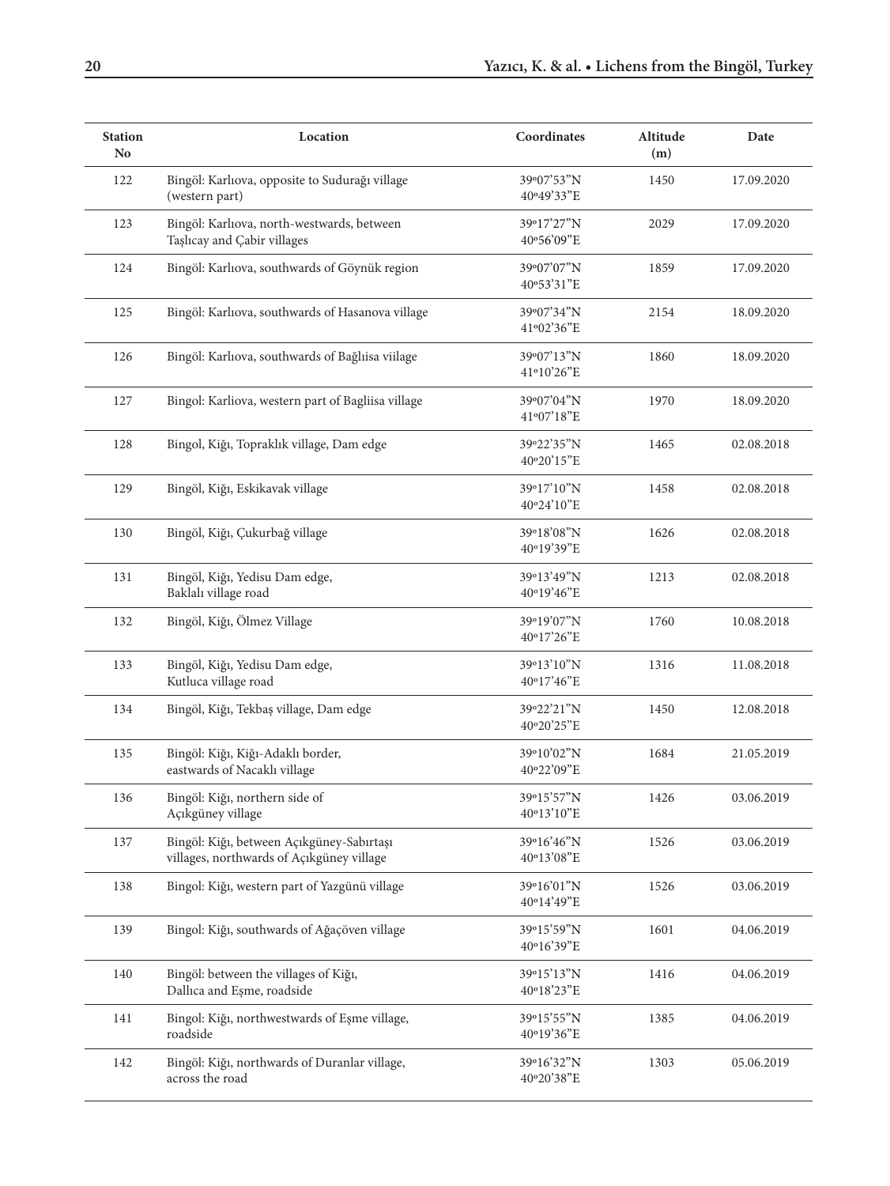| Station No | Location | Coordinates | Altitude (m) | Date |
|---|---|---|---|---|
| 122 | Bingöl: Karlıova, opposite to Sudurağı village (western part) | 39°07'53"N 40°49'33"E | 1450 | 17.09.2020 |
| 123 | Bingöl: Karlıova, north-westwards, between Taşlıcay and Çabir villages | 39°17'27"N 40°56'09"E | 2029 | 17.09.2020 |
| 124 | Bingöl: Karlıova, southwards of Göynük region | 39°07'07"N 40°53'31"E | 1859 | 17.09.2020 |
| 125 | Bingöl: Karlıova, southwards of Hasanova village | 39°07'34"N 41°02'36"E | 2154 | 18.09.2020 |
| 126 | Bingöl: Karlıova, southwards of Bağlıisa viilage | 39°07'13"N 41°10'26"E | 1860 | 18.09.2020 |
| 127 | Bingol: Karliova, western part of Bagliisa village | 39°07'04"N 41°07'18"E | 1970 | 18.09.2020 |
| 128 | Bingol, Kiğı, Topraklık village, Dam edge | 39°22'35"N 40°20'15"E | 1465 | 02.08.2018 |
| 129 | Bingöl, Kiğı, Eskikavak village | 39°17'10"N 40°24'10"E | 1458 | 02.08.2018 |
| 130 | Bingöl, Kiğı, Çukurbağ village | 39°18'08"N 40°19'39"E | 1626 | 02.08.2018 |
| 131 | Bingöl, Kiğı, Yedisu Dam edge, Baklalı village road | 39°13'49"N 40°19'46"E | 1213 | 02.08.2018 |
| 132 | Bingöl, Kiğı, Ölmez Village | 39°19'07"N 40°17'26"E | 1760 | 10.08.2018 |
| 133 | Bingöl, Kiğı, Yedisu Dam edge, Kutluca village road | 39°13'10"N 40°17'46"E | 1316 | 11.08.2018 |
| 134 | Bingöl, Kiğı, Tekbaş village, Dam edge | 39°22'21"N 40°20'25"E | 1450 | 12.08.2018 |
| 135 | Bingöl: Kiğı, Kiğı-Adaklı border, eastwards of Nacaklı village | 39°10'02"N 40°22'09"E | 1684 | 21.05.2019 |
| 136 | Bingöl: Kiğı, northern side of Açıkgüney village | 39°15'57"N 40°13'10"E | 1426 | 03.06.2019 |
| 137 | Bingöl: Kiğı, between Açıkgüney-Sabırtaşı villages, northwards of Açıkgüney village | 39°16'46"N 40°13'08"E | 1526 | 03.06.2019 |
| 138 | Bingol: Kiğı, western part of Yazgünü village | 39°16'01"N 40°14'49"E | 1526 | 03.06.2019 |
| 139 | Bingöl: Kiğı, southwards of Ağaçöven village | 39°15'59"N 40°16'39"E | 1601 | 04.06.2019 |
| 140 | Bingöl: between the villages of Kiğı, Dallıca and Eşme, roadside | 39°15'13"N 40°18'23"E | 1416 | 04.06.2019 |
| 141 | Bingol: Kiğı, northwestwards of Eşme village, roadside | 39°15'55"N 40°19'36"E | 1385 | 04.06.2019 |
| 142 | Bingöl: Kiğı, northwards of Duranlar village, across the road | 39°16'32"N 40°20'38"E | 1303 | 05.06.2019 |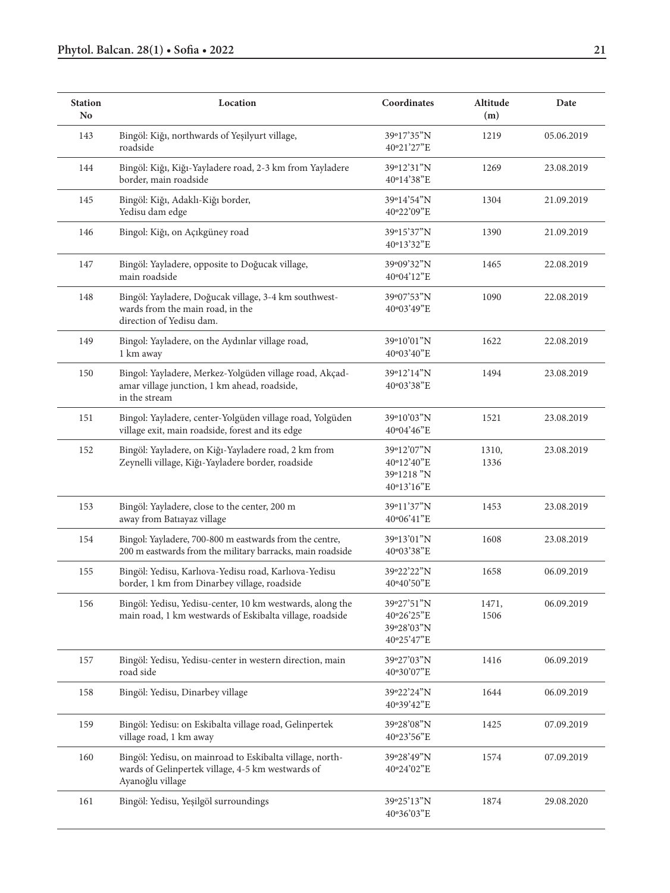| Station No | Location | Coordinates | Altitude (m) | Date |
|---|---|---|---|---|
| 143 | Bingöl: Kiğı, northwards of Yeşilyurt village, roadside | 39º17'35"N 40º21'27"E | 1219 | 05.06.2019 |
| 144 | Bingöl: Kiğı, Kiğı-Yayladere road, 2-3 km from Yayladere border, main roadside | 39º12'31"N 40º14'38"E | 1269 | 23.08.2019 |
| 145 | Bingöl: Kiğı, Adaklı-Kiğı border, Yedisu dam edge | 39º14'54"N 40º22'09"E | 1304 | 21.09.2019 |
| 146 | Bingol: Kiğı, on Açıkgüney road | 39º15'37"N 40º13'32"E | 1390 | 21.09.2019 |
| 147 | Bingöl: Yayladere, opposite to Doğucak village, main roadside | 39º09'32"N 40º04'12"E | 1465 | 22.08.2019 |
| 148 | Bingöl: Yayladere, Doğucak village, 3-4 km southwestwards from the main road, in the direction of Yedisu dam. | 39º07'53"N 40º03'49"E | 1090 | 22.08.2019 |
| 149 | Bingol: Yayladere, on the Aydınlar village road, 1 km away | 39º10'01"N 40º03'40"E | 1622 | 22.08.2019 |
| 150 | Bingol: Yayladere, Merkez-Yolgüden village road, Akçadamar village junction, 1 km ahead, roadside, in the stream | 39º12'14"N 40º03'38"E | 1494 | 23.08.2019 |
| 151 | Bingol: Yayladere, center-Yolgüden village road, Yolgüden village exit, main roadside, forest and its edge | 39º10'03"N 40º04'46"E | 1521 | 23.08.2019 |
| 152 | Bingol: Yayladere, on Kiğı-Yayladere road, 2 km from Zeynelli village, Kiğı-Yayladere border, roadside | 39º12'07"N 40º12'40"E 39º1218 "N 40º13'16"E | 1310, 1336 | 23.08.2019 |
| 153 | Bingol: Yayladere, close to the center, 200 m away from Batıayaz village | 39º11'37"N 40º06'41"E | 1453 | 23.08.2019 |
| 154 | Bingol: Yayladere, 700-800 m eastwards from the centre, 200 m eastwards from the military barracks, main roadside | 39º13'01"N 40º03'38"E | 1608 | 23.08.2019 |
| 155 | Bingöl: Yedisu, Karlıova-Yedisu road, Karlıova-Yedisu border, 1 km from Dinarbey village, roadside | 39º22'22"N 40º40'50"E | 1658 | 06.09.2019 |
| 156 | Bingöl: Yedisu, Yedisu-center, 10 km westwards, along the main road, 1 km westwards of Eskibalta village, roadside | 39º27'51"N 40º26'25"E 39º28'03"N 40º25'47"E | 1471, 1506 | 06.09.2019 |
| 157 | Bingöl: Yedisu, Yedisu-center in western direction, main road side | 39º27'03"N 40º30'07"E | 1416 | 06.09.2019 |
| 158 | Bingöl: Yedisu, Dinarbey village | 39º22'24"N 40º39'42"E | 1644 | 06.09.2019 |
| 159 | Bingöl: Yedisu: on Eskibalta village road, Gelinpertek village road, 1 km away | 39º28'08"N 40º23'56"E | 1425 | 07.09.2019 |
| 160 | Bingöl: Yedisu, on mainroad to Eskibalta village, northwards of Gelinpertek village, 4-5 km westwards of Ayanoğlu village | 39º28'49"N 40º24'02"E | 1574 | 07.09.2019 |
| 161 | Bingöl: Yedisu, Yeşilgöl surroundings | 39º25'13"N 40º36'03"E | 1874 | 29.08.2020 |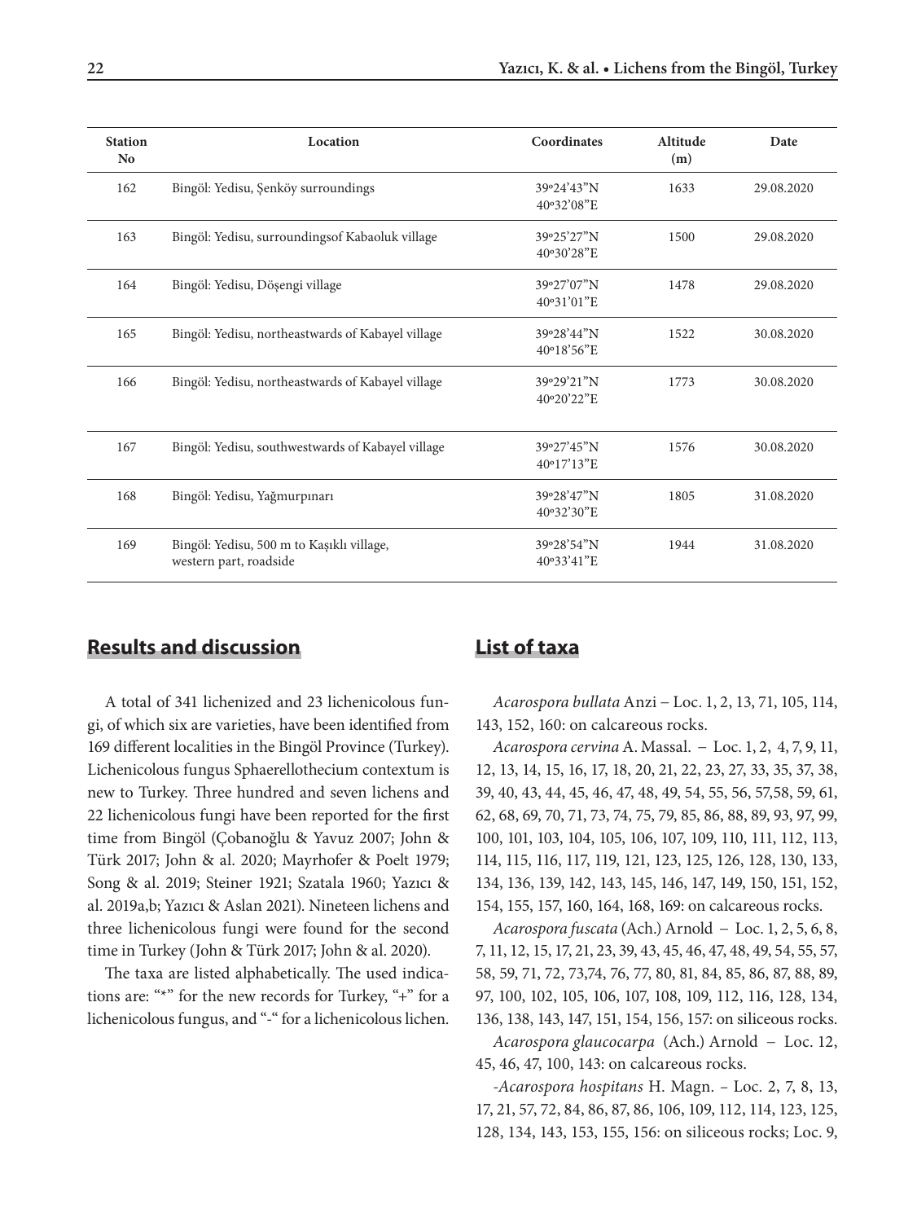| Station No | Location | Coordinates | Altitude (m) | Date |
|---|---|---|---|---|
| 162 | Bingöl: Yedisu, Şenköy surroundings | 39°24'43"N 40°32'08"E | 1633 | 29.08.2020 |
| 163 | Bingöl: Yedisu, surroundingsof Kabaoluk village | 39°25'27"N 40°30'28"E | 1500 | 29.08.2020 |
| 164 | Bingöl: Yedisu, Döşengi village | 39°27'07"N 40°31'01"E | 1478 | 29.08.2020 |
| 165 | Bingöl: Yedisu, northeastwards of Kabayel village | 39°28'44"N 40°18'56"E | 1522 | 30.08.2020 |
| 166 | Bingöl: Yedisu, northeastwards of Kabayel village | 39°29'21"N 40°20'22"E | 1773 | 30.08.2020 |
| 167 | Bingöl: Yedisu, southwestwards of Kabayel village | 39°27'45"N 40°17'13"E | 1576 | 30.08.2020 |
| 168 | Bingöl: Yedisu, Yağmurpınarı | 39°28'47"N 40°32'30"E | 1805 | 31.08.2020 |
| 169 | Bingöl: Yedisu, 500 m to Kaşıklı village, western part, roadside | 39°28'54"N 40°33'41"E | 1944 | 31.08.2020 |

## Results and discussion

A total of 341 lichenized and 23 lichenicolous fungi, of which six are varieties, have been identified from 169 different localities in the Bingöl Province (Turkey). Lichenicolous fungus Sphaerellothecium contextum is new to Turkey. Three hundred and seven lichens and 22 lichenicolous fungi have been reported for the first time from Bingöl (Çobanoğlu & Yavuz 2007; John & Türk 2017; John & al. 2020; Mayrhofer & Poelt 1979; Song & al. 2019; Steiner 1921; Szatala 1960; Yazıcı & al. 2019a,b; Yazıcı & Aslan 2021). Nineteen lichens and three lichenicolous fungi were found for the second time in Turkey (John & Türk 2017; John & al. 2020).

The taxa are listed alphabetically. The used indications are: "*" for the new records for Turkey, "+" for a lichenicolous fungus, and "-" for a lichenicolous lichen.

## List of taxa

*Acarospora bullata* Anzi – Loc. 1, 2, 13, 71, 105, 114, 143, 152, 160: on calcareous rocks.

*Acarospora cervina* A. Massal. – Loc. 1, 2, 4, 7, 9, 11, 12, 13, 14, 15, 16, 17, 18, 20, 21, 22, 23, 27, 33, 35, 37, 38, 39, 40, 43, 44, 45, 46, 47, 48, 49, 54, 55, 56, 57,58, 59, 61, 62, 68, 69, 70, 71, 73, 74, 75, 79, 85, 86, 88, 89, 93, 97, 99, 100, 101, 103, 104, 105, 106, 107, 109, 110, 111, 112, 113, 114, 115, 116, 117, 119, 121, 123, 125, 126, 128, 130, 133, 134, 136, 139, 142, 143, 145, 146, 147, 149, 150, 151, 152, 154, 155, 157, 160, 164, 168, 169: on calcareous rocks.

*Acarospora fuscata* (Ach.) Arnold – Loc. 1, 2, 5, 6, 8, 7, 11, 12, 15, 17, 21, 23, 39, 43, 45, 46, 47, 48, 49, 54, 55, 57, 58, 59, 71, 72, 73,74, 76, 77, 80, 81, 84, 85, 86, 87, 88, 89, 97, 100, 102, 105, 106, 107, 108, 109, 112, 116, 128, 134, 136, 138, 143, 147, 151, 154, 156, 157: on siliceous rocks.

*Acarospora glaucocarpa* (Ach.) Arnold – Loc. 12, 45, 46, 47, 100, 143: on calcareous rocks.

-*Acarospora hospitans* H. Magn. – Loc. 2, 7, 8, 13, 17, 21, 57, 72, 84, 86, 87, 86, 106, 109, 112, 114, 123, 125, 128, 134, 143, 153, 155, 156: on siliceous rocks; Loc. 9,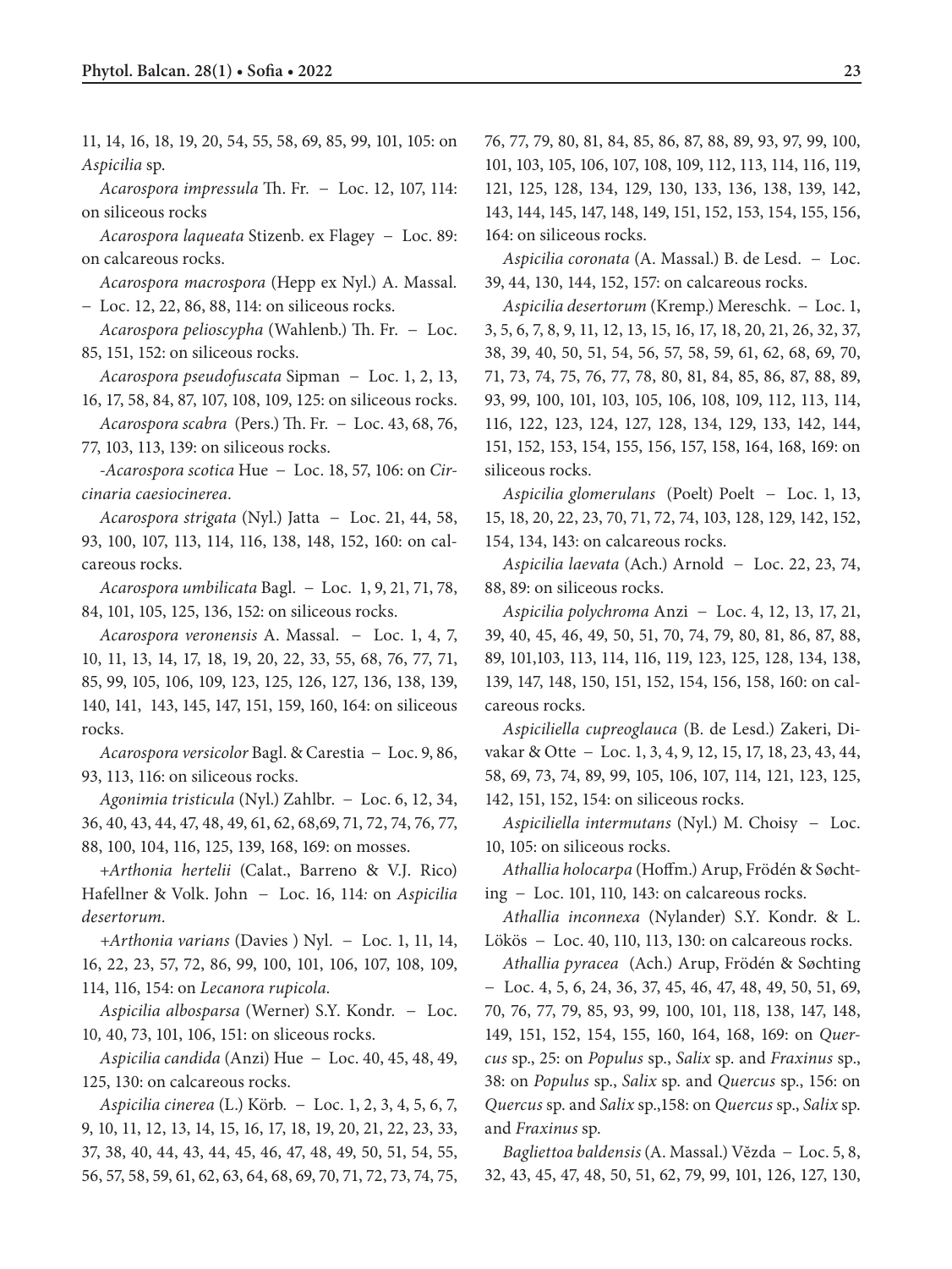11, 14, 16, 18, 19, 20, 54, 55, 58, 69, 85, 99, 101, 105: on *Aspicilia* sp.

*Acarospora impressula* Th. Fr. – Loc. 12, 107, 114: on siliceous rocks

*Acarospora laqueata* Stizenb. ex Flagey – Loc. 89: on calcareous rocks.

*Acarospora macrospora* (Hepp ex Nyl.) A. Massal. – Loc. 12, 22, 86, 88, 114: on siliceous rocks.

*Acarospora pelioscypha* (Wahlenb.) Th. Fr. – Loc. 85, 151, 152: on siliceous rocks.

*Acarospora pseudofuscata* Sipman – Loc. 1, 2, 13, 16, 17, 58, 84, 87, 107, 108, 109, 125: on siliceous rocks.

*Acarospora scabra* (Pers.) Th. Fr. – Loc. 43, 68, 76, 77, 103, 113, 139: on siliceous rocks.

-*Acarospora scotica* Hue – Loc. 18, 57, 106: on *Circinaria caesiocinerea*.

*Acarospora strigata* (Nyl.) Jatta – Loc. 21, 44, 58, 93, 100, 107, 113, 114, 116, 138, 148, 152, 160: on calcareous rocks.

*Acarospora umbilicata* Bagl. – Loc. 1, 9, 21, 71, 78, 84, 101, 105, 125, 136, 152: on siliceous rocks.

*Acarospora veronensis* A. Massal. – Loc. 1, 4, 7, 10, 11, 13, 14, 17, 18, 19, 20, 22, 33, 55, 68, 76, 77, 71, 85, 99, 105, 106, 109, 123, 125, 126, 127, 136, 138, 139, 140, 141, 143, 145, 147, 151, 159, 160, 164: on siliceous rocks.

*Acarospora versicolor* Bagl. & Carestia – Loc. 9, 86, 93, 113, 116: on siliceous rocks.

*Agonimia tristicula* (Nyl.) Zahlbr. – Loc. 6, 12, 34, 36, 40, 43, 44, 47, 48, 49, 61, 62, 68,69, 71, 72, 74, 76, 77, 88, 100, 104, 116, 125, 139, 168, 169: on mosses.

+*Arthonia hertelii* (Calat., Barreno & V.J. Rico) Hafellner & Volk. John – Loc. 16, 114: on *Aspicilia desertorum*.

+*Arthonia varians* (Davies ) Nyl. – Loc. 1, 11, 14, 16, 22, 23, 57, 72, 86, 99, 100, 101, 106, 107, 108, 109, 114, 116, 154: on *Lecanora rupicola*.

*Aspicilia albosparsa* (Werner) S.Y. Kondr. – Loc. 10, 40, 73, 101, 106, 151: on sliceous rocks.

*Aspicilia candida* (Anzi) Hue – Loc. 40, 45, 48, 49, 125, 130: on calcareous rocks.

*Aspicilia cinerea* (L.) Körb. – Loc. 1, 2, 3, 4, 5, 6, 7, 9, 10, 11, 12, 13, 14, 15, 16, 17, 18, 19, 20, 21, 22, 23, 33, 37, 38, 40, 44, 43, 44, 45, 46, 47, 48, 49, 50, 51, 54, 55, 56, 57, 58, 59, 61, 62, 63, 64, 68, 69, 70, 71, 72, 73, 74, 75, 76, 77, 79, 80, 81, 84, 85, 86, 87, 88, 89, 93, 97, 99, 100, 101, 103, 105, 106, 107, 108, 109, 112, 113, 114, 116, 119, 121, 125, 128, 134, 129, 130, 133, 136, 138, 139, 142, 143, 144, 145, 147, 148, 149, 151, 152, 153, 154, 155, 156, 164: on siliceous rocks.

*Aspicilia coronata* (A. Massal.) B. de Lesd. – Loc. 39, 44, 130, 144, 152, 157: on calcareous rocks.

*Aspicilia desertorum* (Kremp.) Mereschk. – Loc. 1, 3, 5, 6, 7, 8, 9, 11, 12, 13, 15, 16, 17, 18, 20, 21, 26, 32, 37, 38, 39, 40, 50, 51, 54, 56, 57, 58, 59, 61, 62, 68, 69, 70, 71, 73, 74, 75, 76, 77, 78, 80, 81, 84, 85, 86, 87, 88, 89, 93, 99, 100, 101, 103, 105, 106, 108, 109, 112, 113, 114, 116, 122, 123, 124, 127, 128, 134, 129, 133, 142, 144, 151, 152, 153, 154, 155, 156, 157, 158, 164, 168, 169: on siliceous rocks.

*Aspicilia glomerulans* (Poelt) Poelt – Loc. 1, 13, 15, 18, 20, 22, 23, 70, 71, 72, 74, 103, 128, 129, 142, 152, 154, 134, 143: on calcareous rocks.

*Aspicilia laevata* (Ach.) Arnold – Loc. 22, 23, 74, 88, 89: on siliceous rocks.

*Aspicilia polychroma* Anzi – Loc. 4, 12, 13, 17, 21, 39, 40, 45, 46, 49, 50, 51, 70, 74, 79, 80, 81, 86, 87, 88, 89, 101,103, 113, 114, 116, 119, 123, 125, 128, 134, 138, 139, 147, 148, 150, 151, 152, 154, 156, 158, 160: on calcareous rocks.

*Aspiciliella cupreoglauca* (B. de Lesd.) Zakeri, Divakar & Otte – Loc. 1, 3, 4, 9, 12, 15, 17, 18, 23, 43, 44, 58, 69, 73, 74, 89, 99, 105, 106, 107, 114, 121, 123, 125, 142, 151, 152, 154: on siliceous rocks.

*Aspiciliella intermutans* (Nyl.) M. Choisy – Loc. 10, 105: on siliceous rocks.

*Athallia holocarpa* (Hoffm.) Arup, Frödén & Søchting – Loc. 101, 110, 143: on calcareous rocks.

*Athallia inconnexa* (Nylander) S.Y. Kondr. & L. Lökös – Loc. 40, 110, 113, 130: on calcareous rocks.

*Athallia pyracea* (Ach.) Arup, Frödén & Søchting – Loc. 4, 5, 6, 24, 36, 37, 45, 46, 47, 48, 49, 50, 51, 69, 70, 76, 77, 79, 85, 93, 99, 100, 101, 118, 138, 147, 148, 149, 151, 152, 154, 155, 160, 164, 168, 169: on *Quercus* sp., 25: on *Populus* sp., *Salix* sp. and *Fraxinus* sp., 38: on *Populus* sp., *Salix* sp. and *Quercus* sp., 156: on *Quercus* sp. and *Salix* sp.,158: on *Quercus* sp., *Salix* sp. and *Fraxinus* sp.

*Bagliettoa baldensis* (A. Massal.) Vězda – Loc. 5, 8, 32, 43, 45, 47, 48, 50, 51, 62, 79, 99, 101, 126, 127, 130,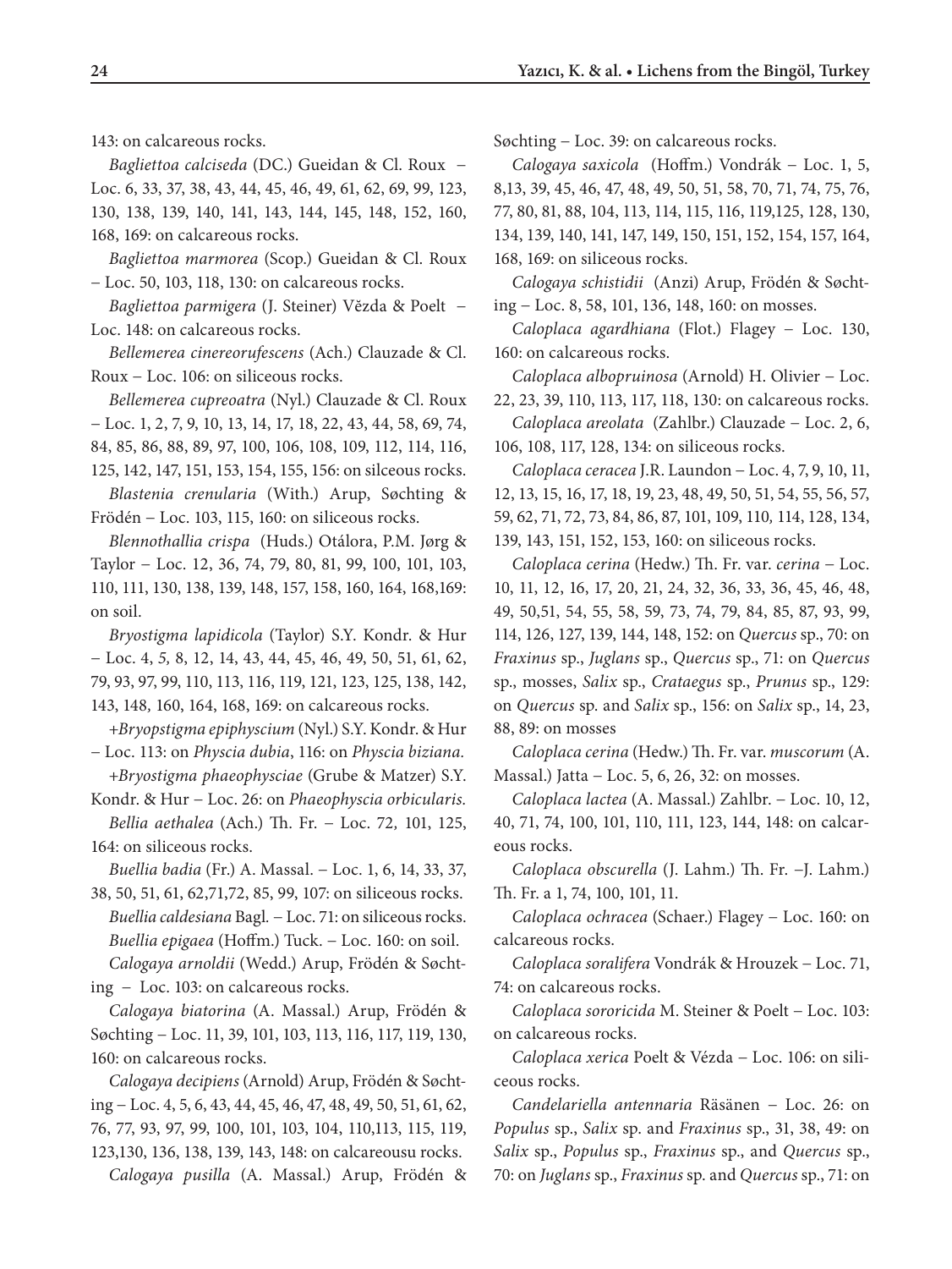143: on calcareous rocks.

*Bagliettoa calciseda* (DC.) Gueidan & Cl. Roux – Loc. 6, 33, 37, 38, 43, 44, 45, 46, 49, 61, 62, 69, 99, 123, 130, 138, 139, 140, 141, 143, 144, 145, 148, 152, 160, 168, 169: on calcareous rocks.

*Bagliettoa marmorea* (Scop.) Gueidan & Cl. Roux – Loc. 50, 103, 118, 130: on calcareous rocks.

*Bagliettoa parmigera* (J. Steiner) Vězda & Poelt – Loc. 148: on calcareous rocks.

*Bellemerea cinereorufescens* (Ach.) Clauzade & Cl. Roux – Loc. 106: on siliceous rocks.

*Bellemerea cupreoatra* (Nyl.) Clauzade & Cl. Roux – Loc. 1, 2, 7, 9, 10, 13, 14, 17, 18, 22, 43, 44, 58, 69, 74, 84, 85, 86, 88, 89, 97, 100, 106, 108, 109, 112, 114, 116, 125, 142, 147, 151, 153, 154, 155, 156: on silceous rocks.

*Blastenia crenularia* (With.) Arup, Søchting & Frödén – Loc. 103, 115, 160: on siliceous rocks.

*Blennothallia crispa* (Huds.) Otálora, P.M. Jørg & Taylor – Loc. 12, 36, 74, 79, 80, 81, 99, 100, 101, 103, 110, 111, 130, 138, 139, 148, 157, 158, 160, 164, 168,169: on soil.

*Bryostigma lapidicola* (Taylor) S.Y. Kondr. & Hur – Loc. 4, 5, 8, 12, 14, 43, 44, 45, 46, 49, 50, 51, 61, 62, 79, 93, 97, 99, 110, 113, 116, 119, 121, 123, 125, 138, 142, 143, 148, 160, 164, 168, 169: on calcareous rocks.

+*Bryopstigma epiphyscium* (Nyl.) S.Y. Kondr. & Hur – Loc. 113: on *Physcia dubia*, 116: on *Physcia biziana.*

+*Bryostigma phaeophysciae* (Grube & Matzer) S.Y. Kondr. & Hur – Loc. 26: on *Phaeophyscia orbicularis.*

*Bellia aethalea* (Ach.) Th. Fr. – Loc. 72, 101, 125, 164: on siliceous rocks.

*Buellia badia* (Fr.) A. Massal. – Loc. 1, 6, 14, 33, 37, 38, 50, 51, 61, 62,71,72, 85, 99, 107: on siliceous rocks.

*Buellia caldesiana* Bagl. – Loc. 71: on siliceous rocks.

*Buellia epigaea* (Hoffm.) Tuck. – Loc. 160: on soil.

*Calogaya arnoldii* (Wedd.) Arup, Frödén & Søchting – Loc. 103: on calcareous rocks.

*Calogaya biatorina* (A. Massal.) Arup, Frödén & Søchting – Loc. 11, 39, 101, 103, 113, 116, 117, 119, 130, 160: on calcareous rocks.

*Calogaya decipiens* (Arnold) Arup, Frödén & Søchting – Loc. 4, 5, 6, 43, 44, 45, 46, 47, 48, 49, 50, 51, 61, 62, 76, 77, 93, 97, 99, 100, 101, 103, 104, 110,113, 115, 119, 123,130, 136, 138, 139, 143, 148: on calcareousu rocks.

*Calogaya pusilla* (A. Massal.) Arup, Frödén & Søchting – Loc. 39: on calcareous rocks.

*Calogaya saxicola* (Hoffm.) Vondrák – Loc. 1, 5, 8,13, 39, 45, 46, 47, 48, 49, 50, 51, 58, 70, 71, 74, 75, 76, 77, 80, 81, 88, 104, 113, 114, 115, 116, 119,125, 128, 130, 134, 139, 140, 141, 147, 149, 150, 151, 152, 154, 157, 164, 168, 169: on siliceous rocks.

*Calogaya schistidii* (Anzi) Arup, Frödén & Søchting – Loc. 8, 58, 101, 136, 148, 160: on mosses.

*Caloplaca agardhiana* (Flot.) Flagey – Loc. 130, 160: on calcareous rocks.

*Caloplaca albopruinosa* (Arnold) H. Olivier – Loc. 22, 23, 39, 110, 113, 117, 118, 130: on calcareous rocks.

*Caloplaca areolata* (Zahlbr.) Clauzade – Loc. 2, 6, 106, 108, 117, 128, 134: on siliceous rocks.

*Caloplaca ceracea* J.R. Laundon – Loc. 4, 7, 9, 10, 11, 12, 13, 15, 16, 17, 18, 19, 23, 48, 49, 50, 51, 54, 55, 56, 57, 59, 62, 71, 72, 73, 84, 86, 87, 101, 109, 110, 114, 128, 134, 139, 143, 151, 152, 153, 160: on siliceous rocks.

*Caloplaca cerina* (Hedw.) Th. Fr. var. *cerina* – Loc. 10, 11, 12, 16, 17, 20, 21, 24, 32, 36, 33, 36, 45, 46, 48, 49, 50,51, 54, 55, 58, 59, 73, 74, 79, 84, 85, 87, 93, 99, 114, 126, 127, 139, 144, 148, 152: on *Quercus* sp., 70: on *Fraxinus* sp., *Juglans* sp., *Quercus* sp., 71: on *Quercus* sp., mosses, *Salix* sp., *Crataegus* sp., *Prunus* sp., 129: on *Quercus* sp. and *Salix* sp., 156: on *Salix* sp., 14, 23, 88, 89: on mosses

*Caloplaca cerina* (Hedw.) Th. Fr. var. *muscorum* (A. Massal.) Jatta – Loc. 5, 6, 26, 32: on mosses.

*Caloplaca lactea* (A. Massal.) Zahlbr. – Loc. 10, 12, 40, 71, 74, 100, 101, 110, 111, 123, 144, 148: on calcareous rocks.

*Caloplaca obscurella* (J. Lahm.) Th. Fr. –J. Lahm.) Th. Fr. a 1, 74, 100, 101, 11.

*Caloplaca ochracea* (Schaer.) Flagey – Loc. 160: on calcareous rocks.

*Caloplaca soralifera* Vondrák & Hrouzek – Loc. 71, 74: on calcareous rocks.

*Caloplaca sororicida* M. Steiner & Poelt – Loc. 103: on calcareous rocks.

*Caloplaca xerica* Poelt & Vézda – Loc. 106: on siliceous rocks.

*Candelariella antennaria* Räsänen – Loc. 26: on *Populus* sp., *Salix* sp. and *Fraxinus* sp., 31, 38, 49: on *Salix* sp., *Populus* sp., *Fraxinus* sp., and *Quercus* sp., 70: on *Juglans* sp., *Fraxinus* sp. and *Quercus* sp., 71: on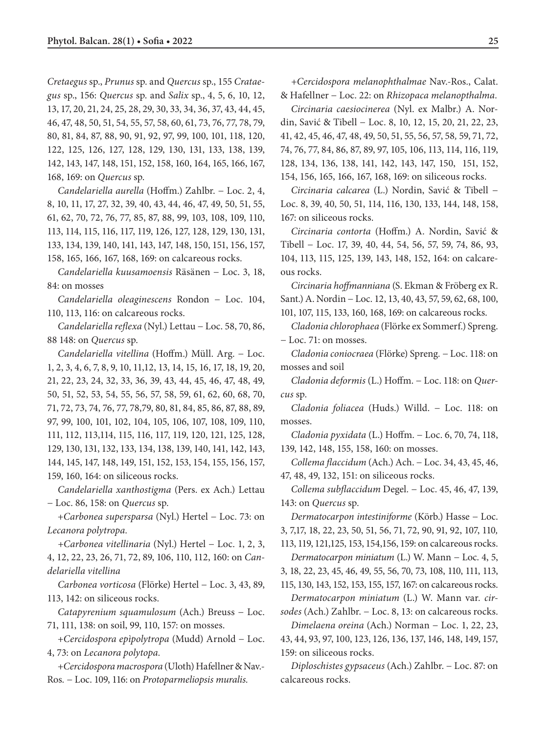*Cretaegus* sp., *Prunus* sp. and *Quercus* sp., 155 *Crataegus* sp., 156: *Quercus* sp. and *Salix* sp., 4, 5, 6, 10, 12, 13, 17, 20, 21, 24, 25, 28, 29, 30, 33, 34, 36, 37, 43, 44, 45, 46, 47, 48, 50, 51, 54, 55, 57, 58, 60, 61, 73, 76, 77, 78, 79, 80, 81, 84, 87, 88, 90, 91, 92, 97, 99, 100, 101, 118, 120, 122, 125, 126, 127, 128, 129, 130, 131, 133, 138, 139, 142, 143, 147, 148, 151, 152, 158, 160, 164, 165, 166, 167, 168, 169: on *Quercus* sp.

*Candelariella aurella* (Hoffm.) Zahlbr. – Loc. 2, 4, 8, 10, 11, 17, 27, 32, 39, 40, 43, 44, 46, 47, 49, 50, 51, 55, 61, 62, 70, 72, 76, 77, 85, 87, 88, 99, 103, 108, 109, 110, 113, 114, 115, 116, 117, 119, 126, 127, 128, 129, 130, 131, 133, 134, 139, 140, 141, 143, 147, 148, 150, 151, 156, 157, 158, 165, 166, 167, 168, 169: on calcareous rocks.

*Candelariella kuusamoensis* Räsänen – Loc. 3, 18, 84: on mosses

*Candelariella oleaginescens* Rondon – Loc. 104, 110, 113, 116: on calcareous rocks.

*Candelariella reflexa* (Nyl.) Lettau – Loc. 58, 70, 86, 88 148: on *Quercus* sp.

*Candelariella vitellina* (Hoffm.) Müll. Arg. – Loc. 1, 2, 3, 4, 6, 7, 8, 9, 10, 11,12, 13, 14, 15, 16, 17, 18, 19, 20, 21, 22, 23, 24, 32, 33, 36, 39, 43, 44, 45, 46, 47, 48, 49, 50, 51, 52, 53, 54, 55, 56, 57, 58, 59, 61, 62, 60, 68, 70, 71, 72, 73, 74, 76, 77, 78,79, 80, 81, 84, 85, 86, 87, 88, 89, 97, 99, 100, 101, 102, 104, 105, 106, 107, 108, 109, 110, 111, 112, 113,114, 115, 116, 117, 119, 120, 121, 125, 128, 129, 130, 131, 132, 133, 134, 138, 139, 140, 141, 142, 143, 144, 145, 147, 148, 149, 151, 152, 153, 154, 155, 156, 157, 159, 160, 164: on siliceous rocks.

*Candelariella xanthostigma* (Pers. ex Ach.) Lettau – Loc. 86, 158: on *Quercus* sp.

+*Carbonea supersparsa* (Nyl.) Hertel – Loc. 73: on *Lecanora polytropa*.

+*Carbonea vitellinaria* (Nyl.) Hertel – Loc. 1, 2, 3, 4, 12, 22, 23, 26, 71, 72, 89, 106, 110, 112, 160: on *Candelariella vitellina*

*Carbonea vorticosa* (Flörke) Hertel – Loc. 3, 43, 89, 113, 142: on siliceous rocks.

*Catapyrenium squamulosum* (Ach.) Breuss – Loc. 71, 111, 138: on soil, 99, 110, 157: on mosses.

+*Cercidospora epìpolytropa* (Mudd) Arnold – Loc. 4, 73: on *Lecanora polytopa*.

+*Cercidospora macrospora* (Uloth) Hafellner & Nav.-Ros. – Loc. 109, 116: on *Protoparmeliopsis muralis*.

+*Cercidospora melanophthalmae* Nav.-Ros., Calat. & Hafellner – Loc. 22: on *Rhizopaca melanopthalma*.

*Circinaria caesiocinerea* (Nyl. ex Malbr.) A. Nordin, Savić & Tibell – Loc. 8, 10, 12, 15, 20, 21, 22, 23, 41, 42, 45, 46, 47, 48, 49, 50, 51, 55, 56, 57, 58, 59, 71, 72, 74, 76, 77, 84, 86, 87, 89, 97, 105, 106, 113, 114, 116, 119, 128, 134, 136, 138, 141, 142, 143, 147, 150, 151, 152, 154, 156, 165, 166, 167, 168, 169: on siliceous rocks.

*Circinaria calcarea* (L.) Nordin, Savić & Tibell – Loc. 8, 39, 40, 50, 51, 114, 116, 130, 133, 144, 148, 158, 167: on siliceous rocks.

*Circinaria contorta* (Hoffm.) A. Nordin, Savić & Tibell – Loc. 17, 39, 40, 44, 54, 56, 57, 59, 74, 86, 93, 104, 113, 115, 125, 139, 143, 148, 152, 164: on calcareous rocks.

*Circinaria hoffmanniana* (S. Ekman & Fröberg ex R. Sant.) A. Nordin – Loc. 12, 13, 40, 43, 57, 59, 62, 68, 100, 101, 107, 115, 133, 160, 168, 169: on calcareous rocks.

*Cladonia chlorophaea* (Flörke ex Sommerf.) Spreng. – Loc. 71: on mosses.

*Cladonia coniocraea* (Flörke) Spreng. – Loc. 118: on mosses and soil

*Cladonia deformis* (L.) Hoffm. – Loc. 118: on *Quercus* sp.

*Cladonia foliacea* (Huds.) Willd. – Loc. 118: on mosses.

*Cladonia pyxidata* (L.) Hoffm. – Loc. 6, 70, 74, 118, 139, 142, 148, 155, 158, 160: on mosses.

*Collema flaccidum* (Ach.) Ach. – Loc. 34, 43, 45, 46, 47, 48, 49, 132, 151: on siliceous rocks.

*Collema subflaccidum* Degel. – Loc. 45, 46, 47, 139, 143: on *Quercus* sp.

*Dermatocarpon intestiniforme* (Körb.) Hasse – Loc. 3, 7,17, 18, 22, 23, 50, 51, 56, 71, 72, 90, 91, 92, 107, 110, 113, 119, 121,125, 153, 154,156, 159: on calcareous rocks.

*Dermatocarpon miniatum* (L.) W. Mann – Loc. 4, 5, 3, 18, 22, 23, 45, 46, 49, 55, 56, 70, 73, 108, 110, 111, 113, 115, 130, 143, 152, 153, 155, 157, 167: on calcareous rocks.

*Dermatocarpon miniatum* (L.) W. Mann var. *cirsodes* (Ach.) Zahlbr. – Loc. 8, 13: on calcareous rocks.

*Dimelaena oreina* (Ach.) Norman – Loc. 1, 22, 23, 43, 44, 93, 97, 100, 123, 126, 136, 137, 146, 148, 149, 157, 159: on siliceous rocks.

*Diploschistes gypsaceus* (Ach.) Zahlbr. – Loc. 87: on calcareous rocks.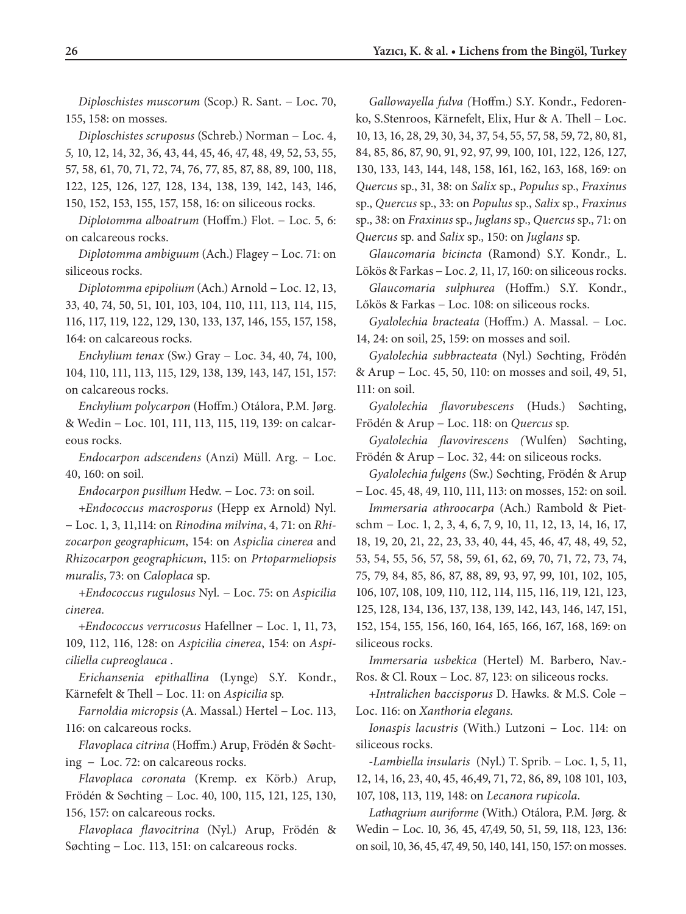*Diploschistes muscorum* (Scop.) R. Sant. – Loc. 70, 155, 158: on mosses.

*Diploschistes scruposus* (Schreb.) Norman – Loc. 4, *5,* 10, 12, 14, 32, 36, 43, 44, 45, 46, 47, 48, 49, 52, 53, 55, 57, 58*,* 61, 70, 71, 72, 74, 76, 77, 85, 87, 88, 89, 100, 118, 122, 125, 126, 127, 128, 134, 138, 139, 142, 143, 146, 150, 152, 153, 155, 157, 158, 16: on siliceous rocks.

*Diplotomma alboatrum* (Hoffm.) Flot. – Loc. 5, 6: on calcareous rocks.

*Diplotomma ambiguum* (Ach.) Flagey – Loc. 71: on siliceous rocks.

*Diplotomma epipolium* (Ach.) Arnold – Loc. 12, 13, 33, 40, 74, 50, 51, 101, 103, 104, 110, 111, 113, 114, 115, 116, 117, 119, 122, 129, 130, 133, 137, 146, 155, 157, 158, 164: on calcareous rocks.

*Enchylium tenax* (Sw.) Gray – Loc. 34, 40, 74, 100, 104, 110, 111, 113, 115, 129, 138, 139, 143, 147, 151, 157: on calcareous rocks.

*Enchylium polycarpon* (Hoffm.) Otálora, P.M. Jørg. & Wedin – Loc. 101, 111, 113, 115, 119, 139: on calcareous rocks.

*Endocarpon adscendens* (Anzi) Müll. Arg. – Loc. 40, 160: on soil.

*Endocarpon pusillum* Hedw. – Loc. 73: on soil.

*+Endococcus macrosporus* (Hepp ex Arnold) Nyl. – Loc. 1, 3, 11,114: on *Rinodina milvina*, 4, 71: on *Rhizocarpon geographicum*, 154: on *Aspiclia cinerea* and *Rhizocarpon geographicum*, 115: on *Prtoparmeliopsis muralis*, 73: on *Caloplaca* sp.

*+Endococcus rugulosus* Nyl. – Loc. 75: on *Aspicilia cinerea.*

*+Endococcus verrucosus* Hafellner – Loc. 1, 11, 73, 109, 112, 116, 128: on *Aspicilia cinerea*, 154: on *Aspiciliella cupreoglauca* .

*Erichansenia epithallina* (Lynge) S.Y. Kondr., Kärnefelt & Thell – Loc. 11: on *Aspicilia* sp.

*Farnoldia micropsis* (A. Massal.) Hertel – Loc. 113, 116: on calcareous rocks.

*Flavoplaca citrina* (Hoffm.) Arup, Frödén & Søchting – Loc. 72: on calcareous rocks.

*Flavoplaca coronata* (Kremp. ex Körb.) Arup, Frödén & Søchting – Loc. 40, 100, 115, 121, 125, 130, 156, 157: on calcareous rocks.

*Flavoplaca flavocitrina* (Nyl.) Arup, Frödén & Søchting – Loc. 113, 151: on calcareous rocks.

*Gallowayella fulva (*Hoffm.) S.Y. Kondr., Fedorenko, S.Stenroos, Kärnefelt, Elix, Hur & A. Thell – Loc. 10, 13, 16, 28, 29, 30, 34, 37, 54, 55, 57, 58, 59, 72, 80, 81, 84, 85, 86, 87, 90, 91, 92, 97, 99, 100, 101, 122, 126, 127, 130, 133, 143, 144, 148, 158, 161, 162, 163, 168, 169: on *Quercus* sp., 31, 38: on *Salix* sp., *Populus* sp., *Fraxinus* sp., *Quercus* sp., 33: on *Populus* sp., *Salix* sp., *Fraxinus* sp., 38: on *Fraxinus* sp., *Juglans* sp., *Quercus* sp., 71: on *Quercus* sp. and *Salix* sp., 150: on *Juglans* sp.

*Glaucomaria bicincta* (Ramond) S.Y. Kondr., L. Lökös & Farkas – Loc. *2,* 11, 17, 160: on siliceous rocks.

*Glaucomaria sulphurea* (Hoffm.) S.Y. Kondr., Lőkös & Farkas – Loc. 108: on siliceous rocks.

*Gyalolechia bracteata* (Hoffm.) A. Massal. – Loc. 14, 24: on soil, 25, 159: on mosses and soil.

*Gyalolechia subbracteata* (Nyl.) Søchting, Frödén & Arup – Loc. 45, 50, 110: on mosses and soil, 49, 51, 111: on soil.

*Gyalolechia flavorubescens* (Huds.) Søchting, Frödén & Arup – Loc. 118: on *Quercus* sp.

*Gyalolechia flavovirescens (*Wulfen) Søchting, Frödén & Arup – Loc. 32, 44: on siliceous rocks.

*Gyalolechia fulgens* (Sw.) Søchting, Frödén & Arup – Loc. 45, 48, 49, 110, 111, 113: on mosses, 152: on soil.

*Immersaria athroocarpa* (Ach.) Rambold & Pietschm – Loc. 1, 2, 3, 4, 6, 7, 9, 10, 11, 12, 13, 14, 16, 17, 18, 19, 20, 21, 22, 23, 33, 40, 44, 45, 46, 47, 48, 49, 52, 53, 54, 55, 56, 57, 58, 59, 61, 62, 69, 70, 71, 72, 73, 74, 75, 79, 84, 85, 86, 87, 88, 89, 93, 97, 99, 101, 102, 105, 106, 107, 108, 109, 110*,* 112, 114, 115, 116, 119, 121, 123, 125, 128, 134, 136, 137, 138, 139, 142, 143, 146, 147, 151, 152, 154, 155*,* 156, 160, 164, 165, 166, 167, 168, 169: on siliceous rocks.

*Immersaria usbekica* (Hertel) M. Barbero, Nav.-Ros. & Cl. Roux – Loc. 87, 123: on siliceous rocks.

*+Intralichen baccisporus* D. Hawks. & M.S. Cole – Loc. 116: on *Xanthoria elegans.*

*Ionaspis lacustris* (With.) Lutzoni – Loc. 114: on siliceous rocks.

*-Lambiella insularis* (Nyl.) T. Sprib. – Loc. 1, 5, 11, 12, 14, 16, 23, 40, 45, 46,49, 71, 72, 86, 89, 108 101, 103, 107, 108, 113, 119, 148: on *Lecanora rupicola*.

*Lathagrium auriforme* (With.) Otálora, P.M. Jørg. & Wedin – Loc. 10*,* 36*,* 45, 47,49, 50, 51, 59, 118, 123, 136: on soil, 10, 36, 45, 47, 49, 50, 140, 141, 150, 157: on mosses.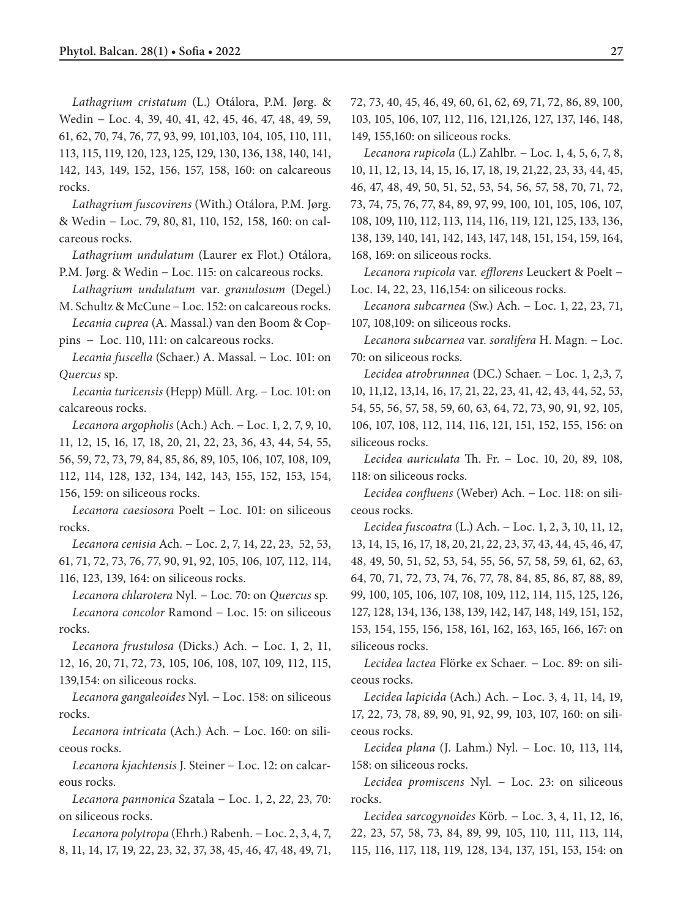*Lathagrium cristatum* (L.) Otálora, P.M. Jørg. & Wedin – Loc. 4, 39, 40, 41, 42, 45, 46, 47, 48, 49, 59, 61, 62, 70, 74, 76, 77, 93, 99, 101,103, 104, 105, 110, 111, 113, 115, 119, 120, 123, 125, 129, 130, 136, 138, 140, 141, 142, 143, 149, 152, 156, 157, 158, 160: on calcareous rocks.

*Lathagrium fuscovirens* (With.) Otálora, P.M. Jørg. & Wedin – Loc. 79, 80, 81, 110, 152*,* 158*,* 160: on calcareous rocks.

*Lathagrium undulatum* (Laurer ex Flot.) Otálora, P.M. Jørg. & Wedin – Loc. 115: on calcareous rocks.

*Lathagrium undulatum* var. *granulosum* (Degel.) M. Schultz & McCune – Loc. 152: on calcareous rocks.

*Lecania cuprea* (A. Massal.) van den Boom & Coppins – Loc. 110, 111: on calcareous rocks.

*Lecania fuscella* (Schaer.) A. Massal. – Loc. 101: on *Quercus* sp.

*Lecania turicensis* (Hepp) Müll. Arg. – Loc. 101: on calcareous rocks.

*Lecanora argopholis* (Ach.) Ach. – Loc. 1, 2, 7, 9, 10, 11, 12, 15, 16, 17, 18, 20, 21, 22, 23, 36, 43, 44, 54, 55, 56, 59, 72, 73, 79, 84, 85, 86, 89, 105, 106, 107, 108, 109, 112, 114, 128, 132, 134, 142, 143, 155, 152, 153, 154, 156, 159: on siliceous rocks.

*Lecanora caesiosora* Poelt – Loc. 101: on siliceous rocks.

*Lecanora cenisia* Ach. – Loc. 2, 7, 14, 22, 23, 52, 53, 61, 71, 72, 73, 76, 77, 90, 91, 92, 105, 106, 107, 112, 114, 116, 123, 139, 164: on siliceous rocks.

*Lecanora chlarotera* Nyl. – Loc. 70: on *Quercus* sp.

*Lecanora concolor* Ramond – Loc. 15: on siliceous rocks.

*Lecanora frustulosa* (Dicks.) Ach. – Loc. 1, 2, 11, 12, 16, 20, 71, 72, 73, 105, 106, 108, 107, 109, 112, 115, 139,154: on siliceous rocks.

*Lecanora gangaleoides* Nyl. – Loc. 158: on siliceous rocks.

*Lecanora intricata* (Ach.) Ach. – Loc. 160: on siliceous rocks.

*Lecanora kjachtensis* J. Steiner – Loc. 12: on calcareous rocks.

*Lecanora pannonica* Szatala – Loc. 1, 2, *22,* 23*,* 70: on siliceous rocks.

*Lecanora polytropa* (Ehrh.) Rabenh. – Loc. 2, 3, 4, 7, 8, 11, 14, 17, 19, 22, 23, 32, 37, 38, 45, 46, 47, 48, 49, 71, 72, 73, 40, 45, 46, 49, 60, 61, 62, 69, 71, 72, 86, 89, 100, 103, 105, 106, 107, 112, 116, 121,126, 127, 137, 146, 148, 149, 155,160: on siliceous rocks.

*Lecanora rupicola* (L.) Zahlbr. – Loc. 1, 4, 5, 6, 7, 8, 10, 11, 12, 13, 14, 15, 16, 17, 18, 19, 21,22, 23, 33, 44, 45, 46, 47, 48, 49, 50, 51, 52, 53, 54, 56, 57, 58, 70, 71, 72, 73, 74, 75, 76, 77, 84, 89, 97, 99, 100, 101, 105, 106, 107, 108, 109, 110, 112, 113, 114, 116, 119, 121, 125, 133, 136, 138, 139, 140, 141, 142, 143, 147, 148, 151, 154, 159, 164, 168, 169: on siliceous rocks.

*Lecanora rupicola* var. *efflorens* Leuckert & Poelt – Loc. 14, 22, 23, 116,154: on siliceous rocks.

*Lecanora subcarnea* (Sw.) Ach. – Loc. 1, 22, 23, 71, 107, 108,109: on siliceous rocks.

*Lecanora subcarnea* var. *soralifera* H. Magn. – Loc. 70: on siliceous rocks.

*Lecidea atrobrunnea* (DC.) Schaer. – Loc. 1, 2,3, 7, 10, 11,12, 13,14, 16, 17, 21, 22, 23, 41, 42, 43, 44, 52, 53, 54, 55, 56, 57, 58, 59, 60, 63, 64, 72, 73, 90, 91, 92, 105, 106, 107, 108, 112, 114, 116, 121, 151, 152, 155, 156: on siliceous rocks.

*Lecidea auriculata* Th. Fr. – Loc. 10, 20, 89, 108*,* 118: on siliceous rocks.

*Lecidea confluens* (Weber) Ach. – Loc. 118: on siliceous rocks.

*Lecidea fuscoatra* (L.) Ach. – Loc. 1, 2, 3, 10, 11, 12, 13, 14, 15, 16, 17, 18, 20, 21, 22, 23, 37, 43, 44, 45, 46, 47, 48, 49, 50, 51, 52, 53, 54, 55, 56, 57, 58, 59, 61, 62, 63, 64, 70, 71, 72, 73, 74, 76, 77, 78, 84, 85, 86, 87, 88, 89, 99, 100, 105, 106, 107, 108, 109, 112, 114, 115, 125, 126, 127, 128, 134, 136, 138, 139, 142, 147, 148, 149, 151, 152, 153, 154, 155, 156, 158, 161, 162, 163, 165, 166, 167: on siliceous rocks.

*Lecidea lactea* Flörke ex Schaer. – Loc. 89: on siliceous rocks.

*Lecidea lapicida* (Ach.) Ach. – Loc. 3, 4, 11, 14, 19, 17, 22, 73, 78, 89, 90, 91, 92, 99, 103, 107, 160: on siliceous rocks.

*Lecidea plana* (J. Lahm.) Nyl. – Loc. 10, 113, 114, 158: on siliceous rocks.

*Lecidea promiscens* Nyl. – Loc. 23: on siliceous rocks.

*Lecidea sarcogynoides* Körb. – Loc. 3, 4, 11, 12, 16, 22, 23, 57, 58, 73, 84, 89, 99, 105, 110*,* 111, 113, 114, 115, 116, 117, 118, 119, 128, 134, 137, 151, 153, 154: on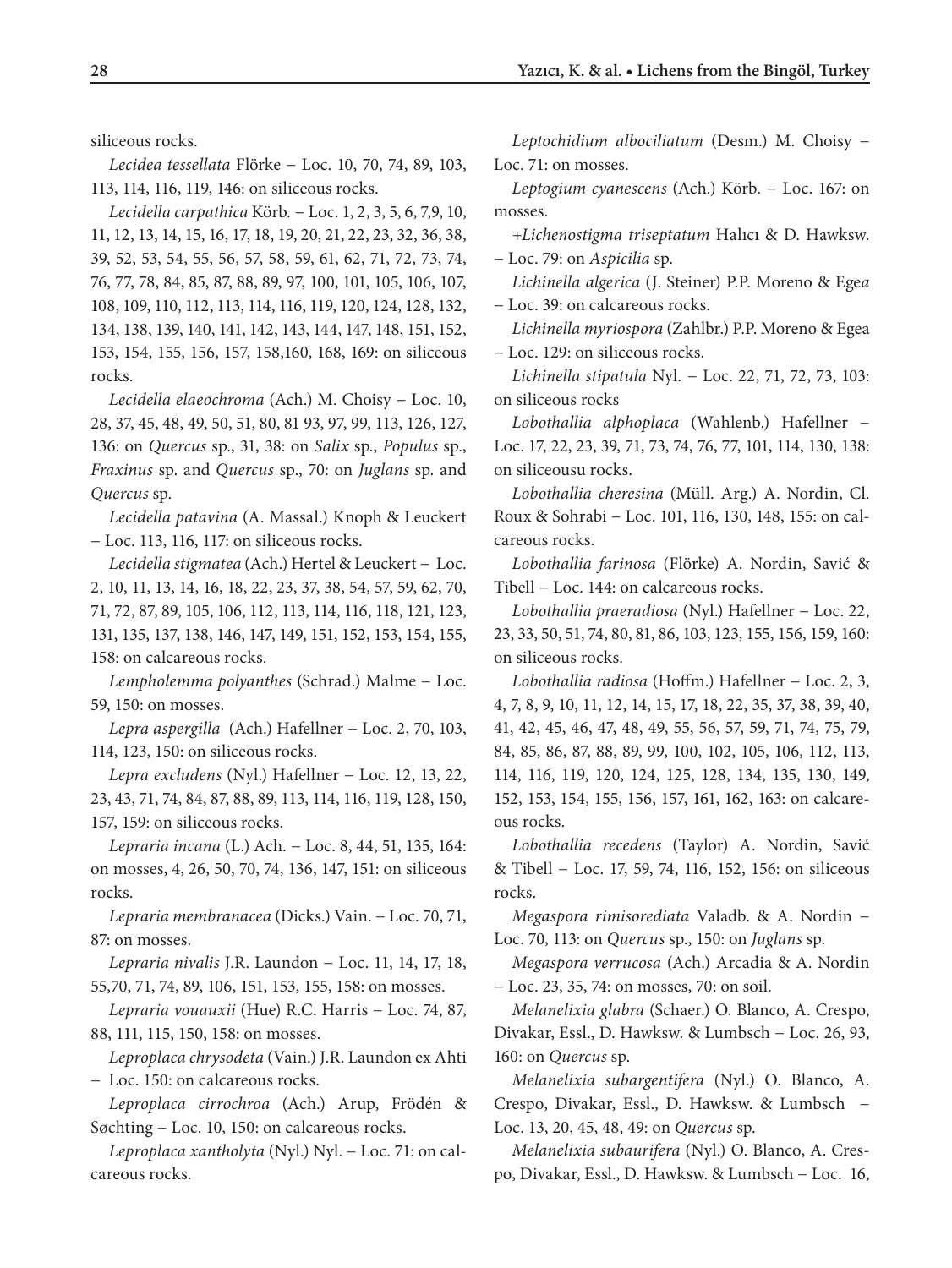siliceous rocks.

*Lecidea tessellata* Flörke – Loc. 10, 70, 74, 89, 103, 113, 114, 116, 119, 146: on siliceous rocks.

*Lecidella carpathica* Körb. – Loc. 1, 2, 3, 5, 6, 7,9, 10, 11, 12, 13, 14, 15, 16, 17, 18, 19, 20, 21, 22, 23, 32, 36, 38, 39, 52, 53, 54, 55, 56, 57, 58, 59, 61, 62, 71, 72, 73, 74, 76, 77, 78, 84, 85, 87, 88, 89, 97, 100, 101, 105, 106, 107, 108, 109, 110, 112, 113, 114, 116, 119, 120, 124, 128, 132, 134, 138, 139, 140, 141, 142, 143, 144, 147, 148, 151, 152, 153, 154, 155, 156, 157, 158,160, 168, 169: on siliceous rocks.

*Lecidella elaeochroma* (Ach.) M. Choisy – Loc. 10, 28, 37, 45, 48, 49, 50, 51, 80, 81 93, 97, 99, 113, 126, 127, 136: on *Quercus* sp., 31, 38: on *Salix* sp., *Populus* sp., *Fraxinus* sp. and *Quercus* sp., 70: on *Juglans* sp. and *Quercus* sp.

*Lecidella patavina* (A. Massal.) Knoph & Leuckert – Loc. 113, 116, 117: on siliceous rocks.

*Lecidella stigmatea* (Ach.) Hertel & Leuckert – Loc. 2, 10, 11, 13, 14, 16, 18, 22, 23, 37, 38, 54, 57, 59, 62, 70, 71, 72, 87, 89, 105, 106, 112, 113, 114, 116, 118, 121, 123, 131, 135, 137, 138, 146, 147, 149, 151, 152, 153, 154, 155, 158: on calcareous rocks.

*Lempholemma polyanthes* (Schrad.) Malme – Loc. 59, 150: on mosses.

*Lepra aspergilla* (Ach.) Hafellner – Loc. 2, 70, 103, 114, 123, 150: on siliceous rocks.

*Lepra excludens* (Nyl.) Hafellner – Loc. 12, 13, 22, 23, 43, 71, 74, 84, 87, 88, 89, 113, 114, 116, 119, 128, 150, 157, 159: on siliceous rocks.

*Lepraria incana* (L.) Ach. – Loc. 8, 44, 51, 135, 164: on mosses, 4, 26, 50, 70, 74, 136, 147, 151: on siliceous rocks.

*Lepraria membranacea* (Dicks.) Vain. – Loc. 70, 71, 87: on mosses.

*Lepraria nivalis* J.R. Laundon – Loc. 11, 14, 17, 18, 55,70, 71, 74, 89, 106, 151, 153, 155, 158: on mosses.

*Lepraria vouauxii* (Hue) R.C. Harris – Loc. 74, 87, 88, 111, 115, 150, 158: on mosses.

*Leproplaca chrysodeta* (Vain.) J.R. Laundon ex Ahti – Loc. 150: on calcareous rocks.

*Leproplaca cirrochroa* (Ach.) Arup, Frödén & Søchting – Loc. 10, 150: on calcareous rocks.

*Leproplaca xantholyta* (Nyl.) Nyl. – Loc. 71: on calcareous rocks.

*Leptochidium albociliatum* (Desm.) M. Choisy – Loc. 71: on mosses.

*Leptogium cyanescens* (Ach.) Körb. – Loc. 167: on mosses.

+*Lichenostigma triseptatum* Halıcı & D. Hawksw. – Loc. 79: on *Aspicilia* sp.

*Lichinella algerica* (J. Steiner) P.P. Moreno & Egea – Loc. 39: on calcareous rocks.

*Lichinella myriospora* (Zahlbr.) P.P. Moreno & Egea – Loc. 129: on siliceous rocks.

*Lichinella stipatula* Nyl. – Loc. 22, 71, 72, 73, 103: on siliceous rocks

*Lobothallia alphoplaca* (Wahlenb.) Hafellner – Loc. 17, 22, 23, 39, 71, 73, 74, 76, 77, 101, 114, 130, 138: on siliceousu rocks.

*Lobothallia cheresina* (Müll. Arg.) A. Nordin, Cl. Roux & Sohrabi – Loc. 101, 116, 130, 148, 155: on calcareous rocks.

*Lobothallia farinosa* (Flörke) A. Nordin, Savić & Tibell – Loc. 144: on calcareous rocks.

*Lobothallia praeradiosa* (Nyl.) Hafellner – Loc. 22, 23, 33, 50, 51, 74, 80, 81, 86, 103, 123, 155, 156, 159, 160: on siliceous rocks.

*Lobothallia radiosa* (Hoffm.) Hafellner – Loc. 2, 3, 4, 7, 8, 9, 10, 11, 12, 14, 15, 17, 18, 22, 35, 37, 38, 39, 40, 41, 42, 45, 46, 47, 48, 49, 55, 56, 57, 59, 71, 74, 75, 79, 84, 85, 86, 87, 88, 89, 99, 100, 102, 105, 106, 112, 113, 114, 116, 119, 120, 124, 125, 128, 134, 135, 130, 149, 152, 153, 154, 155, 156, 157, 161, 162, 163: on calcareous rocks.

*Lobothallia recedens* (Taylor) A. Nordin, Savić & Tibell – Loc. 17, 59, 74, 116, 152, 156: on siliceous rocks.

*Megaspora rimisorediata* Valadb. & A. Nordin – Loc. 70, 113: on *Quercus* sp., 150: on *Juglans* sp.

*Megaspora verrucosa* (Ach.) Arcadia & A. Nordin – Loc. 23, 35, 74: on mosses, 70: on soil.

*Melanelixia glabra* (Schaer.) O. Blanco, A. Crespo, Divakar, Essl., D. Hawksw. & Lumbsch – Loc. 26, 93, 160: on *Quercus* sp.

*Melanelixia subargentifera* (Nyl.) O. Blanco, A. Crespo, Divakar, Essl., D. Hawksw. & Lumbsch – Loc. 13, 20, 45, 48, 49: on *Quercus* sp.

*Melanelixia subaurifera* (Nyl.) O. Blanco, A. Crespo, Divakar, Essl., D. Hawksw. & Lumbsch – Loc. 16,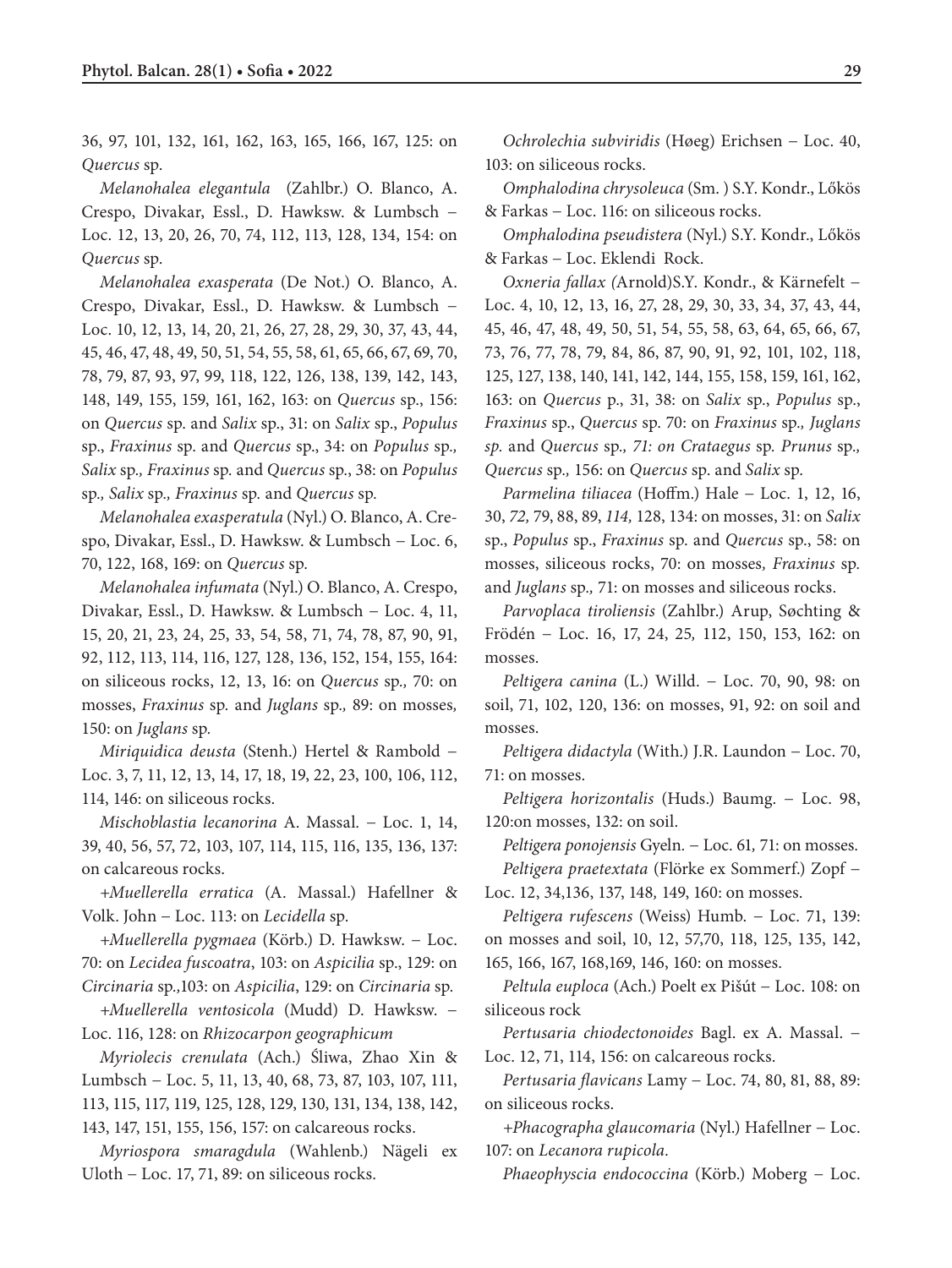36, 97, 101, 132, 161, 162, 163, 165, 166, 167, 125: on *Quercus* sp.

*Melanohalea elegantula* (Zahlbr.) O. Blanco, A. Crespo, Divakar, Essl., D. Hawksw. & Lumbsch – Loc. 12, 13, 20, 26, 70, 74, 112, 113, 128, 134, 154: on *Quercus* sp.

*Melanohalea exasperata* (De Not.) O. Blanco, A. Crespo, Divakar, Essl., D. Hawksw. & Lumbsch – Loc. 10, 12, 13, 14, 20, 21, 26, 27, 28, 29, 30, 37, 43, 44, 45, 46, 47, 48, 49, 50, 51, 54, 55, 58, 61, 65, 66, 67, 69, 70, 78, 79, 87, 93, 97, 99, 118, 122, 126, 138, 139, 142, 143, 148, 149, 155, 159, 161, 162, 163: on *Quercus* sp., 156: on *Quercus* sp. and *Salix* sp., 31: on *Salix* sp., *Populus* sp., *Fraxinus* sp. and *Quercus* sp., 34: on *Populus* sp., *Salix* sp., *Fraxinus* sp. and *Quercus* sp., 38: on *Populus* sp., *Salix* sp., *Fraxinus* sp. and *Quercus* sp.

*Melanohalea exasperatula* (Nyl.) O. Blanco, A. Crespo, Divakar, Essl., D. Hawksw. & Lumbsch – Loc. 6, 70, 122, 168, 169: on *Quercus* sp.

*Melanohalea infumata* (Nyl.) O. Blanco, A. Crespo, Divakar, Essl., D. Hawksw. & Lumbsch – Loc. 4, 11, 15, 20, 21, 23, 24, 25, 33, 54, 58, 71, 74, 78, 87, 90, 91, 92, 112, 113, 114, 116, 127, 128, 136, 152, 154, 155, 164: on siliceous rocks, 12, 13, 16: on *Quercus* sp., 70: on mosses, *Fraxinus* sp. and *Juglans* sp., 89: on mosses, 150: on *Juglans* sp.

*Miriquidica deusta* (Stenh.) Hertel & Rambold – Loc. 3, 7, 11, 12, 13, 14, 17, 18, 19, 22, 23, 100, 106, 112, 114, 146: on siliceous rocks.

*Mischoblastia lecanorina* A. Massal. – Loc. 1, 14, 39, 40, 56, 57, 72, 103, 107, 114, 115, 116, 135, 136, 137: on calcareous rocks.

+*Muellerella erratica* (A. Massal.) Hafellner & Volk. John – Loc. 113: on *Lecidella* sp.

+*Muellerella pygmaea* (Körb.) D. Hawksw. – Loc. 70: on *Lecidea fuscoatra*, 103: on *Aspicilia* sp., 129: on *Circinaria* sp.,103: on *Aspicilia*, 129: on *Circinaria* sp.

+*Muellerella ventosicola* (Mudd) D. Hawksw. – Loc. 116, 128: on *Rhizocarpon geographicum*

*Myriolecis crenulata* (Ach.) Śliwa, Zhao Xin & Lumbsch – Loc. 5, 11, 13, 40, 68, 73, 87, 103, 107, 111, 113, 115, 117, 119, 125, 128, 129, 130, 131, 134, 138, 142, 143, 147, 151, 155, 156, 157: on calcareous rocks.

*Myriospora smaragdula* (Wahlenb.) Nägeli ex Uloth – Loc. 17, 71, 89: on siliceous rocks.

*Ochrolechia subviridis* (Høeg) Erichsen – Loc. 40, 103: on siliceous rocks.

*Omphalodina chrysoleuca* (Sm. ) S.Y. Kondr., Lőkös & Farkas – Loc. 116: on siliceous rocks.

*Omphalodina pseudistera* (Nyl.) S.Y. Kondr., Lőkös & Farkas – Loc. Eklendi Rock.

*Oxneria fallax (*Arnold)S.Y. Kondr., & Kärnefelt – Loc. 4, 10, 12, 13, 16, 27, 28, 29, 30, 33, 34, 37, 43, 44, 45, 46, 47, 48, 49, 50, 51, 54, 55, 58, 63, 64, 65, 66, 67, 73, 76, 77, 78, 79, 84, 86, 87, 90, 91, 92, 101, 102, 118, 125, 127, 138, 140, 141, 142, 144, 155, 158, 159, 161, 162, 163: on *Quercus* p., 31, 38: on *Salix* sp., *Populus* sp., *Fraxinus* sp., *Quercus* sp. 70: on *Fraxinus* sp., *Juglans sp.* and *Quercus* sp.*, 71: on Crataegus* sp. *Prunus* sp., *Quercus* sp., 156: on *Quercus* sp. and *Salix* sp.

*Parmelina tiliacea* (Hoffm.) Hale – Loc. 1, 12, 16, 30, *72,* 79, 88, 89, *114,* 128, 134: on mosses, 31: on *Salix* sp., *Populus* sp., *Fraxinus* sp. and *Quercus* sp., 58: on mosses, siliceous rocks, 70: on mosses, *Fraxinus* sp. and *Juglans* sp., 71: on mosses and siliceous rocks.

*Parvoplaca tiroliensis* (Zahlbr.) Arup, Søchting & Frödén – Loc. 16, 17, 24, 25, 112, 150, 153, 162: on mosses.

*Peltigera canina* (L.) Willd. – Loc. 70, 90, 98: on soil, 71, 102, 120, 136: on mosses, 91, 92: on soil and mosses.

*Peltigera didactyla* (With.) J.R. Laundon – Loc. 70, 71: on mosses.

*Peltigera horizontalis* (Huds.) Baumg. – Loc. 98, 120:on mosses, 132: on soil.

*Peltigera ponojensis* Gyeln. – Loc. 61, 71: on mosses.

*Peltigera praetextata* (Flörke ex Sommerf.) Zopf – Loc. 12, 34,136, 137, 148, 149, 160: on mosses.

*Peltigera rufescens* (Weiss) Humb. – Loc. 71, 139: on mosses and soil, 10, 12, 57,70, 118, 125, 135, 142, 165, 166, 167, 168,169, 146, 160: on mosses.

*Peltula euploca* (Ach.) Poelt ex Pišút – Loc. 108: on siliceous rock

*Pertusaria chiodectonoides* Bagl. ex A. Massal. – Loc. 12, 71, 114, 156: on calcareous rocks.

*Pertusaria flavicans* Lamy – Loc. 74, 80, 81, 88, 89: on siliceous rocks.

+*Phacographa glaucomaria* (Nyl.) Hafellner – Loc. 107: on *Lecanora rupicola*.

*Phaeophyscia endococcina* (Körb.) Moberg – Loc.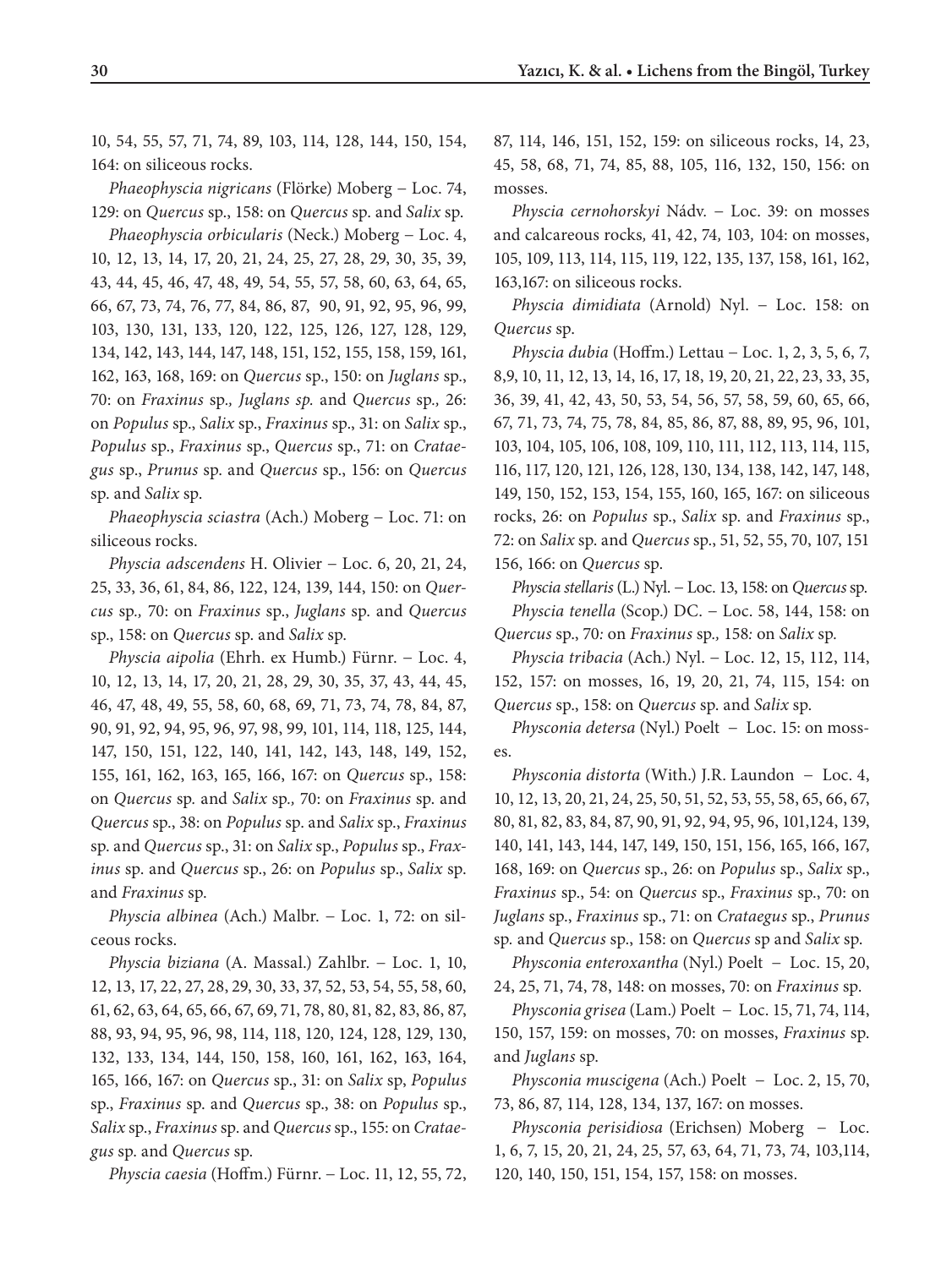10, 54, 55, 57, 71, 74, 89, 103, 114, 128, 144, 150, 154, 164: on siliceous rocks.

*Phaeophyscia nigricans* (Flörke) Moberg – Loc. 74, 129: on *Quercus* sp., 158: on *Quercus* sp. and *Salix* sp.

*Phaeophyscia orbicularis* (Neck.) Moberg – Loc. 4, 10, 12, 13, 14, 17, 20, 21, 24, 25, 27, 28, 29, 30, 35, 39, 43, 44, 45, 46, 47, 48, 49, 54, 55, 57, 58, 60, 63, 64, 65, 66, 67, 73, 74, 76, 77, 84, 86, 87, 90, 91, 92, 95, 96, 99, 103, 130, 131, 133, 120, 122, 125, 126, 127, 128, 129, 134, 142, 143, 144, 147, 148, 151, 152, 155, 158, 159, 161, 162, 163, 168, 169: on *Quercus* sp., 150: on *Juglans* sp., 70: on *Fraxinus* sp., *Juglans sp.* and *Quercus* sp., 26: on *Populus* sp., *Salix* sp., *Fraxinus* sp., 31: on *Salix* sp., *Populus* sp., *Fraxinus* sp., *Quercus* sp., 71: on *Crataegus* sp., *Prunus* sp. and *Quercus* sp., 156: on *Quercus* sp. and *Salix* sp.

*Phaeophyscia sciastra* (Ach.) Moberg – Loc. 71: on siliceous rocks.

*Physcia adscendens* H. Olivier – Loc. 6, 20, 21, 24, 25, 33, 36, 61, 84, 86, 122, 124, 139, 144, 150: on *Quercus* sp., 70: on *Fraxinus* sp., *Juglans* sp. and *Quercus* sp., 158: on *Quercus* sp. and *Salix* sp.

*Physcia aipolia* (Ehrh. ex Humb.) Fürnr. – Loc. 4, 10, 12, 13, 14, 17, 20, 21, 28, 29, 30, 35, 37, 43, 44, 45, 46, 47, 48, 49, 55, 58, 60, 68, 69, 71, 73, 74, 78, 84, 87, 90, 91, 92, 94, 95, 96, 97, 98, 99, 101, 114, 118, 125, 144, 147, 150, 151, 122, 140, 141, 142, 143, 148, 149, 152, 155, 161, 162, 163, 165, 166, 167: on *Quercus* sp., 158: on *Quercus* sp. and *Salix* sp., 70: on *Fraxinus* sp. and *Quercus* sp., 38: on *Populus* sp. and *Salix* sp., *Fraxinus* sp. and *Quercus* sp., 31: on *Salix* sp., *Populus* sp., *Fraxinus* sp. and *Quercus* sp., 26: on *Populus* sp., *Salix* sp. and *Fraxinus* sp.

*Physcia albinea* (Ach.) Malbr. – Loc. 1, 72: on silceous rocks.

*Physcia biziana* (A. Massal.) Zahlbr. – Loc. 1, 10, 12, 13, 17, 22, 27, 28, 29, 30, 33, 37, 52, 53, 54, 55, 58, 60, 61, 62, 63, 64, 65, 66, 67, 69, 71, 78, 80, 81, 82, 83, 86, 87, 88, 93, 94, 95, 96, 98, 114, 118, 120, 124, 128, 129, 130, 132, 133, 134, 144, 150, 158, 160, 161, 162, 163, 164, 165, 166, 167: on *Quercus* sp., 31: on *Salix* sp, *Populus* sp., *Fraxinus* sp. and *Quercus* sp., 38: on *Populus* sp., *Salix* sp., *Fraxinus* sp. and *Quercus* sp., 155: on *Crataegus* sp. and *Quercus* sp.

*Physcia caesia* (Hoffm.) Fürnr. – Loc. 11, 12, 55, 72, 87, 114, 146, 151, 152, 159: on siliceous rocks, 14, 23, 45, 58, 68, 71, 74, 85, 88, 105, 116, 132, 150, 156: on mosses.

*Physcia cernohorskyi* Nádv. – Loc. 39: on mosses and calcareous rocks, 41, 42, 74, 103, 104: on mosses, 105, 109, 113, 114, 115, 119, 122, 135, 137, 158, 161, 162, 163,167: on siliceous rocks.

*Physcia dimidiata* (Arnold) Nyl. – Loc. 158: on *Quercus* sp.

*Physcia dubia* (Hoffm.) Lettau – Loc. 1, 2, 3, 5, 6, 7, 8,9, 10, 11, 12, 13, 14, 16, 17, 18, 19, 20, 21, 22, 23, 33, 35, 36, 39, 41, 42, 43, 50, 53, 54, 56, 57, 58, 59, 60, 65, 66, 67, 71, 73, 74, 75, 78, 84, 85, 86, 87, 88, 89, 95, 96, 101, 103, 104, 105, 106, 108, 109, 110, 111, 112, 113, 114, 115, 116, 117, 120, 121, 126, 128, 130, 134, 138, 142, 147, 148, 149, 150, 152, 153, 154, 155, 160, 165, 167: on siliceous rocks, 26: on *Populus* sp., *Salix* sp. and *Fraxinus* sp., 72: on *Salix* sp. and *Quercus* sp., 51, 52, 55, 70, 107, 151 156, 166: on *Quercus* sp.

*Physcia stellaris* (L.) Nyl. – Loc. 13, 158: on *Quercus* sp.

*Physcia tenella* (Scop.) DC. – Loc. 58, 144, 158: on *Quercus* sp., 70: on *Fraxinus* sp., 158: on *Salix* sp.

*Physcia tribacia* (Ach.) Nyl. – Loc. 12, 15, 112, 114, 152, 157: on mosses, 16, 19, 20, 21, 74, 115, 154: on *Quercus* sp., 158: on *Quercus* sp. and *Salix* sp.

*Physconia detersa* (Nyl.) Poelt – Loc. 15: on mosses.

*Physconia distorta* (With.) J.R. Laundon – Loc. 4, 10, 12, 13, 20, 21, 24, 25, 50, 51, 52, 53, 55, 58, 65, 66, 67, 80, 81, 82, 83, 84, 87, 90, 91, 92, 94, 95, 96, 101,124, 139, 140, 141, 143, 144, 147, 149, 150, 151, 156, 165, 166, 167, 168, 169: on *Quercus* sp., 26: on *Populus* sp., *Salix* sp., *Fraxinus* sp., 54: on *Quercus* sp., *Fraxinus* sp., 70: on *Juglans* sp., *Fraxinus* sp., 71: on *Crataegus* sp., *Prunus* sp. and *Quercus* sp., 158: on *Quercus* sp and *Salix* sp.

*Physconia enteroxantha* (Nyl.) Poelt – Loc. 15, 20, 24, 25, 71, 74, 78, 148: on mosses, 70: on *Fraxinus* sp.

*Physconia grisea* (Lam.) Poelt – Loc. 15, 71, 74, 114, 150, 157, 159: on mosses, 70: on mosses, *Fraxinus* sp. and *Juglans* sp.

*Physconia muscigena* (Ach.) Poelt – Loc. 2, 15, 70, 73, 86, 87, 114, 128, 134, 137, 167: on mosses.

*Physconia perisidiosa* (Erichsen) Moberg – Loc. 1, 6, 7, 15, 20, 21, 24, 25, 57, 63, 64, 71, 73, 74, 103,114, 120, 140, 150, 151, 154, 157, 158: on mosses.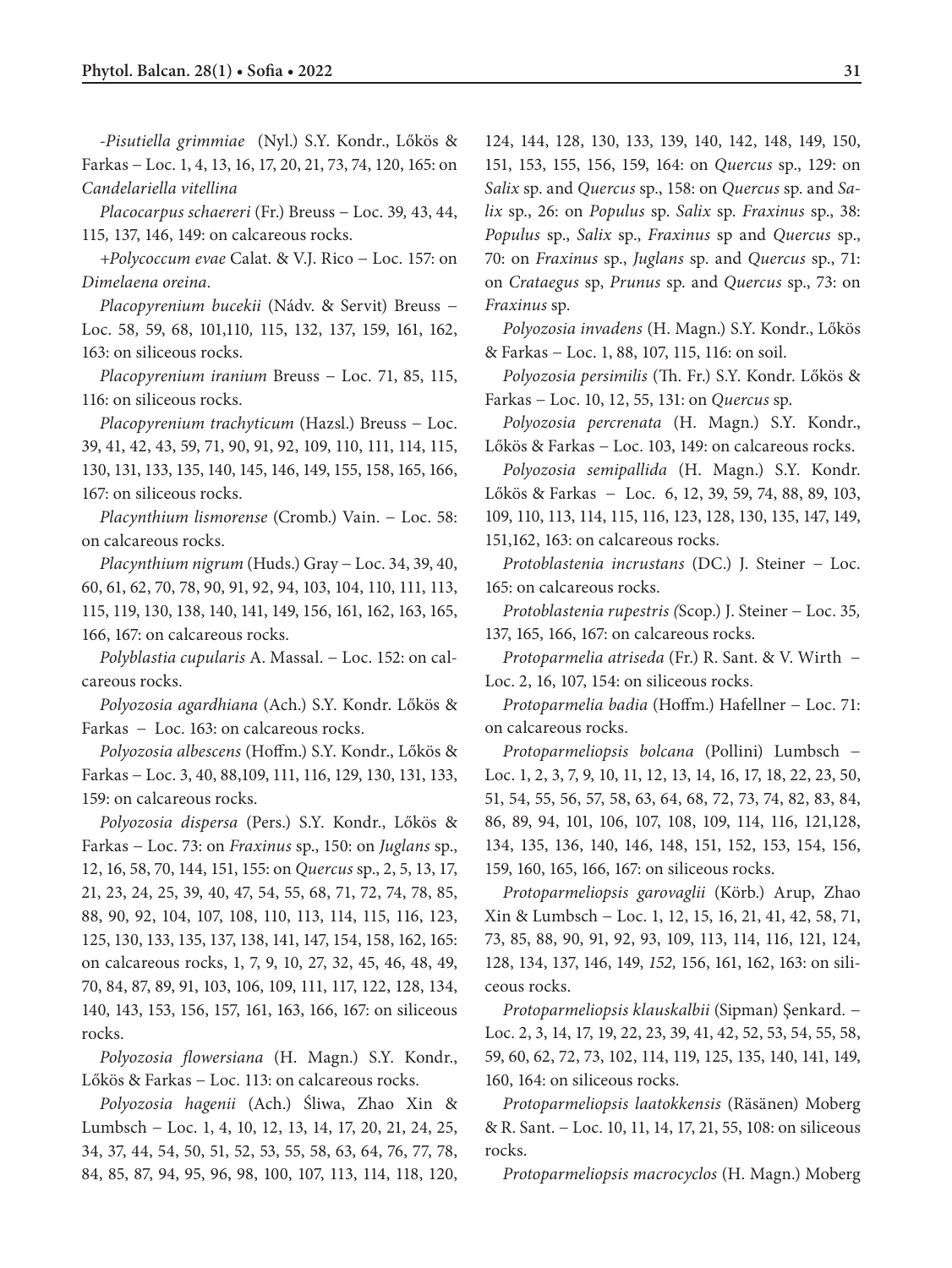-*Pisutiella grimmiae* (Nyl.) S.Y. Kondr., Lőkös & Farkas – Loc. 1, 4, 13, 16, 17, 20, 21, 73, 74, 120, 165: on *Candelariella vitellina*

*Placocarpus schaereri* (Fr.) Breuss – Loc. 39*,* 43, 44, 115*,* 137, 146, 149: on calcareous rocks.

+*Polycoccum evae* Calat. & V.J. Rico – Loc. 157: on *Dimelaena oreina*.

*Placopyrenium bucekii* (Nádv. & Servit) Breuss – Loc. 58*,* 59, 68, 101,110*,* 115, 132, 137, 159, 161, 162, 163: on siliceous rocks.

*Placopyrenium iranium* Breuss – Loc. 71, 85, 115, 116: on siliceous rocks.

*Placopyrenium trachyticum* (Hazsl.) Breuss – Loc. 39, 41, 42, 43, 59, 71, 90, 91, 92, 109, 110, 111, 114, 115, 130, 131, 133, 135, 140, 145, 146, 149, 155, 158, 165, 166, 167: on siliceous rocks.

*Placynthium lismorense* (Cromb.) Vain. – Loc. 58: on calcareous rocks.

*Placynthium nigrum* (Huds.) Gray – Loc. 34, 39, 40, 60, 61, 62, 70, 78, 90, 91, 92, 94, 103, 104, 110, 111, 113, 115, 119, 130, 138, 140, 141, 149, 156, 161, 162, 163, 165, 166, 167: on calcareous rocks.

*Polyblastia cupularis* A. Massal. – Loc. 152: on calcareous rocks.

*Polyozosia agardhiana* (Ach.) S.Y. Kondr. Lőkös & Farkas – Loc. 163: on calcareous rocks.

*Polyozosia albescens* (Hoffm.) S.Y. Kondr., Lőkös & Farkas – Loc. 3, 40, 88,109, 111, 116, 129, 130, 131, 133, 159: on calcareous rocks.

*Polyozosia dispersa* (Pers.) S.Y. Kondr., Lőkös & Farkas – Loc. 73: on *Fraxinus* sp., 150: on *Juglans* sp., 12, 16, 58, 70, 144, 151, 155: on *Quercus* sp., 2, 5, 13, 17, 21, 23, 24, 25, 39, 40, 47, 54, 55, 68, 71, 72, 74, 78, 85, 88, 90, 92, 104, 107, 108, 110, 113, 114, 115, 116, 123, 125, 130, 133, 135, 137, 138, 141, 147, 154, 158, 162, 165: on calcareous rocks, 1, 7, 9, 10, 27, 32, 45, 46, 48, 49, 70, 84, 87, 89, 91, 103, 106, 109, 111, 117, 122, 128, 134, 140, 143, 153, 156, 157, 161, 163, 166, 167: on siliceous rocks.

*Polyozosia flowersiana* (H. Magn.) S.Y. Kondr., Lőkös & Farkas – Loc. 113: on calcareous rocks.

*Polyozosia hagenii* (Ach.) Śliwa, Zhao Xin & Lumbsch – Loc. 1, 4, 10, 12, 13, 14, 17, 20, 21, 24, 25, 34, 37, 44, 54, 50, 51, 52, 53, 55, 58, 63, 64, 76, 77, 78, 84, 85, 87, 94, 95, 96, 98, 100, 107, 113, 114, 118, 120, 124, 144, 128, 130, 133, 139, 140, 142, 148, 149, 150, 151, 153, 155, 156, 159, 164: on *Quercus* sp., 129: on *Salix* sp. and *Quercus* sp., 158: on *Quercus* sp. and *Salix* sp., 26: on *Populus* sp. *Salix* sp. *Fraxinus* sp., 38: *Populus* sp., *Salix* sp., *Fraxinus* sp and *Quercus* sp., 70: on *Fraxinus* sp., *Juglans* sp. and *Quercus* sp., 71: on *Crataegus* sp, *Prunus* sp. and *Quercus* sp., 73: on *Fraxinus* sp.

*Polyozosia invadens* (H. Magn.) S.Y. Kondr., Lőkös & Farkas – Loc. 1, 88, 107, 115, 116: on soil.

*Polyozosia persimilis* (Th. Fr.) S.Y. Kondr. Lőkös & Farkas – Loc. 10, 12, 55, 131: on *Quercus* sp.

*Polyozosia percrenata* (H. Magn.) S.Y. Kondr., Lőkös & Farkas – Loc. 103, 149: on calcareous rocks.

*Polyozosia semipallida* (H. Magn.) S.Y. Kondr. Lőkös & Farkas – Loc. 6, 12, 39, 59, 74, 88, 89, 103, 109, 110, 113, 114, 115, 116, 123, 128, 130, 135, 147, 149, 151,162, 163: on calcareous rocks.

*Protoblastenia incrustans* (DC.) J. Steiner – Loc. 165: on calcareous rocks.

*Protoblastenia rupestris (*Scop.) J. Steiner – Loc. 35*,* 137, 165, 166, 167: on calcareous rocks.

*Protoparmelia atriseda* (Fr.) R. Sant. & V. Wirth – Loc. 2, 16, 107, 154: on siliceous rocks.

*Protoparmelia badia* (Hoffm.) Hafellner – Loc. 71: on calcareous rocks.

*Protoparmeliopsis bolcana* (Pollini) Lumbsch – Loc. 1, 2, 3, 7, 9, 10, 11, 12, 13, 14, 16, 17, 18, 22, 23, 50, 51, 54, 55, 56, 57, 58, 63, 64, 68, 72, 73, 74, 82, 83, 84, 86, 89, 94, 101, 106, 107, 108, 109, 114, 116, 121,128, 134, 135, 136, 140, 146, 148, 151, 152, 153, 154, 156, 159, 160, 165, 166, 167: on siliceous rocks.

*Protoparmeliopsis garovaglii* (Körb.) Arup, Zhao Xin & Lumbsch – Loc. 1, 12, 15, 16, 21, 41, 42, 58, 71, 73, 85, 88, 90, 91, 92, 93, 109, 113, 114, 116, 121, 124, 128, 134, 137, 146, 149, *152,* 156, 161, 162, 163: on siliceous rocks.

*Protoparmeliopsis klauskalbii* (Sipman) Şenkard. – Loc. 2, 3, 14, 17, 19, 22, 23, 39, 41, 42, 52, 53, 54, 55, 58, 59, 60, 62, 72, 73, 102, 114, 119, 125, 135, 140, 141, 149, 160, 164: on siliceous rocks.

*Protoparmeliopsis laatokkensis* (Räsänen) Moberg & R. Sant. – Loc. 10, 11, 14, 17, 21, 55, 108: on siliceous rocks.

*Protoparmeliopsis macrocyclos* (H. Magn.) Moberg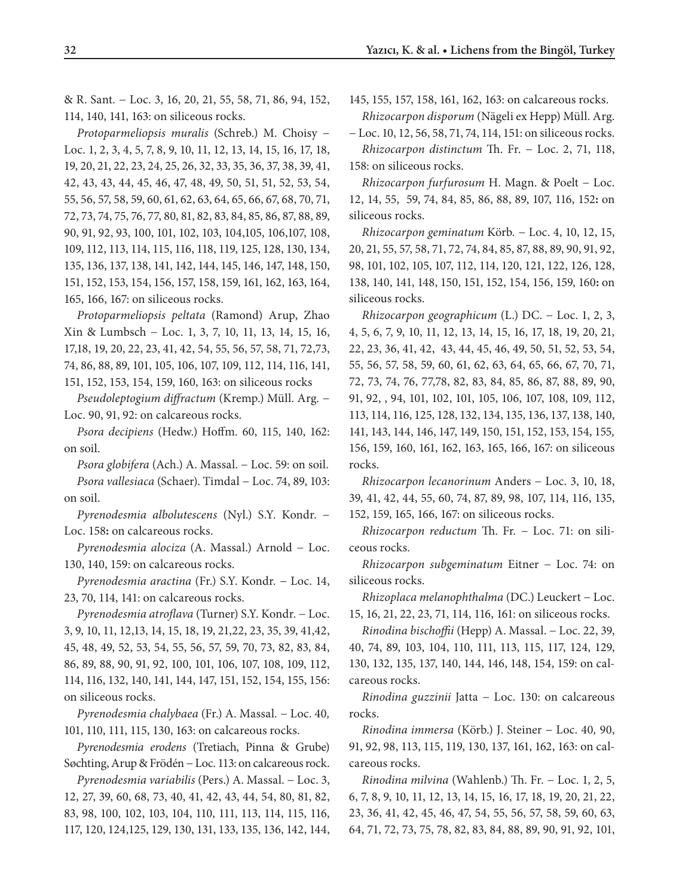& R. Sant. – Loc. 3, 16, 20, 21, 55, 58, 71, 86, 94, 152, 114, 140, 141, 163: on siliceous rocks.

*Protoparmeliopsis muralis* (Schreb.) M. Choisy – Loc. 1, 2, 3, 4, 5, 7, 8, 9, 10, 11, 12, 13, 14, 15, 16, 17, 18, 19, 20, 21, 22, 23, 24, 25, 26, 32, 33, 35, 36, 37, 38, 39, 41, 42, 43, 43, 44, 45, 46, 47, 48, 49, 50, 51, 51, 52, 53, 54, 55, 56, 57, 58, 59, 60, 61, 62, 63, 64, 65, 66, 67, 68, 70, 71, 72, 73, 74, 75, 76, 77, 80, 81, 82, 83, 84, 85, 86, 87, 88, 89, 90, 91, 92, 93, 100, 101, 102, 103, 104,105, 106,107, 108, 109, 112, 113, 114, 115, 116, 118, 119, 125, 128, 130, 134, 135, 136, 137, 138, 141, 142, 144, 145, 146, 147, 148, 150, 151, 152, 153, 154, 156, 157, 158, 159, 161, 162, 163, 164, 165, 166, 167: on siliceous rocks.

*Protoparmeliopsis peltata* (Ramond) Arup, Zhao Xin & Lumbsch – Loc. 1, 3, 7, 10, 11, 13, 14, 15, 16, 17,18, 19, 20, 22, 23, 41, 42, 54, 55, 56, 57, 58, 71, 72,73, 74, 86, 88, 89, 101, 105, 106, 107, 109, 112, 114, 116, 141, 151, 152, 153, 154, 159, 160, 163: on siliceous rocks

*Pseudoleptogium diffractum* (Kremp.) Müll. Arg. – Loc. 90, 91, 92: on calcareous rocks.

*Psora decipiens* (Hedw.) Hoffm. 60, 115, 140, 162: on soil.

*Psora globifera* (Ach.) A. Massal. – Loc. 59: on soil.

*Psora vallesiaca* (Schaer). Timdal – Loc. 74, 89, 103: on soil.

*Pyrenodesmia albolutescens* (Nyl.) S.Y. Kondr. – Loc. 158: on calcareous rocks.

*Pyrenodesmia alociza* (A. Massal.) Arnold – Loc. 130, 140, 159: on calcareous rocks.

*Pyrenodesmia aractina* (Fr.) S.Y. Kondr. – Loc. 14, 23, 70, 114, 141: on calcareous rocks.

*Pyrenodesmia atroflava* (Turner) S.Y. Kondr. – Loc. 3, 9, 10, 11, 12,13, 14, 15, 18, 19, 21,22, 23, 35, 39, 41,42, 45, 48, 49, 52, 53, 54, 55, 56, 57, 59, 70, 73, 82, 83, 84, 86, 89, 88, 90, 91, 92, 100, 101, 106, 107, 108, 109, 112, 114, 116, 132, 140, 141, 144, 147, 151, 152, 154, 155, 156: on siliceous rocks.

*Pyrenodesmia chalybaea* (Fr.) A. Massal. – Loc. 40, 101, 110, 111, 115, 130, 163: on calcareous rocks.

*Pyrenodesmia erodens* (Tretiach, Pinna & Grube) Søchting, Arup & Frödén – Loc. 113: on calcareous rock.

*Pyrenodesmia variabilis* (Pers.) A. Massal. – Loc. 3, 12, 27, 39, 60, 68, 73, 40, 41, 42, 43, 44, 54, 80, 81, 82, 83, 98, 100, 102, 103, 104, 110, 111, 113, 114, 115, 116, 117, 120, 124,125, 129, 130, 131, 133, 135, 136, 142, 144, 145, 155, 157, 158, 161, 162, 163: on calcareous rocks.

*Rhizocarpon disporum* (Nägeli ex Hepp) Müll. Arg. – Loc. 10, 12, 56, 58, 71, 74, 114, 151: on siliceous rocks.

*Rhizocarpon distinctum* Th. Fr. – Loc. 2, 71, 118, 158: on siliceous rocks.

*Rhizocarpon furfurosum* H. Magn. & Poelt – Loc. 12, 14, 55, 59, 74, 84, 85, 86, 88, 89, 107, 116, 152: on siliceous rocks.

*Rhizocarpon geminatum* Körb. – Loc. 4, 10, 12, 15, 20, 21, 55, 57, 58, 71, 72, 74, 84, 85, 87, 88, 89, 90, 91, 92, 98, 101, 102, 105, 107, 112, 114, 120, 121, 122, 126, 128, 138, 140, 141, 148, 150, 151, 152, 154, 156, 159, 160: on siliceous rocks.

*Rhizocarpon geographicum* (L.) DC. – Loc. 1, 2, 3, 4, 5, 6, 7, 9, 10, 11, 12, 13, 14, 15, 16, 17, 18, 19, 20, 21, 22, 23, 36, 41, 42, 43, 44, 45, 46, 49, 50, 51, 52, 53, 54, 55, 56, 57, 58, 59, 60, 61, 62, 63, 64, 65, 66, 67, 70, 71, 72, 73, 74, 76, 77,78, 82, 83, 84, 85, 86, 87, 88, 89, 90, 91, 92, , 94, 101, 102, 101, 105, 106, 107, 108, 109, 112, 113, 114, 116, 125, 128, 132, 134, 135, 136, 137, 138, 140, 141, 143, 144, 146, 147, 149, 150, 151, 152, 153, 154, 155, 156, 159, 160, 161, 162, 163, 165, 166, 167: on siliceous rocks.

*Rhizocarpon lecanorinum* Anders – Loc. 3, 10, 18, 39, 41, 42, 44, 55, 60, 74, 87, 89, 98, 107, 114, 116, 135, 152, 159, 165, 166, 167: on siliceous rocks.

*Rhizocarpon reductum* Th. Fr. – Loc. 71: on siliceous rocks.

*Rhizocarpon subgeminatum* Eitner – Loc. 74: on siliceous rocks.

*Rhizoplaca melanophthalma* (DC.) Leuckert – Loc. 15, 16, 21, 22, 23, 71, 114, 116, 161: on siliceous rocks.

*Rinodina bischoffii* (Hepp) A. Massal. – Loc. 22, 39, 40, 74, 89, 103, 104, 110, 111, 113, 115, 117, 124, 129, 130, 132, 135, 137, 140, 144, 146, 148, 154, 159: on calcareous rocks.

*Rinodina guzzinii* Jatta – Loc. 130: on calcareous rocks.

*Rinodina immersa* (Körb.) J. Steiner – Loc. 40, 90, 91, 92, 98, 113, 115, 119, 130, 137, 161, 162, 163: on calcareous rocks.

*Rinodina milvina* (Wahlenb.) Th. Fr. – Loc. 1, 2, 5, 6, 7, 8, 9, 10, 11, 12, 13, 14, 15, 16, 17, 18, 19, 20, 21, 22, 23, 36, 41, 42, 45, 46, 47, 54, 55, 56, 57, 58, 59, 60, 63, 64, 71, 72, 73, 75, 78, 82, 83, 84, 88, 89, 90, 91, 92, 101,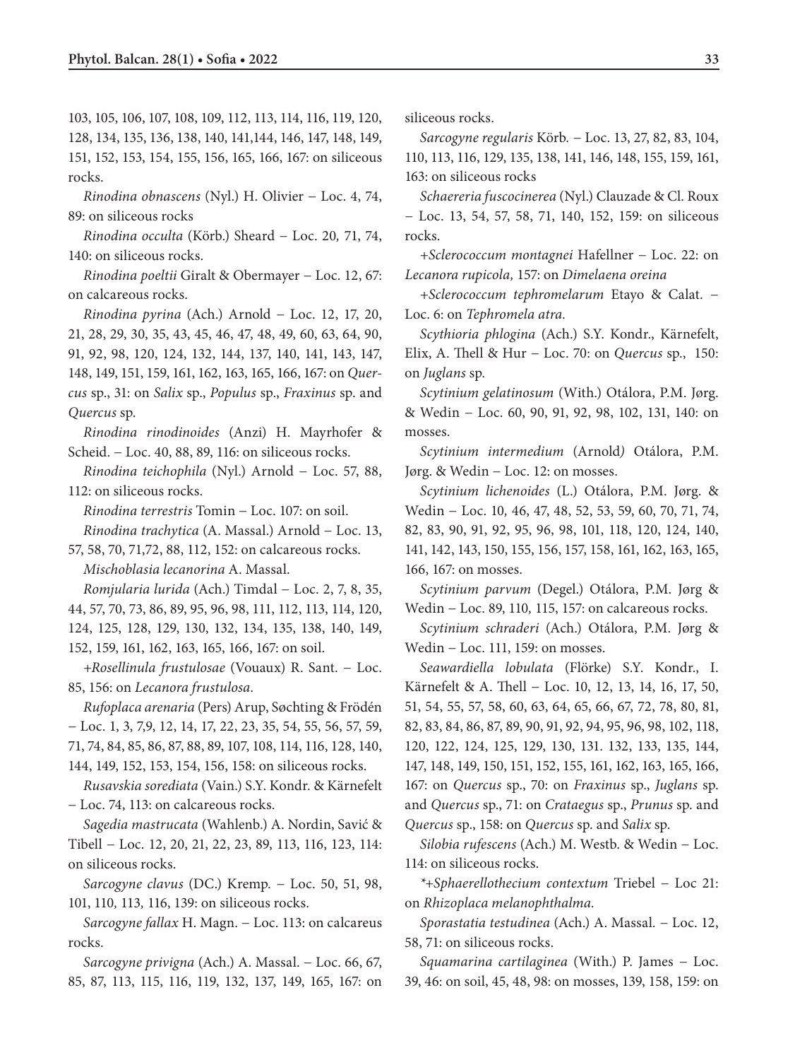103, 105, 106, 107, 108, 109, 112, 113, 114, 116, 119, 120, 128, 134, 135, 136, 138, 140, 141,144, 146, 147, 148, 149, 151, 152, 153, 154, 155, 156, 165, 166, 167: on siliceous rocks.

*Rinodina obnascens* (Nyl.) H. Olivier – Loc. 4, 74, 89: on siliceous rocks

*Rinodina occulta* (Körb.) Sheard – Loc. 20, 71, 74, 140: on siliceous rocks.

*Rinodina poeltii* Giralt & Obermayer – Loc. 12, 67: on calcareous rocks.

*Rinodina pyrina* (Ach.) Arnold – Loc. 12, 17, 20, 21, 28, 29, 30, 35, 43, 45, 46, 47, 48, 49, 60, 63, 64, 90, 91, 92, 98, 120, 124, 132, 144, 137, 140, 141, 143, 147, 148, 149, 151, 159, 161, 162, 163, 165, 166, 167: on *Quercus* sp., 31: on *Salix* sp., *Populus* sp., *Fraxinus* sp. and *Quercus* sp.

*Rinodina rinodinoides* (Anzi) H. Mayrhofer & Scheid. – Loc. 40, 88, 89, 116: on siliceous rocks.

*Rinodina teichophila* (Nyl.) Arnold – Loc. 57, 88, 112: on siliceous rocks.

*Rinodina terrestris* Tomin – Loc. 107: on soil.

*Rinodina trachytica* (A. Massal.) Arnold – Loc. 13, 57, 58, 70, 71,72, 88, 112, 152: on calcareous rocks.

*Mischoblasia lecanorina* A. Massal.

*Romjularia lurida* (Ach.) Timdal – Loc. 2, 7, 8, 35, 44, 57, 70, 73, 86, 89, 95, 96, 98, 111, 112, 113, 114, 120, 124, 125, 128, 129, 130, 132, 134, 135, 138, 140, 149, 152, 159, 161, 162, 163, 165, 166, 167: on soil.

*+Rosellinula frustulosae* (Vouaux) R. Sant. – Loc. 85, 156: on *Lecanora frustulosa.*

*Rufoplaca arenaria* (Pers) Arup, Søchting & Frödén – Loc. 1, 3, 7,9, 12, 14, 17, 22, 23, 35, 54, 55, 56, 57, 59, 71, 74, 84, 85, 86, 87, 88, 89, 107, 108, 114, 116, 128, 140, 144, 149, 152, 153, 154, 156, 158: on siliceous rocks.

*Rusavskia sorediata* (Vain.) S.Y. Kondr. & Kärnefelt – Loc. 74, 113: on calcareous rocks.

*Sagedia mastrucata* (Wahlenb.) A. Nordin, Savić & Tibell – Loc. 12, 20, 21, 22, 23, 89, 113, 116, 123, 114: on siliceous rocks.

*Sarcogyne clavus* (DC.) Kremp. – Loc. 50, 51, 98, 101, 110, 113, 116, 139: on siliceous rocks.

*Sarcogyne fallax* H. Magn. – Loc. 113: on calcareus rocks.

*Sarcogyne privigna* (Ach.) A. Massal. – Loc. 66, 67, 85, 87, 113, 115, 116, 119, 132, 137, 149, 165, 167: on siliceous rocks.

*Sarcogyne regularis* Körb. – Loc. 13, 27, 82, 83, 104, 110, 113, 116, 129, 135, 138, 141, 146, 148, 155, 159, 161, 163: on siliceous rocks

*Schaereria fuscocinerea* (Nyl.) Clauzade & Cl. Roux – Loc. 13, 54, 57, 58, 71, 140, 152, 159: on siliceous rocks.

*+Sclerococcum montagnei* Hafellner – Loc. 22: on *Lecanora rupicola,* 157: on *Dimelaena oreina*

*+Sclerococcum tephromelarum* Etayo & Calat. – Loc. 6: on *Tephromela atra.*

*Scythioria phlogina* (Ach.) S.Y. Kondr., Kärnefelt, Elix, A. Thell & Hur – Loc. 70: on *Quercus* sp., 150: on *Juglans* sp.

*Scytinium gelatinosum* (With.) Otálora, P.M. Jørg. & Wedin – Loc. 60, 90, 91, 92, 98, 102, 131, 140: on mosses.

*Scytinium intermedium* (Arnold) Otálora, P.M. Jørg. & Wedin – Loc. 12: on mosses.

*Scytinium lichenoides* (L.) Otálora, P.M. Jørg. & Wedin – Loc. 10, 46, 47, 48, 52, 53, 59, 60, 70, 71, 74, 82, 83, 90, 91, 92, 95, 96, 98, 101, 118, 120, 124, 140, 141, 142, 143, 150, 155, 156, 157, 158, 161, 162, 163, 165, 166, 167: on mosses.

*Scytinium parvum* (Degel.) Otálora, P.M. Jørg & Wedin – Loc. 89, 110, 115, 157: on calcareous rocks.

*Scytinium schraderi* (Ach.) Otálora, P.M. Jørg & Wedin – Loc. 111, 159: on mosses.

*Seawardiella lobulata* (Flörke) S.Y. Kondr., I. Kärnefelt & A. Thell – Loc. 10, 12, 13, 14, 16, 17, 50, 51, 54, 55, 57, 58, 60, 63, 64, 65, 66, 67, 72, 78, 80, 81, 82, 83, 84, 86, 87, 89, 90, 91, 92, 94, 95, 96, 98, 102, 118, 120, 122, 124, 125, 129, 130, 131. 132, 133, 135, 144, 147, 148, 149, 150, 151, 152, 155, 161, 162, 163, 165, 166, 167: on *Quercus* sp., 70: on *Fraxinus* sp., *Juglans* sp. and *Quercus* sp., 71: on *Crataegus* sp., *Prunus* sp. and *Quercus* sp., 158: on *Quercus* sp. and *Salix* sp.

*Silobia rufescens* (Ach.) M. Westb. & Wedin – Loc. 114: on siliceous rocks.

*\*+Sphaerellothecium contextum* Triebel – Loc 21: on *Rhizoplaca melanophthalma.*

*Sporastatia testudinea* (Ach.) A. Massal. – Loc. 12, 58, 71: on siliceous rocks.

*Squamarina cartilaginea* (With.) P. James – Loc. 39, 46: on soil, 45, 48, 98: on mosses, 139, 158, 159: on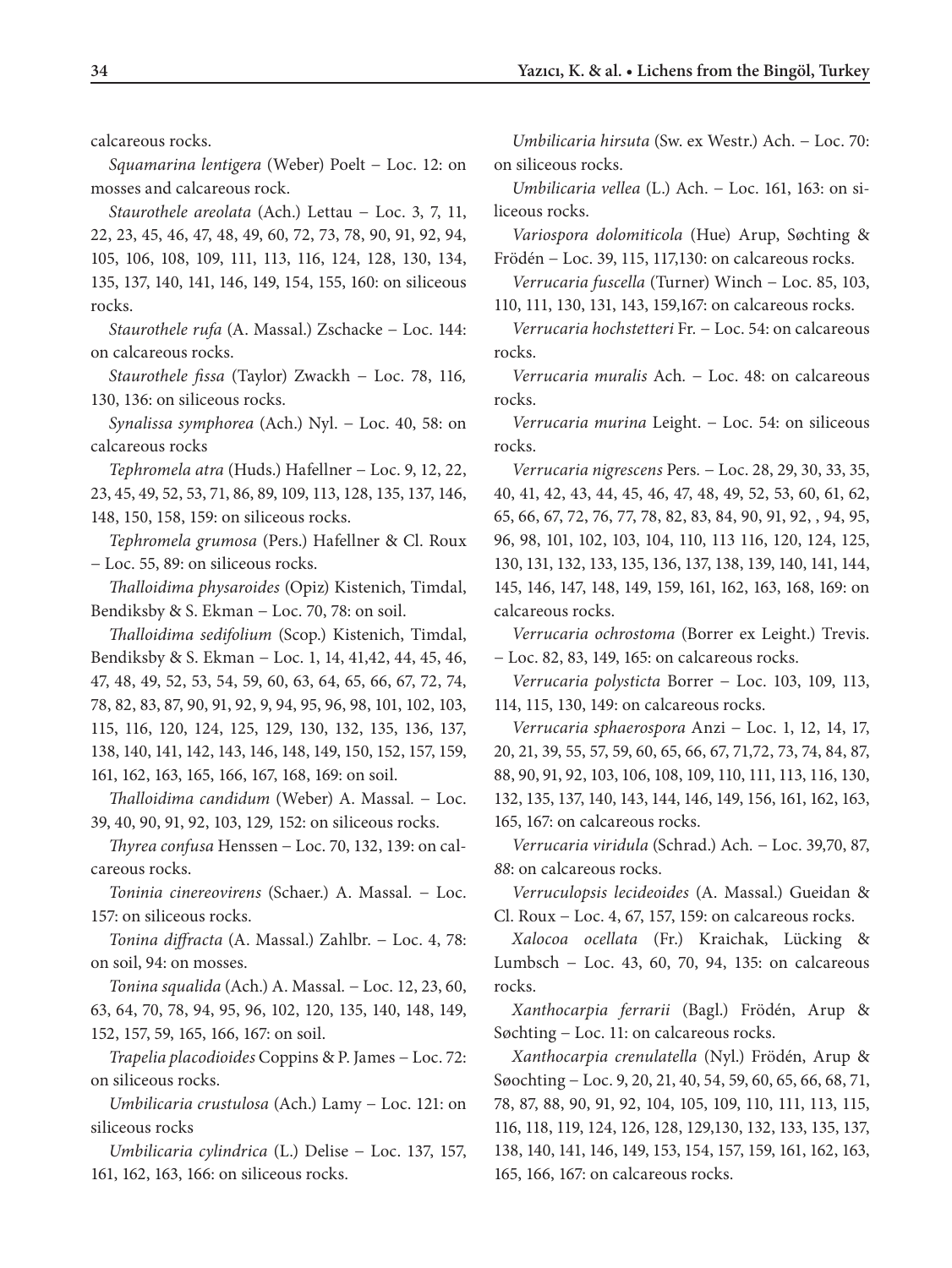calcareous rocks.

*Squamarina lentigera* (Weber) Poelt – Loc. 12: on mosses and calcareous rock.

*Staurothele areolata* (Ach.) Lettau – Loc. 3, 7, 11, 22, 23, 45, 46, 47, 48, 49, 60, 72, 73, 78, 90, 91, 92, 94, 105, 106, 108, 109, 111, 113, 116, 124, 128, 130, 134, 135, 137, 140, 141, 146, 149, 154, 155, 160: on siliceous rocks.

*Staurothele rufa* (A. Massal.) Zschacke – Loc. 144: on calcareous rocks.

*Staurothele fissa* (Taylor) Zwackh – Loc. 78, 116, 130, 136: on siliceous rocks.

*Synalissa symphorea* (Ach.) Nyl. – Loc. 40, 58: on calcareous rocks

*Tephromela atra* (Huds.) Hafellner – Loc. 9, 12, 22, 23, 45, 49, 52, 53, 71, 86, 89, 109, 113, 128, 135, 137, 146, 148, 150, 158, 159: on siliceous rocks.

*Tephromela grumosa* (Pers.) Hafellner & Cl. Roux – Loc. 55, 89: on siliceous rocks.

*Thalloidima physaroides* (Opiz) Kistenich, Timdal, Bendiksby & S. Ekman – Loc. 70, 78: on soil.

*Thalloidima sedifolium* (Scop.) Kistenich, Timdal, Bendiksby & S. Ekman – Loc. 1, 14, 41,42, 44, 45, 46, 47, 48, 49, 52, 53, 54, 59, 60, 63, 64, 65, 66, 67, 72, 74, 78, 82, 83, 87, 90, 91, 92, 9, 94, 95, 96, 98, 101, 102, 103, 115, 116, 120, 124, 125, 129, 130, 132, 135, 136, 137, 138, 140, 141, 142, 143, 146, 148, 149, 150, 152, 157, 159, 161, 162, 163, 165, 166, 167, 168, 169: on soil.

*Thalloidima candidum* (Weber) A. Massal. – Loc. 39, 40, 90, 91, 92, 103, 129, 152: on siliceous rocks.

*Thyrea confusa* Henssen – Loc. 70, 132, 139: on calcareous rocks.

*Toninia cinereovirens* (Schaer.) A. Massal. – Loc. 157: on siliceous rocks.

*Tonina diffracta* (A. Massal.) Zahlbr. – Loc. 4, 78: on soil, 94: on mosses.

*Tonina squalida* (Ach.) A. Massal. – Loc. 12, 23, 60, 63, 64, 70, 78, 94, 95, 96, 102, 120, 135, 140, 148, 149, 152, 157, 59, 165, 166, 167: on soil.

*Trapelia placodioides* Coppins & P. James – Loc. 72: on siliceous rocks.

*Umbilicaria crustulosa* (Ach.) Lamy – Loc. 121: on siliceous rocks

*Umbilicaria cylindrica* (L.) Delise – Loc. 137, 157, 161, 162, 163, 166: on siliceous rocks.

*Umbilicaria hirsuta* (Sw. ex Westr.) Ach. – Loc. 70: on siliceous rocks.

*Umbilicaria vellea* (L.) Ach. – Loc. 161, 163: on siliceous rocks.

*Variospora dolomiticola* (Hue) Arup, Søchting & Frödén – Loc. 39, 115, 117,130: on calcareous rocks.

*Verrucaria fuscella* (Turner) Winch – Loc. 85, 103, 110, 111, 130, 131, 143, 159,167: on calcareous rocks.

*Verrucaria hochstetteri* Fr. – Loc. 54: on calcareous rocks.

*Verrucaria muralis* Ach. – Loc. 48: on calcareous rocks.

*Verrucaria murina* Leight. – Loc. 54: on siliceous rocks.

*Verrucaria nigrescens* Pers. – Loc. 28, 29, 30, 33, 35, 40, 41, 42, 43, 44, 45, 46, 47, 48, 49, 52, 53, 60, 61, 62, 65, 66, 67, 72, 76, 77, 78, 82, 83, 84, 90, 91, 92, , 94, 95, 96, 98, 101, 102, 103, 104, 110, 113 116, 120, 124, 125, 130, 131, 132, 133, 135, 136, 137, 138, 139, 140, 141, 144, 145, 146, 147, 148, 149, 159, 161, 162, 163, 168, 169: on calcareous rocks.

*Verrucaria ochrostoma* (Borrer ex Leight.) Trevis. – Loc. 82, 83, 149, 165: on calcareous rocks.

*Verrucaria polysticta* Borrer – Loc. 103, 109, 113, 114, 115, 130, 149: on calcareous rocks.

*Verrucaria sphaerospora* Anzi – Loc. 1, 12, 14, 17, 20, 21, 39, 55, 57, 59, 60, 65, 66, 67, 71,72, 73, 74, 84, 87, 88, 90, 91, 92, 103, 106, 108, 109, 110, 111, 113, 116, 130, 132, 135, 137, 140, 143, 144, 146, 149, 156, 161, 162, 163, 165, 167: on calcareous rocks.

*Verrucaria viridula* (Schrad.) Ach. – Loc. 39,70, 87, *88*: on calcareous rocks.

*Verruculopsis lecideoides* (A. Massal.) Gueidan & Cl. Roux – Loc. 4, 67, 157, 159: on calcareous rocks.

*Xalocoa ocellata* (Fr.) Kraichak, Lücking & Lumbsch – Loc. 43, 60, 70, 94, 135: on calcareous rocks.

*Xanthocarpia ferrarii* (Bagl.) Frödén, Arup & Søchting – Loc. 11: on calcareous rocks.

*Xanthocarpia crenulatella* (Nyl.) Frödén, Arup & Søochting – Loc. 9, 20, 21, 40, 54, 59, 60, 65, 66, 68, 71, 78, 87, 88, 90, 91, 92, 104, 105, 109, 110, 111, 113, 115, 116, 118, 119, 124, 126, 128, 129,130, 132, 133, 135, 137, 138, 140, 141, 146, 149, 153, 154, 157, 159, 161, 162, 163, 165, 166, 167: on calcareous rocks.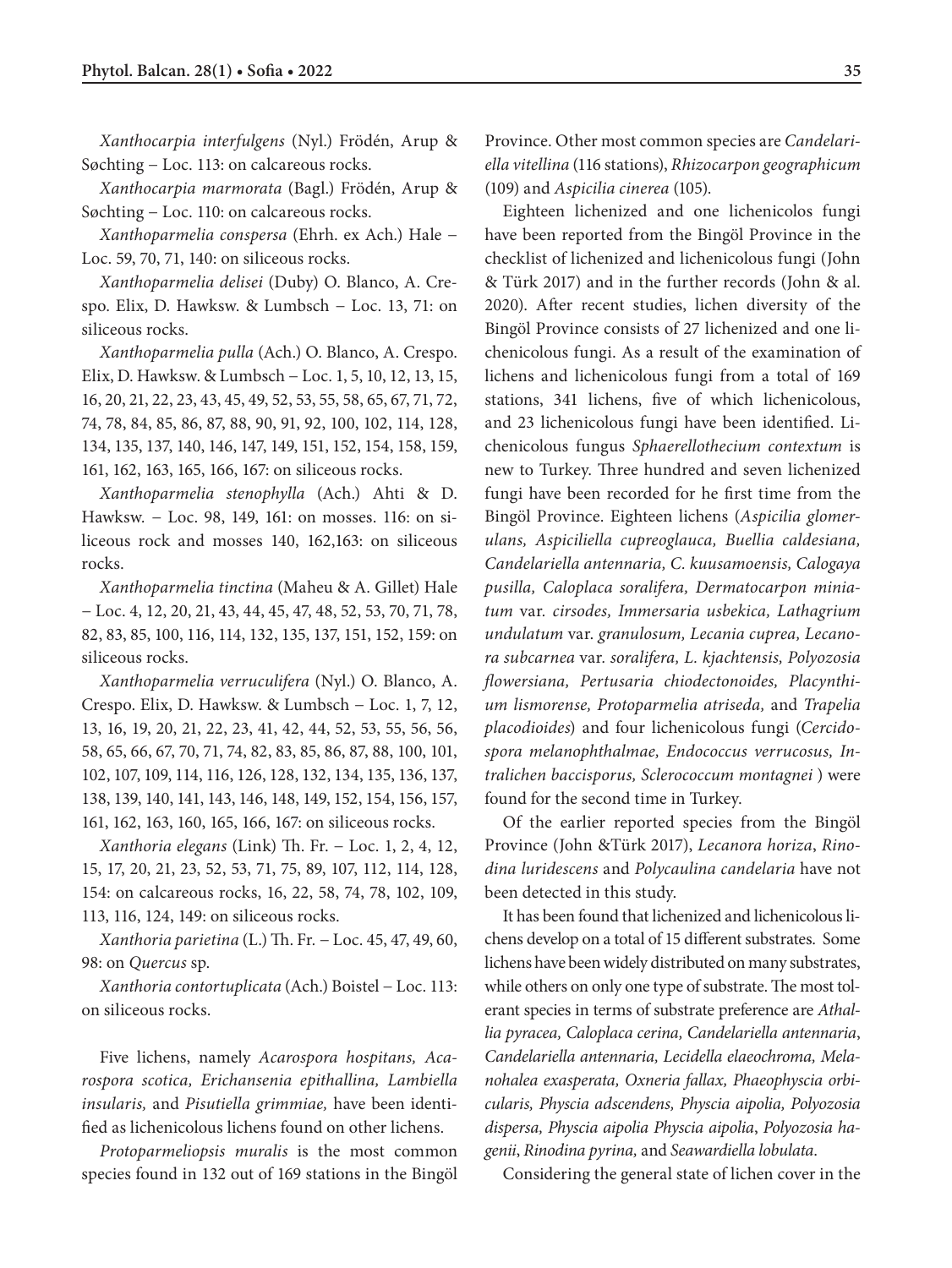*Xanthocarpia interfulgens* (Nyl.) Frödén, Arup & Søchting – Loc. 113: on calcareous rocks.

*Xanthocarpia marmorata* (Bagl.) Frödén, Arup & Søchting – Loc. 110: on calcareous rocks.

*Xanthoparmelia conspersa* (Ehrh. ex Ach.) Hale – Loc. 59, 70, 71, 140: on siliceous rocks.

*Xanthoparmelia delisei* (Duby) O. Blanco, A. Crespo. Elix, D. Hawksw. & Lumbsch – Loc. 13, 71: on siliceous rocks.

*Xanthoparmelia pulla* (Ach.) O. Blanco, A. Crespo. Elix, D. Hawksw. & Lumbsch – Loc. 1, 5, 10, 12, 13, 15, 16, 20, 21, 22, 23, 43, 45, 49, 52, 53, 55, 58, 65, 67, 71, 72, 74, 78, 84, 85, 86, 87, 88, 90, 91, 92, 100, 102, 114, 128, 134, 135, 137, 140, 146, 147, 149, 151, 152, 154, 158, 159, 161, 162, 163, 165, 166, 167: on siliceous rocks.

*Xanthoparmelia stenophylla* (Ach.) Ahti & D. Hawksw. – Loc. 98, 149, 161: on mosses. 116: on siliceous rock and mosses 140, 162,163: on siliceous rocks.

*Xanthoparmelia tinctina* (Maheu & A. Gillet) Hale – Loc. 4, 12, 20, 21, 43, 44, 45, 47, 48, 52, 53, 70, 71, 78, 82, 83, 85, 100, 116, 114, 132, 135, 137, 151, 152, 159: on siliceous rocks.

*Xanthoparmelia verruculifera* (Nyl.) O. Blanco, A. Crespo. Elix, D. Hawksw. & Lumbsch – Loc. 1, 7, 12, 13, 16, 19, 20, 21, 22, 23, 41, 42, 44, 52, 53, 55, 56, 56, 58, 65, 66, 67, 70, 71, 74, 82, 83, 85, 86, 87, 88, 100, 101, 102, 107, 109, 114, 116, 126, 128, 132, 134, 135, 136, 137, 138, 139, 140, 141, 143, 146, 148, 149, 152, 154, 156, 157, 161, 162, 163, 160, 165, 166, 167: on siliceous rocks.

*Xanthoria elegans* (Link) Th. Fr. – Loc. 1, 2, 4, 12, 15, 17, 20, 21, 23, 52, 53, 71, 75, 89, 107, 112, 114, 128, 154: on calcareous rocks, 16, 22, 58, 74, 78, 102, 109, 113, 116, 124, 149: on siliceous rocks.

*Xanthoria parietina* (L.) Th. Fr. – Loc. 45, 47, 49, 60, 98: on *Quercus* sp.

*Xanthoria contortuplicata* (Ach.) Boistel – Loc. 113: on siliceous rocks.

Five lichens, namely *Acarospora hospitans, Acarospora scotica, Erichansenia epithallina, Lambiella insularis,* and *Pisutiella grimmiae,* have been identified as lichenicolous lichens found on other lichens.

*Protoparmeliopsis muralis* is the most common species found in 132 out of 169 stations in the Bingöl Province. Other most common species are *Candelariella vitellina* (116 stations), *Rhizocarpon geographicum* (109) and *Aspicilia cinerea* (105).

Eighteen lichenized and one lichenicolos fungi have been reported from the Bingöl Province in the checklist of lichenized and lichenicolous fungi (John & Türk 2017) and in the further records (John & al. 2020). After recent studies, lichen diversity of the Bingöl Province consists of 27 lichenized and one lichenicolous fungi. As a result of the examination of lichens and lichenicolous fungi from a total of 169 stations, 341 lichens, five of which lichenicolous, and 23 lichenicolous fungi have been identified. Lichenicolous fungus *Sphaerellothecium contextum* is new to Turkey. Three hundred and seven lichenized fungi have been recorded for he first time from the Bingöl Province. Eighteen lichens (*Aspicilia glomerulans, Aspiciliella cupreoglauca, Buellia caldesiana, Candelariella antennaria, C. kuusamoensis, Calogaya pusilla, Caloplaca soralifera, Dermatocarpon miniatum* var. *cirsodes, Immersaria usbekica, Lathagrium undulatum* var. *granulosum, Lecania cuprea, Lecanora subcarnea* var. *soralifera, L. kjachtensis, Polyozosia flowersiana, Pertusaria chiodectonoides, Placynthium lismorense, Protoparmelia atriseda,* and *Trapelia placodioides*) and four lichenicolous fungi (*Cercidospora melanophthalmae, Endococcus verrucosus, Intralichen baccisporus, Sclerococcum montagnei* ) were found for the second time in Turkey.

Of the earlier reported species from the Bingöl Province (John &Türk 2017), *Lecanora horiza*, *Rinodina luridescens* and *Polycaulina candelaria* have not been detected in this study.

It has been found that lichenized and lichenicolous lichens develop on a total of 15 different substrates. Some lichens have been widely distributed on many substrates, while others on only one type of substrate. The most tolerant species in terms of substrate preference are *Athallia pyracea, Caloplaca cerina, Candelariella antennaria*, *Candelariella antennaria, Lecidella elaeochroma, Melanohalea exasperata, Oxneria fallax, Phaeophyscia orbicularis, Physcia adscendens, Physcia aipolia, Polyozosia dispersa, Physcia aipolia Physcia aipolia*, *Polyozosia hagenii*, *Rinodina pyrina,* and *Seawardiella lobulata.*

Considering the general state of lichen cover in the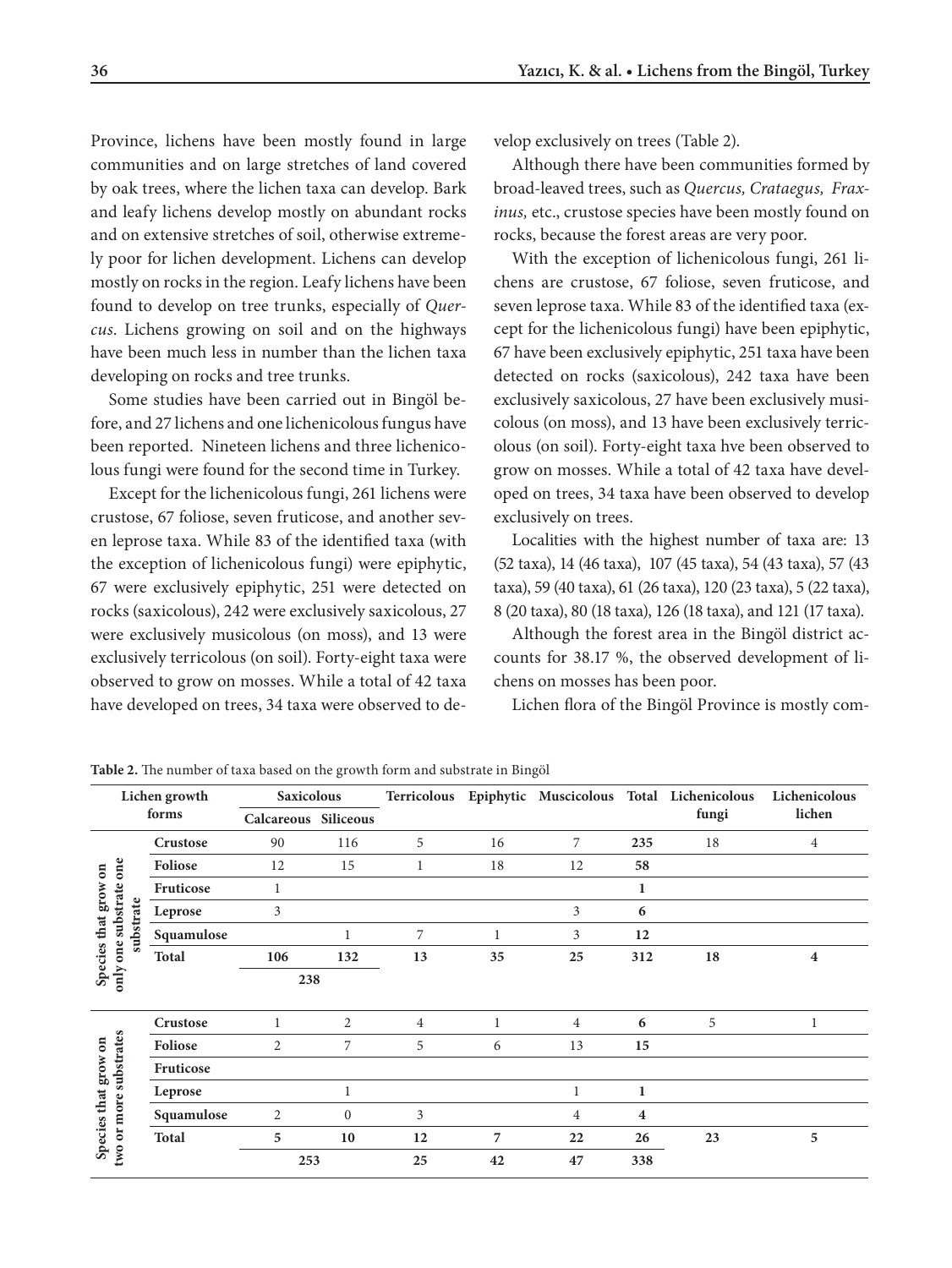Province, lichens have been mostly found in large communities and on large stretches of land covered by oak trees, where the lichen taxa can develop. Bark and leafy lichens develop mostly on abundant rocks and on extensive stretches of soil, otherwise extremely poor for lichen development. Lichens can develop mostly on rocks in the region. Leafy lichens have been found to develop on tree trunks, especially of *Quercus*. Lichens growing on soil and on the highways have been much less in number than the lichen taxa developing on rocks and tree trunks.

Some studies have been carried out in Bingöl before, and 27 lichens and one lichenicolous fungus have been reported. Nineteen lichens and three lichenicolous fungi were found for the second time in Turkey.

Except for the lichenicolous fungi, 261 lichens were crustose, 67 foliose, seven fruticose, and another seven leprose taxa. While 83 of the identified taxa (with the exception of lichenicolous fungi) were epiphytic, 67 were exclusively epiphytic, 251 were detected on rocks (saxicolous), 242 were exclusively saxicolous, 27 were exclusively musicolous (on moss), and 13 were exclusively terricolous (on soil). Forty-eight taxa were observed to grow on mosses. While a total of 42 taxa have developed on trees, 34 taxa were observed to develop exclusively on trees (Table 2).

Although there have been communities formed by broad-leaved trees, such as *Quercus, Crataegus, Fraxinus,* etc., crustose species have been mostly found on rocks, because the forest areas are very poor.

With the exception of lichenicolous fungi, 261 lichens are crustose, 67 foliose, seven fruticose, and seven leprose taxa. While 83 of the identified taxa (except for the lichenicolous fungi) have been epiphytic, 67 have been exclusively epiphytic, 251 taxa have been detected on rocks (saxicolous), 242 taxa have been exclusively saxicolous, 27 have been exclusively musicolous (on moss), and 13 have been exclusively terricolous (on soil). Forty-eight taxa hve been observed to grow on mosses. While a total of 42 taxa have developed on trees, 34 taxa have been observed to develop exclusively on trees.

Localities with the highest number of taxa are: 13 (52 taxa), 14 (46 taxa), 107 (45 taxa), 54 (43 taxa), 57 (43 taxa), 59 (40 taxa), 61 (26 taxa), 120 (23 taxa), 5 (22 taxa), 8 (20 taxa), 80 (18 taxa), 126 (18 taxa), and 121 (17 taxa).

Although the forest area in the Bingöl district accounts for 38.17 %, the observed development of lichens on mosses has been poor.

Lichen flora of the Bingöl Province is mostly com-

**Table 2.** The number of taxa based on the growth form and substrate in Bingöl

| Lichen growth forms | | Saxicolous | | Terricolous | Epiphytic | Muscicolous | Total | Lichenicolous fungi | Lichenicolous lichen |
|---|---|---|---|---|---|---|---|---|---|
| | | Calcareous | Siliceous | | | | | | |
| Species that grow on only one substrate one substrate | **Crustose** | 90 | 116 | 5 | 16 | 7 | **235** | 18 | 4 |
| | **Foliose** | 12 | 15 | 1 | 18 | 12 | **58** | | |
| | **Fruticose** | 1 | | | | | **1** | | |
| | **Leprose** | 3 | | | | 3 | **6** | | |
| | **Squamulose** | | 1 | 7 | 1 | 3 | **12** | | |
| | **Total** | **106** | **132** | **13** | **35** | **25** | **312** | **18** | **4** |
| | | **238** | | | | | | | |
| Species that grow on two or more substrates | **Crustose** | 1 | 2 | 4 | 1 | 4 | **6** | 5 | 1 |
| | **Foliose** | 2 | 7 | 5 | 6 | 13 | **15** | | |
| | **Fruticose** | | | | | | | | |
| | **Leprose** | | 1 | | | 1 | **1** | | |
| | **Squamulose** | 2 | 0 | 3 | | 4 | **4** | | |
| | **Total** | **5** | **10** | **12** | **7** | **22** | **26** | **23** | **5** |
| | | **253** | | **25** | **42** | **47** | **338** | | |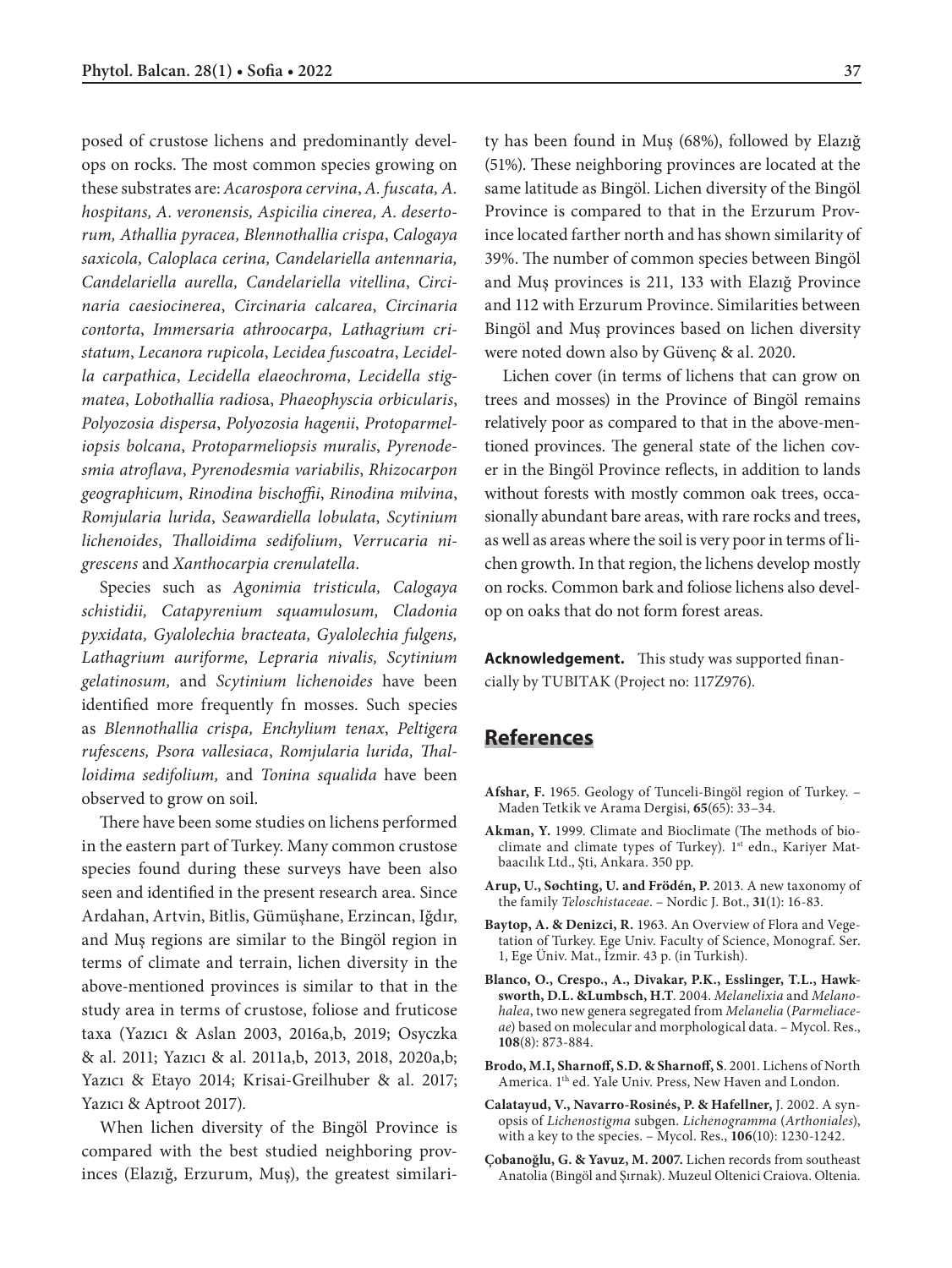posed of crustose lichens and predominantly develops on rocks. The most common species growing on these substrates are: *Acarospora cervina*, *A. fuscata, A. hospitans, A. veronensis, Aspicilia cinerea, A. desertorum, Athallia pyracea, Blennothallia crispa*, *Calogaya saxicola, Caloplaca cerina, Candelariella antennaria, Candelariella aurella, Candelariella vitellina*, *Circinaria caesiocinerea*, *Circinaria calcarea*, *Circinaria contorta*, *Immersaria athroocarpa, Lathagrium cristatum*, *Lecanora rupicola*, *Lecidea fuscoatra*, *Lecidella carpathica*, *Lecidella elaeochroma*, *Lecidella stigmatea*, *Lobothallia radiosa*, *Phaeophyscia orbicularis*, *Polyozosia dispersa*, *Polyozosia hagenii*, *Protoparmeliopsis bolcana*, *Protoparmeliopsis muralis*, *Pyrenodesmia atroflava*, *Pyrenodesmia variabilis*, *Rhizocarpon geographicum*, *Rinodina bischoffii*, *Rinodina milvina*, *Romjularia lurida*, *Seawardiella lobulata*, *Scytinium lichenoides*, *Thalloidima sedifolium*, *Verrucaria nigrescens* and *Xanthocarpia crenulatella*.

Species such as *Agonimia tristicula, Calogaya schistidii, Catapyrenium squamulosum, Cladonia pyxidata, Gyalolechia bracteata, Gyalolechia fulgens, Lathagrium auriforme, Lepraria nivalis, Scytinium gelatinosum,* and *Scytinium lichenoides* have been identified more frequently fn mosses. Such species as *Blennothallia crispa, Enchylium tenax*, *Peltigera rufescens, Psora vallesiaca*, *Romjularia lurida, Thalloidima sedifolium,* and *Tonina squalida* have been observed to grow on soil.

There have been some studies on lichens performed in the eastern part of Turkey. Many common crustose species found during these surveys have been also seen and identified in the present research area. Since Ardahan, Artvin, Bitlis, Gümüşhane, Erzincan, Iğdır, and Muş regions are similar to the Bingöl region in terms of climate and terrain, lichen diversity in the above-mentioned provinces is similar to that in the study area in terms of crustose, foliose and fruticose taxa (Yazıcı & Aslan 2003, 2016a,b, 2019; Osyczka & al. 2011; Yazıcı & al. 2011a,b, 2013, 2018, 2020a,b; Yazıcı & Etayo 2014; Krisai-Greilhuber & al. 2017; Yazıcı & Aptroot 2017).

When lichen diversity of the Bingöl Province is compared with the best studied neighboring provinces (Elazığ, Erzurum, Muş), the greatest similarity has been found in Muş (68%), followed by Elazığ (51%). These neighboring provinces are located at the same latitude as Bingöl. Lichen diversity of the Bingöl Province is compared to that in the Erzurum Province located farther north and has shown similarity of 39%. The number of common species between Bingöl and Muş provinces is 211, 133 with Elazığ Province and 112 with Erzurum Province. Similarities between Bingöl and Muş provinces based on lichen diversity were noted down also by Güvenç & al. 2020.

Lichen cover (in terms of lichens that can grow on trees and mosses) in the Province of Bingöl remains relatively poor as compared to that in the above-mentioned provinces. The general state of the lichen cover in the Bingöl Province reflects, in addition to lands without forests with mostly common oak trees, occasionally abundant bare areas, with rare rocks and trees, as well as areas where the soil is very poor in terms of lichen growth. In that region, the lichens develop mostly on rocks. Common bark and foliose lichens also develop on oaks that do not form forest areas.

**Acknowledgement.** This study was supported financially by TUBITAK (Project no: 117Z976).

## References

**Afshar, F.** 1965. Geology of Tunceli-Bingöl region of Turkey. – Maden Tetkik ve Arama Dergisi, **65**(65): 33–34.

**Akman, Y.** 1999. Climate and Bioclimate (The methods of bioclimate and climate types of Turkey). 1st edn., Kariyer Matbaacılık Ltd., Şti, Ankara. 350 pp.

**Arup, U., Søchting, U. and Frödén, P.** 2013. A new taxonomy of the family *Teloschistaceae*. – Nordic J. Bot., **31**(1): 16-83.

**Baytop, A. & Denizci, R.** 1963. An Overview of Flora and Vegetation of Turkey. Ege Univ. Faculty of Science, Monograf. Ser. 1, Ege Üniv. Mat., İzmir. 43 p. (in Turkish).

**Blanco, O., Crespo., A., Divakar, P.K., Esslinger, T.L., Hawksworth, D.L. &Lumbsch, H.T**. 2004. *Melanelixia* and *Melanohalea*, two new genera segregated from *Melanelia* (*Parmeliaceae*) based on molecular and morphological data. – Mycol. Res., **108**(8): 873-884.

**Brodo, M.I, Sharnoff, S.D. & Sharnoff, S**. 2001. Lichens of North America. 1th ed. Yale Univ. Press, New Haven and London.

**Calatayud, V., Navarro-Rosinés, P. & Hafellner,** J. 2002. A synopsis of *Lichenostigma* subgen. *Lichenogramma* (*Arthoniales*), with a key to the species. – Mycol. Res., **106**(10): 1230-1242.

**Çobanoğlu, G. & Yavuz, M. 2007.** Lichen records from southeast Anatolia (Bingöl and Şırnak). Muzeul Oltenici Craiova. Oltenia.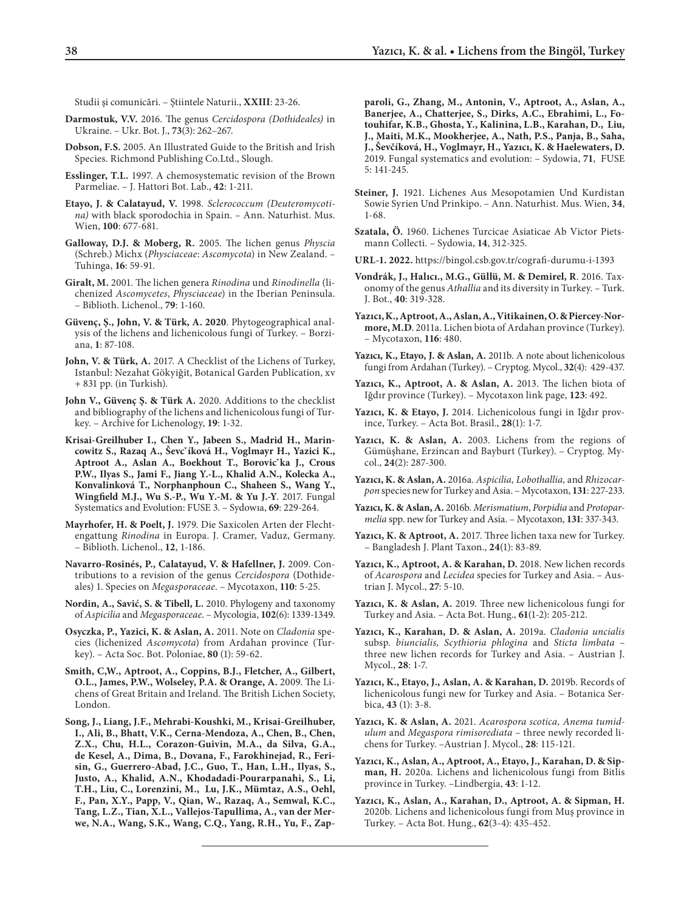Studii şi comunicări. – Ştiintele Naturii., **XXIII**: 23-26.

**Darmostuk, V.V.** 2016. The genus *Cercidospora (Dothideales)* in Ukraine. – Ukr. Bot. J., **73**(3): 262–267.

**Dobson, F.S.** 2005. An Illustrated Guide to the British and Irish Species. Richmond Publishing Co.Ltd., Slough.

**Esslinger, T.L.** 1997. A chemosystematic revision of the Brown Parmeliae. – J. Hattori Bot. Lab., **42**: 1-211.

**Etayo, J. & Calatayud, V.** 1998. *Sclerococcum (Deuteromycotina)* with black sporodochia in Spain. – Ann. Naturhist. Mus. Wien, **100**: 677-681.

**Galloway, D.J. & Moberg, R.** 2005. The lichen genus *Physcia* (Schreb.) Michx (*Physciaceae*: *Ascomycota*) in New Zealand. – Tuhinga, **16**: 59-91.

**Giralt, M.** 2001. The lichen genera *Rinodina* und *Rinodinella* (lichenized *Ascomycetes*, *Physciaceae*) in the Iberian Peninsula. – Biblioth. Lichenol., **79**: 1-160.

**Güvenç, Ş., John, V. & Türk, A. 2020**. Phytogeographical analysis of the lichens and lichenicolous fungi of Turkey. – Borziana, **1**: 87-108.

**John, V. & Türk, A.** 2017. A Checklist of the Lichens of Turkey, Istanbul: Nezahat Gökyiğit, Botanical Garden Publication, xv + 831 pp. (in Turkish).

**John V., Güvenç Ş. & Türk A.** 2020. Additions to the checklist and bibliography of the lichens and lichenicolous fungi of Turkey. – Archive for Lichenology, **19**: 1-32.

**Krisai-Greilhuber I., Chen Y., Jabeen S., Madrid H., Marincowitz S., Razaq A., Ševčíková H., Voglmayr H., Yazici K., Aptroot A., Aslan A., Boekhout T., Borovička J., Crous P.W., Ilyas S., Jami F., Jiang Y.-L., Khalid A.N., Kolecka A., Konvalinková T., Norphanphoun C., Shaheen S., Wang Y., Wingfield M.J., Wu S.-P., Wu Y.-M. & Yu J.-Y**. 2017. Fungal Systematics and Evolution: FUSE 3. – Sydowıa, **69**: 229-264.

**Mayrhofer, H. & Poelt, J.** 1979. Die Saxicolen Arten der Flechtengattung *Rinodina* in Europa. J. Cramer, Vaduz, Germany. – Biblioth. Lichenol., **12**, 1-186.

**Navarro-Rosinés, P., Calatayud, V. & Hafellner, J.** 2009. Contributions to a revision of the genus *Cercidospora* (Dothideales) 1. Species on *Megasporaceae*. – Mycotaxon, **110**: 5-25.

**Nordin, A., Savić, S. & Tibell, L.** 2010. Phylogeny and taxonomy of *Aspicilia* and *Megasporaceae*. – Mycologia, **102**(6): 1339-1349.

**Osyczka, P., Yazici, K. & Aslan, A.** 2011. Note on *Cladonia* species (lichenized *Ascomycota*) from Ardahan province (Turkey). – Acta Soc. Bot. Poloniae, **80** (1): 59-62.

**Smith, C,W., Aptroot, A., Coppins, B.J., Fletcher, A., Gilbert, O.L., James, P.W., Wolseley, P.A. & Orange, A.** 2009. The Lichens of Great Britain and Ireland. The British Lichen Society, London.

**Song, J., Liang, J.F., Mehrabi-Koushki, M., Krisai-Greilhuber, I., Ali, B., Bhatt, V.K., Cerna-Mendoza, A., Chen, B., Chen, Z.X., Chu, H.L., Corazon-Guivin, M.A., da Silva, G.A., de Kesel, A., Dima, B., Dovana, F., Farokhinejad, R., Ferisin, G., Guerrero-Abad, J.C., Guo, T., Han, L.H., Ilyas, S., Justo, A., Khalid, A.N., Khodadadi-Pourarpanahi, S., Li, T.H., Liu, C., Lorenzini, M., Lu, J.K., Mümtaz, A.S., Oehl, F., Pan, X.Y., Papp, V., Qian, W., Razaq, A., Semwal, K.C., Tang, L.Z., Tian, X.L., Vallejos-Tapullima, A., van der Merwe, N.A., Wang, S.K., Wang, C.Q., Yang, R.H., Yu, F., Zapparoli, G., Zhang, M., Antonin, V., Aptroot, A., Aslan, A., Banerjee, A., Chatterjee, S., Dirks, A.C., Ebrahimi, L., Fotouhifar, K.B., Ghosta, Y., Kalinina, L.B., Karahan, D., Liu, J., Maiti, M.K., Mookherjee, A., Nath, P.S., Panja, B., Saha, J., Ševčíková, H., Voglmayr, H., Yazıcı, K. & Haelewaters, D.** 2019. Fungal systematics and evolution: – Sydowia, **71**, FUSE 5: 141-245.

**Steiner, J.** 1921. Lichenes Aus Mesopotamien Und Kurdistan Sowie Syrien Und Prinkipo. – Ann. Naturhist. Mus. Wien, **34**, 1-68.

**Szatala, Ö.** 1960. Lichenes Turcicae Asiaticae Ab Victor Pietsmann Collecti. – Sydowia, **14**, 312-325.

**URL-1. 2022.** https://bingol.csb.gov.tr/cografi-durumu-i-1393

**Vondrák, J., Halıcı., M.G., Güllü, M. & Demirel, R**. 2016. Taxonomy of the genus *Athallia* and its diversity in Turkey. – Turk. J. Bot., **40**: 319-328.

**Yazıcı, K., Aptroot, A., Aslan, A., Vitikainen, O. & Piercey-Normore, M.D**. 2011a. Lichen biota of Ardahan province (Turkey). – Mycotaxon, **116**: 480.

**Yazıcı, K., Etayo, J. & Aslan, A.** 2011b. A note about lichenicolous fungi from Ardahan (Turkey). – Cryptog. Mycol., **32**(4): 429-437.

**Yazıcı, K., Aptroot, A. & Aslan, A.** 2013. The lichen biota of Iğdır province (Turkey). – Mycotaxon link page, **123**: 492.

**Yazıcı, K. & Etayo, J.** 2014. Lichenicolous fungi in Iğdır province, Turkey. – Acta Bot. Brasil., **28**(1): 1-7.

**Yazıcı, K. & Aslan, A.** 2003. Lichens from the regions of Gümüşhane, Erzincan and Bayburt (Turkey). – Cryptog. Mycol., **24**(2): 287-300.

**Yazıcı, K. & Aslan, A.** 2016a. *Aspicilia, Lobothallia,* and *Rhizocarpon* species new for Turkey and Asia. – Mycotaxon, **131**: 227-233.

**Yazıcı, K. & Aslan, A.** 2016b. *Merismatium*, *Porpidia* and *Protoparmelia* spp. new for Turkey and Asia. – Mycotaxon, **131**: 337-343.

**Yazıcı, K. & Aptroot, A.** 2017. Three lichen taxa new for Turkey. – Bangladesh J. Plant Taxon., **24**(1): 83-89.

**Yazıcı, K., Aptroot, A. & Karahan, D.** 2018. New lichen records of *Acarospora* and *Lecidea* species for Turkey and Asia. – Austrian J. Mycol., **27**: 5-10.

**Yazıcı, K. & Aslan, A.** 2019. Three new lichenicolous fungi for Turkey and Asia. – Acta Bot. Hung., **61**(1-2): 205-212.

**Yazıcı, K., Karahan, D. & Aslan, A.** 2019a. *Cladonia uncialis* subsp. *biuncialis, Scythioria phlogina* and *Sticta limbata* – three new lichen records for Turkey and Asia. – Austrian J. Mycol., **28**: 1-7.

**Yazıcı, K., Etayo, J., Aslan, A. & Karahan, D.** 2019b. Records of lichenicolous fungi new for Turkey and Asia. – Botanica Serbica, **43** (1): 3-8.

**Yazıcı, K. & Aslan, A.** 2021. *Acarospora scotica, Anema tumidulum* and *Megaspora rimisorediata* – three newly recorded lichens for Turkey. –Austrian J. Mycol., **28**: 115-121.

**Yazıcı, K., Aslan, A., Aptroot, A., Etayo, J., Karahan, D. & Sipman, H.** 2020a. Lichens and lichenicolous fungi from Bitlis province in Turkey. –Lindbergia, **43**: 1-12.

**Yazıcı, K., Aslan, A., Karahan, D., Aptroot, A. & Sipman, H.** 2020b. Lichens and lichenicolous fungi from Muş province in Turkey. – Acta Bot. Hung., **62**(3-4): 435-452.